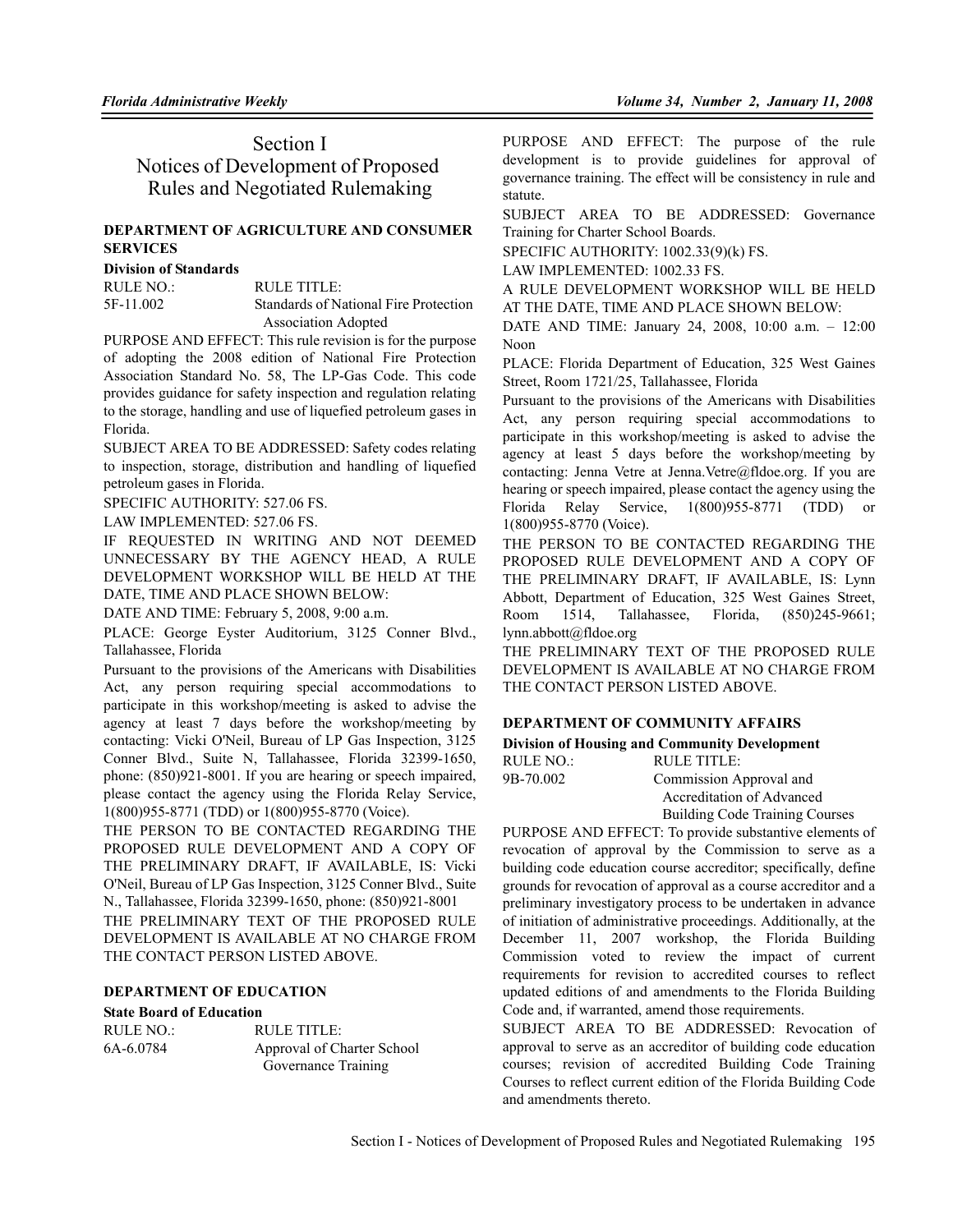# Section I
# Notices of Development of Proposed Rules and Negotiated Rulemaking

## DEPARTMENT OF AGRICULTURE AND CONSUMER SERVICES

### Division of Standards

| RULE NO.: | RULE TITLE: |
|---|---|
| 5F-11.002 | Standards of National Fire Protection Association Adopted |

PURPOSE AND EFFECT: This rule revision is for the purpose of adopting the 2008 edition of National Fire Protection Association Standard No. 58, The LP-Gas Code. This code provides guidance for safety inspection and regulation relating to the storage, handling and use of liquefied petroleum gases in Florida.

SUBJECT AREA TO BE ADDRESSED: Safety codes relating to inspection, storage, distribution and handling of liquefied petroleum gases in Florida.

SPECIFIC AUTHORITY: 527.06 FS.

LAW IMPLEMENTED: 527.06 FS.

IF REQUESTED IN WRITING AND NOT DEEMED UNNECESSARY BY THE AGENCY HEAD, A RULE DEVELOPMENT WORKSHOP WILL BE HELD AT THE DATE, TIME AND PLACE SHOWN BELOW:

DATE AND TIME: February 5, 2008, 9:00 a.m.

PLACE: George Eyster Auditorium, 3125 Conner Blvd., Tallahassee, Florida

Pursuant to the provisions of the Americans with Disabilities Act, any person requiring special accommodations to participate in this workshop/meeting is asked to advise the agency at least 7 days before the workshop/meeting by contacting: Vicki O'Neil, Bureau of LP Gas Inspection, 3125 Conner Blvd., Suite N, Tallahassee, Florida 32399-1650, phone: (850)921-8001. If you are hearing or speech impaired, please contact the agency using the Florida Relay Service, 1(800)955-8771 (TDD) or 1(800)955-8770 (Voice).

THE PERSON TO BE CONTACTED REGARDING THE PROPOSED RULE DEVELOPMENT AND A COPY OF THE PRELIMINARY DRAFT, IF AVAILABLE, IS: Vicki O'Neil, Bureau of LP Gas Inspection, 3125 Conner Blvd., Suite N., Tallahassee, Florida 32399-1650, phone: (850)921-8001

THE PRELIMINARY TEXT OF THE PROPOSED RULE DEVELOPMENT IS AVAILABLE AT NO CHARGE FROM THE CONTACT PERSON LISTED ABOVE.

## DEPARTMENT OF EDUCATION

### State Board of Education

| RULE NO.: | RULE TITLE: |
|---|---|
| 6A-6.0784 | Approval of Charter School Governance Training |

PURPOSE AND EFFECT: The purpose of the rule development is to provide guidelines for approval of governance training. The effect will be consistency in rule and statute.

SUBJECT AREA TO BE ADDRESSED: Governance Training for Charter School Boards.

SPECIFIC AUTHORITY: 1002.33(9)(k) FS.

LAW IMPLEMENTED: 1002.33 FS.

A RULE DEVELOPMENT WORKSHOP WILL BE HELD AT THE DATE, TIME AND PLACE SHOWN BELOW:

DATE AND TIME: January 24, 2008, 10:00 a.m. – 12:00 Noon

PLACE: Florida Department of Education, 325 West Gaines Street, Room 1721/25, Tallahassee, Florida

Pursuant to the provisions of the Americans with Disabilities Act, any person requiring special accommodations to participate in this workshop/meeting is asked to advise the agency at least 5 days before the workshop/meeting by contacting: Jenna Vetre at Jenna.Vetre@fldoe.org. If you are hearing or speech impaired, please contact the agency using the Florida Relay Service, 1(800)955-8771 (TDD) or 1(800)955-8770 (Voice).

THE PERSON TO BE CONTACTED REGARDING THE PROPOSED RULE DEVELOPMENT AND A COPY OF THE PRELIMINARY DRAFT, IF AVAILABLE, IS: Lynn Abbott, Department of Education, 325 West Gaines Street, Room 1514, Tallahassee, Florida, (850)245-9661; lynn.abbott@fldoe.org

THE PRELIMINARY TEXT OF THE PROPOSED RULE DEVELOPMENT IS AVAILABLE AT NO CHARGE FROM THE CONTACT PERSON LISTED ABOVE.

## DEPARTMENT OF COMMUNITY AFFAIRS

### Division of Housing and Community Development

| RULE NO.: | RULE TITLE: |
|---|---|
| 9B-70.002 | Commission Approval and Accreditation of Advanced Building Code Training Courses |

PURPOSE AND EFFECT: To provide substantive elements of revocation of approval by the Commission to serve as a building code education course accreditor; specifically, define grounds for revocation of approval as a course accreditor and a preliminary investigatory process to be undertaken in advance of initiation of administrative proceedings. Additionally, at the December 11, 2007 workshop, the Florida Building Commission voted to review the impact of current requirements for revision to accredited courses to reflect updated editions of and amendments to the Florida Building Code and, if warranted, amend those requirements.

SUBJECT AREA TO BE ADDRESSED: Revocation of approval to serve as an accreditor of building code education courses; revision of accredited Building Code Training Courses to reflect current edition of the Florida Building Code and amendments thereto.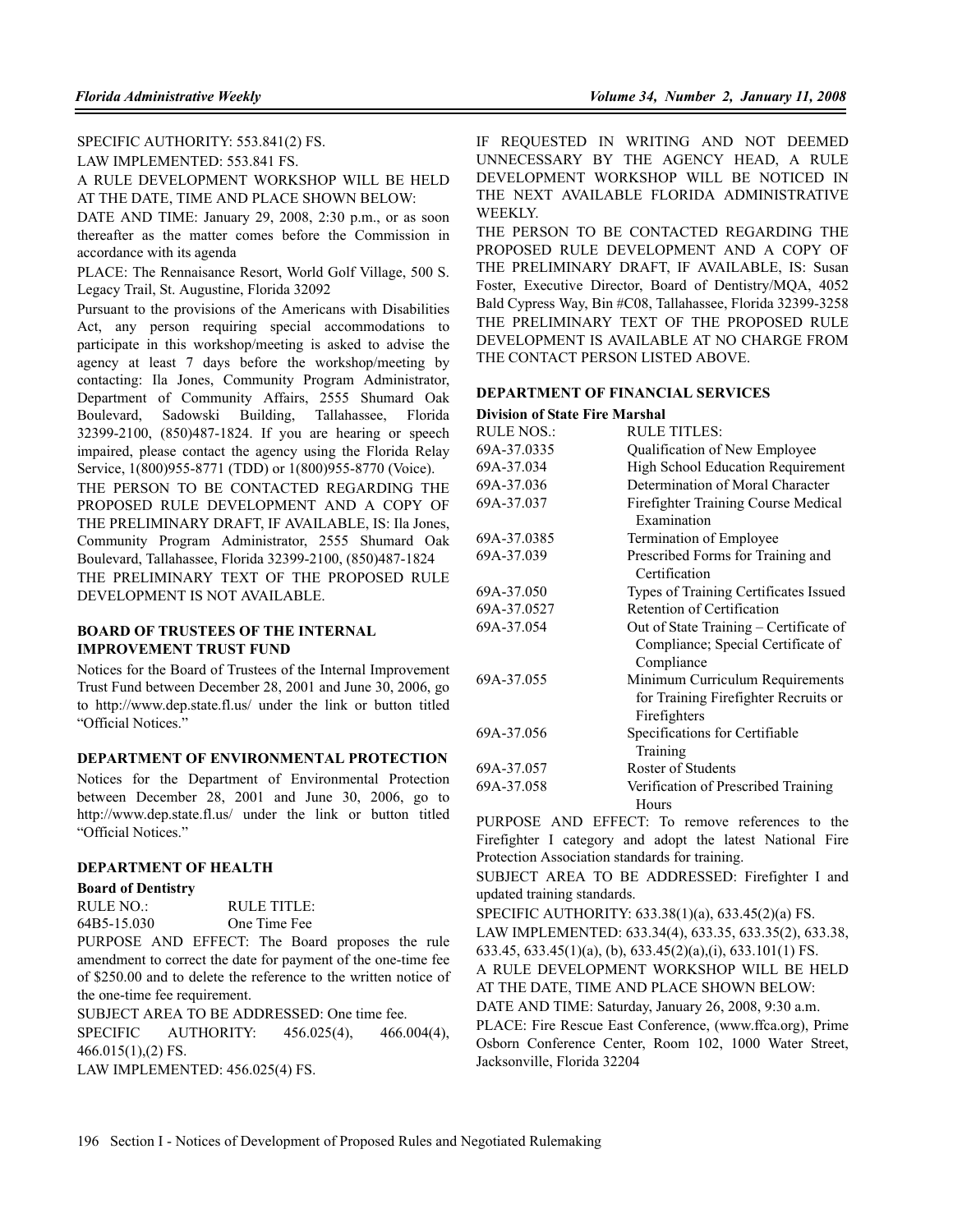SPECIFIC AUTHORITY: 553.841(2) FS.

LAW IMPLEMENTED: 553.841 FS.

A RULE DEVELOPMENT WORKSHOP WILL BE HELD AT THE DATE, TIME AND PLACE SHOWN BELOW:

DATE AND TIME: January 29, 2008, 2:30 p.m., or as soon thereafter as the matter comes before the Commission in accordance with its agenda

PLACE: The Rennaisance Resort, World Golf Village, 500 S. Legacy Trail, St. Augustine, Florida 32092

Pursuant to the provisions of the Americans with Disabilities Act, any person requiring special accommodations to participate in this workshop/meeting is asked to advise the agency at least 7 days before the workshop/meeting by contacting: Ila Jones, Community Program Administrator, Department of Community Affairs, 2555 Shumard Oak Boulevard, Sadowski Building, Tallahassee, Florida 32399-2100, (850)487-1824. If you are hearing or speech impaired, please contact the agency using the Florida Relay Service, 1(800)955-8771 (TDD) or 1(800)955-8770 (Voice).

THE PERSON TO BE CONTACTED REGARDING THE PROPOSED RULE DEVELOPMENT AND A COPY OF THE PRELIMINARY DRAFT, IF AVAILABLE, IS: Ila Jones, Community Program Administrator, 2555 Shumard Oak Boulevard, Tallahassee, Florida 32399-2100, (850)487-1824

THE PRELIMINARY TEXT OF THE PROPOSED RULE DEVELOPMENT IS NOT AVAILABLE.

## BOARD OF TRUSTEES OF THE INTERNAL IMPROVEMENT TRUST FUND

Notices for the Board of Trustees of the Internal Improvement Trust Fund between December 28, 2001 and June 30, 2006, go to http://www.dep.state.fl.us/ under the link or button titled "Official Notices."

## DEPARTMENT OF ENVIRONMENTAL PROTECTION

Notices for the Department of Environmental Protection between December 28, 2001 and June 30, 2006, go to http://www.dep.state.fl.us/ under the link or button titled "Official Notices."

## DEPARTMENT OF HEALTH

### Board of Dentistry

| RULE NO.: | RULE TITLE: |
|---|---|
| 64B5-15.030 | One Time Fee |

PURPOSE AND EFFECT: The Board proposes the rule amendment to correct the date for payment of the one-time fee of $250.00 and to delete the reference to the written notice of the one-time fee requirement.

SUBJECT AREA TO BE ADDRESSED: One time fee.

SPECIFIC AUTHORITY: 456.025(4), 466.004(4), 466.015(1),(2) FS.

LAW IMPLEMENTED: 456.025(4) FS.

IF REQUESTED IN WRITING AND NOT DEEMED UNNECESSARY BY THE AGENCY HEAD, A RULE DEVELOPMENT WORKSHOP WILL BE NOTICED IN THE NEXT AVAILABLE FLORIDA ADMINISTRATIVE WEEKLY.

THE PERSON TO BE CONTACTED REGARDING THE PROPOSED RULE DEVELOPMENT AND A COPY OF THE PRELIMINARY DRAFT, IF AVAILABLE, IS: Susan Foster, Executive Director, Board of Dentistry/MQA, 4052 Bald Cypress Way, Bin #C08, Tallahassee, Florida 32399-3258

THE PRELIMINARY TEXT OF THE PROPOSED RULE DEVELOPMENT IS AVAILABLE AT NO CHARGE FROM THE CONTACT PERSON LISTED ABOVE.

## DEPARTMENT OF FINANCIAL SERVICES

### Division of State Fire Marshal

| RULE NOS.: | RULE TITLES: |
|---|---|
| 69A-37.0335 | Qualification of New Employee |
| 69A-37.034 | High School Education Requirement |
| 69A-37.036 | Determination of Moral Character |
| 69A-37.037 | Firefighter Training Course Medical Examination |
| 69A-37.0385 | Termination of Employee |
| 69A-37.039 | Prescribed Forms for Training and Certification |
| 69A-37.050 | Types of Training Certificates Issued |
| 69A-37.0527 | Retention of Certification |
| 69A-37.054 | Out of State Training – Certificate of Compliance; Special Certificate of Compliance |
| 69A-37.055 | Minimum Curriculum Requirements for Training Firefighter Recruits or Firefighters |
| 69A-37.056 | Specifications for Certifiable Training |
| 69A-37.057 | Roster of Students |
| 69A-37.058 | Verification of Prescribed Training Hours |

PURPOSE AND EFFECT: To remove references to the Firefighter I category and adopt the latest National Fire Protection Association standards for training.

SUBJECT AREA TO BE ADDRESSED: Firefighter I and updated training standards.

SPECIFIC AUTHORITY: 633.38(1)(a), 633.45(2)(a) FS.

LAW IMPLEMENTED: 633.34(4), 633.35, 633.35(2), 633.38, 633.45, 633.45(1)(a), (b), 633.45(2)(a),(i), 633.101(1) FS.

A RULE DEVELOPMENT WORKSHOP WILL BE HELD AT THE DATE, TIME AND PLACE SHOWN BELOW:

DATE AND TIME: Saturday, January 26, 2008, 9:30 a.m.

PLACE: Fire Rescue East Conference, (www.ffca.org), Prime Osborn Conference Center, Room 102, 1000 Water Street, Jacksonville, Florida 32204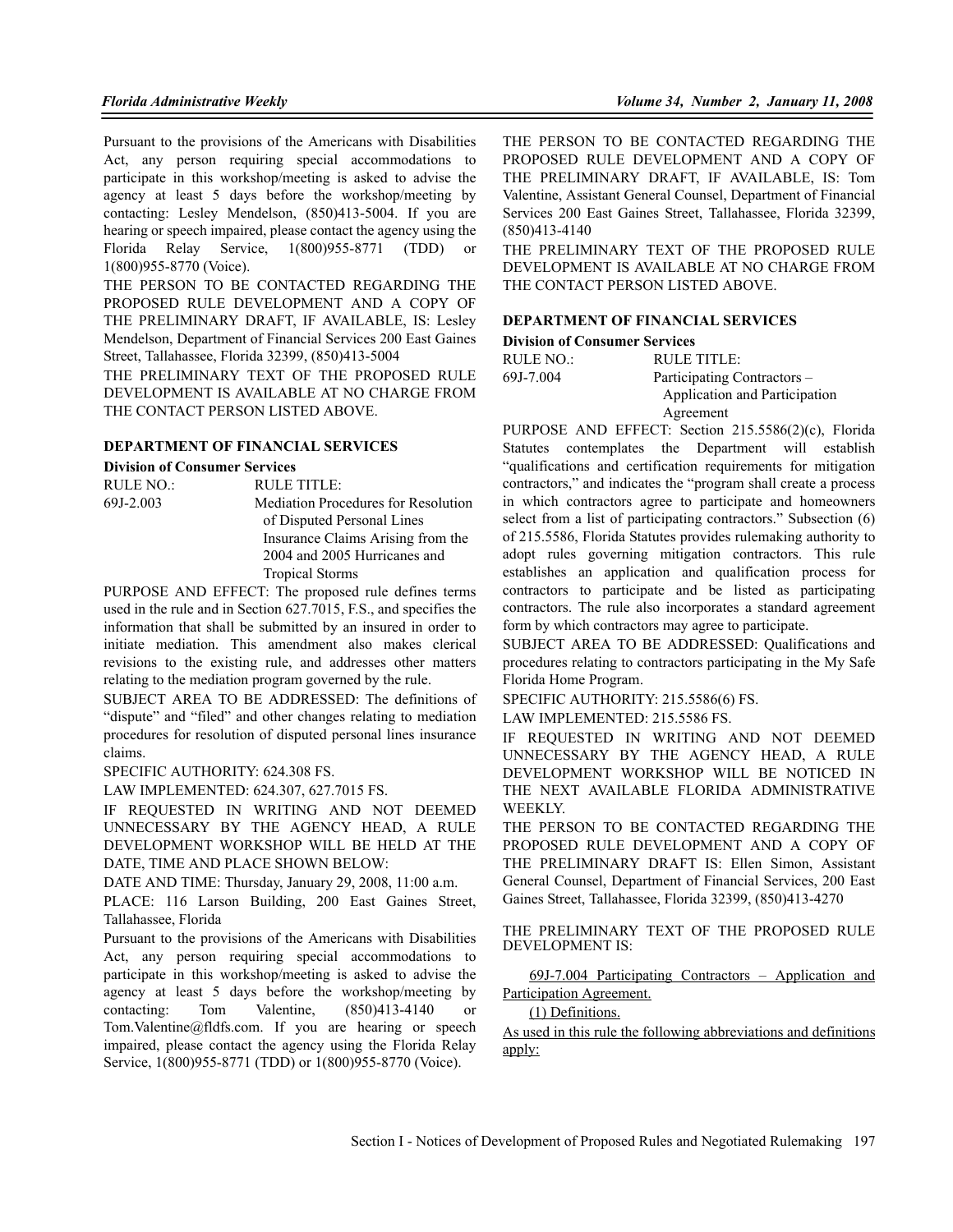Pursuant to the provisions of the Americans with Disabilities Act, any person requiring special accommodations to participate in this workshop/meeting is asked to advise the agency at least 5 days before the workshop/meeting by contacting: Lesley Mendelson, (850)413-5004. If you are hearing or speech impaired, please contact the agency using the Florida Relay Service, 1(800)955-8771 (TDD) or 1(800)955-8770 (Voice).

THE PERSON TO BE CONTACTED REGARDING THE PROPOSED RULE DEVELOPMENT AND A COPY OF THE PRELIMINARY DRAFT, IF AVAILABLE, IS: Lesley Mendelson, Department of Financial Services 200 East Gaines Street, Tallahassee, Florida 32399, (850)413-5004

THE PRELIMINARY TEXT OF THE PROPOSED RULE DEVELOPMENT IS AVAILABLE AT NO CHARGE FROM THE CONTACT PERSON LISTED ABOVE.

### DEPARTMENT OF FINANCIAL SERVICES

**Division of Consumer Services**

| RULE NO.: | RULE TITLE: |
|---|---|
| 69J-2.003 | Mediation Procedures for Resolution of Disputed Personal Lines Insurance Claims Arising from the 2004 and 2005 Hurricanes and Tropical Storms |

PURPOSE AND EFFECT: The proposed rule defines terms used in the rule and in Section 627.7015, F.S., and specifies the information that shall be submitted by an insured in order to initiate mediation. This amendment also makes clerical revisions to the existing rule, and addresses other matters relating to the mediation program governed by the rule.

SUBJECT AREA TO BE ADDRESSED: The definitions of "dispute" and "filed" and other changes relating to mediation procedures for resolution of disputed personal lines insurance claims.

SPECIFIC AUTHORITY: 624.308 FS.

LAW IMPLEMENTED: 624.307, 627.7015 FS.

IF REQUESTED IN WRITING AND NOT DEEMED UNNECESSARY BY THE AGENCY HEAD, A RULE DEVELOPMENT WORKSHOP WILL BE HELD AT THE DATE, TIME AND PLACE SHOWN BELOW:

DATE AND TIME: Thursday, January 29, 2008, 11:00 a.m.

PLACE: 116 Larson Building, 200 East Gaines Street, Tallahassee, Florida

Pursuant to the provisions of the Americans with Disabilities Act, any person requiring special accommodations to participate in this workshop/meeting is asked to advise the agency at least 5 days before the workshop/meeting by contacting: Tom Valentine, (850)413-4140 or Tom.Valentine@fldfs.com. If you are hearing or speech impaired, please contact the agency using the Florida Relay Service, 1(800)955-8771 (TDD) or 1(800)955-8770 (Voice).

THE PERSON TO BE CONTACTED REGARDING THE PROPOSED RULE DEVELOPMENT AND A COPY OF THE PRELIMINARY DRAFT, IF AVAILABLE, IS: Tom Valentine, Assistant General Counsel, Department of Financial Services 200 East Gaines Street, Tallahassee, Florida 32399, (850)413-4140

THE PRELIMINARY TEXT OF THE PROPOSED RULE DEVELOPMENT IS AVAILABLE AT NO CHARGE FROM THE CONTACT PERSON LISTED ABOVE.

### DEPARTMENT OF FINANCIAL SERVICES

**Division of Consumer Services**

| RULE NO.: | RULE TITLE: |
|---|---|
| 69J-7.004 | Participating Contractors – Application and Participation Agreement |

PURPOSE AND EFFECT: Section 215.5586(2)(c), Florida Statutes contemplates the Department will establish "qualifications and certification requirements for mitigation contractors," and indicates the "program shall create a process in which contractors agree to participate and homeowners select from a list of participating contractors." Subsection (6) of 215.5586, Florida Statutes provides rulemaking authority to adopt rules governing mitigation contractors. This rule establishes an application and qualification process for contractors to participate and be listed as participating contractors. The rule also incorporates a standard agreement form by which contractors may agree to participate.

SUBJECT AREA TO BE ADDRESSED: Qualifications and procedures relating to contractors participating in the My Safe Florida Home Program.

SPECIFIC AUTHORITY: 215.5586(6) FS.

LAW IMPLEMENTED: 215.5586 FS.

IF REQUESTED IN WRITING AND NOT DEEMED UNNECESSARY BY THE AGENCY HEAD, A RULE DEVELOPMENT WORKSHOP WILL BE NOTICED IN THE NEXT AVAILABLE FLORIDA ADMINISTRATIVE WEEKLY.

THE PERSON TO BE CONTACTED REGARDING THE PROPOSED RULE DEVELOPMENT AND A COPY OF THE PRELIMINARY DRAFT IS: Ellen Simon, Assistant General Counsel, Department of Financial Services, 200 East Gaines Street, Tallahassee, Florida 32399, (850)413-4270

THE PRELIMINARY TEXT OF THE PROPOSED RULE DEVELOPMENT IS:

69J-7.004 Participating Contractors – Application and Participation Agreement.

(1) Definitions.

As used in this rule the following abbreviations and definitions apply: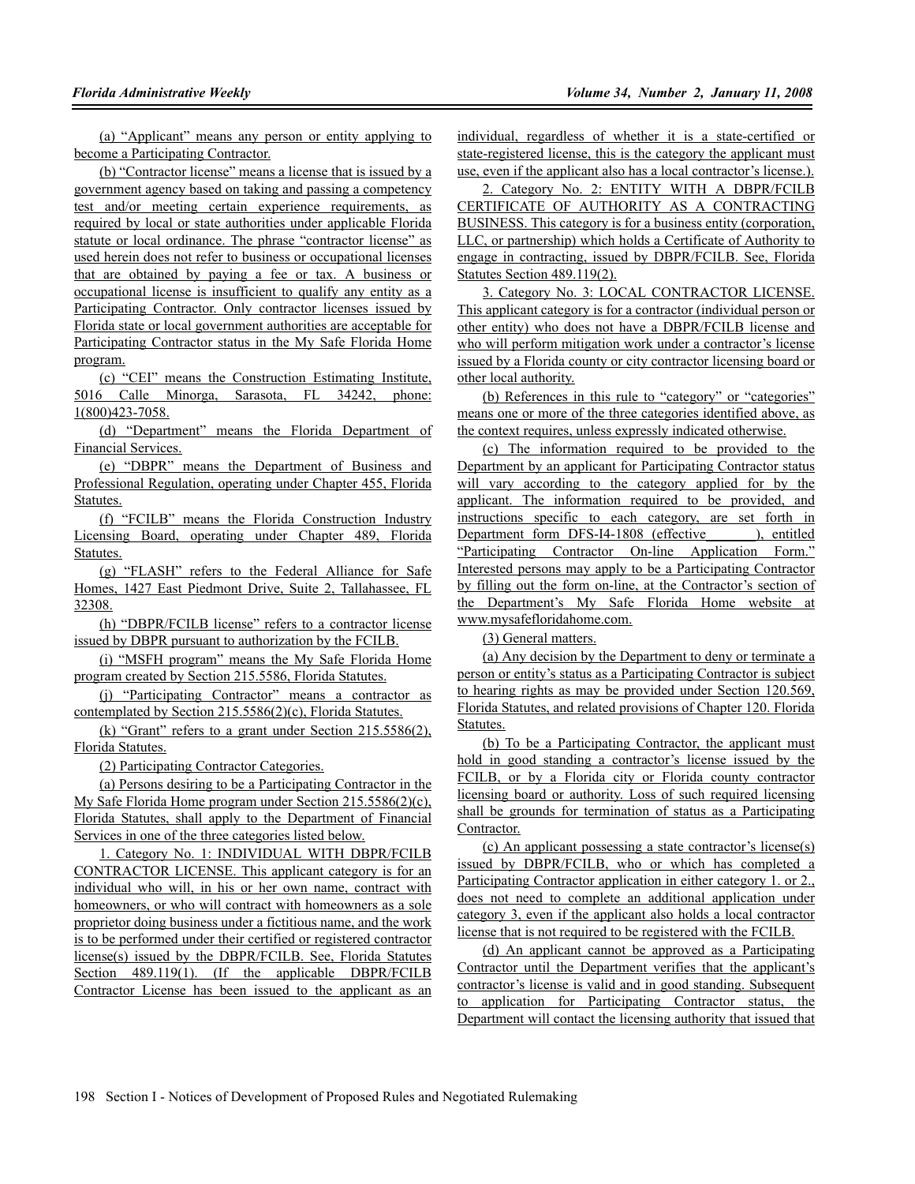(a) "Applicant" means any person or entity applying to become a Participating Contractor.

(b) "Contractor license" means a license that is issued by a government agency based on taking and passing a competency test and/or meeting certain experience requirements, as required by local or state authorities under applicable Florida statute or local ordinance. The phrase "contractor license" as used herein does not refer to business or occupational licenses that are obtained by paying a fee or tax. A business or occupational license is insufficient to qualify any entity as a Participating Contractor. Only contractor licenses issued by Florida state or local government authorities are acceptable for Participating Contractor status in the My Safe Florida Home program.

(c) "CEI" means the Construction Estimating Institute, 5016 Calle Minorga, Sarasota, FL 34242, phone: 1(800)423-7058.

(d) "Department" means the Florida Department of Financial Services.

(e) "DBPR" means the Department of Business and Professional Regulation, operating under Chapter 455, Florida Statutes.

(f) "FCILB" means the Florida Construction Industry Licensing Board, operating under Chapter 489, Florida Statutes.

(g) "FLASH" refers to the Federal Alliance for Safe Homes, 1427 East Piedmont Drive, Suite 2, Tallahassee, FL 32308.

(h) "DBPR/FCILB license" refers to a contractor license issued by DBPR pursuant to authorization by the FCILB.

(i) "MSFH program" means the My Safe Florida Home program created by Section 215.5586, Florida Statutes.

(j) "Participating Contractor" means a contractor as contemplated by Section 215.5586(2)(c), Florida Statutes.

(k) "Grant" refers to a grant under Section 215.5586(2), Florida Statutes.

(2) Participating Contractor Categories.

(a) Persons desiring to be a Participating Contractor in the My Safe Florida Home program under Section 215.5586(2)(c), Florida Statutes, shall apply to the Department of Financial Services in one of the three categories listed below.

1. Category No. 1: INDIVIDUAL WITH DBPR/FCILB CONTRACTOR LICENSE. This applicant category is for an individual who will, in his or her own name, contract with homeowners, or who will contract with homeowners as a sole proprietor doing business under a fictitious name, and the work is to be performed under their certified or registered contractor license(s) issued by the DBPR/FCILB. See, Florida Statutes Section 489.119(1). (If the applicable DBPR/FCILB Contractor License has been issued to the applicant as an individual, regardless of whether it is a state-certified or state-registered license, this is the category the applicant must use, even if the applicant also has a local contractor's license.).

2. Category No. 2: ENTITY WITH A DBPR/FCILB CERTIFICATE OF AUTHORITY AS A CONTRACTING BUSINESS. This category is for a business entity (corporation, LLC, or partnership) which holds a Certificate of Authority to engage in contracting, issued by DBPR/FCILB. See, Florida Statutes Section 489.119(2).

3. Category No. 3: LOCAL CONTRACTOR LICENSE. This applicant category is for a contractor (individual person or other entity) who does not have a DBPR/FCILB license and who will perform mitigation work under a contractor's license issued by a Florida county or city contractor licensing board or other local authority.

(b) References in this rule to "category" or "categories" means one or more of the three categories identified above, as the context requires, unless expressly indicated otherwise.

(c) The information required to be provided to the Department by an applicant for Participating Contractor status will vary according to the category applied for by the applicant. The information required to be provided, and instructions specific to each category, are set forth in Department form DFS-I4-1808 (effective ______), entitled "Participating Contractor On-line Application Form." Interested persons may apply to be a Participating Contractor by filling out the form on-line, at the Contractor's section of the Department's My Safe Florida Home website at www.mysafefloridahome.com.

(3) General matters.

(a) Any decision by the Department to deny or terminate a person or entity's status as a Participating Contractor is subject to hearing rights as may be provided under Section 120.569, Florida Statutes, and related provisions of Chapter 120. Florida Statutes.

(b) To be a Participating Contractor, the applicant must hold in good standing a contractor's license issued by the FCILB, or by a Florida city or Florida county contractor licensing board or authority. Loss of such required licensing shall be grounds for termination of status as a Participating Contractor.

(c) An applicant possessing a state contractor's license(s) issued by DBPR/FCILB, who or which has completed a Participating Contractor application in either category 1. or 2., does not need to complete an additional application under category 3, even if the applicant also holds a local contractor license that is not required to be registered with the FCILB.

(d) An applicant cannot be approved as a Participating Contractor until the Department verifies that the applicant's contractor's license is valid and in good standing. Subsequent to application for Participating Contractor status, the Department will contact the licensing authority that issued that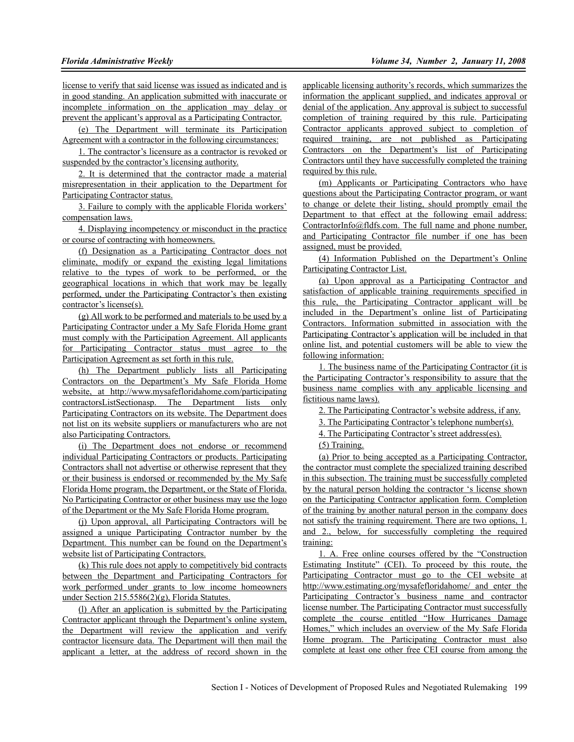license to verify that said license was issued as indicated and is in good standing. An application submitted with inaccurate or incomplete information on the application may delay or prevent the applicant's approval as a Participating Contractor.

(e) The Department will terminate its Participation Agreement with a contractor in the following circumstances:

1. The contractor's licensure as a contractor is revoked or suspended by the contractor's licensing authority.

2. It is determined that the contractor made a material misrepresentation in their application to the Department for Participating Contractor status.

3. Failure to comply with the applicable Florida workers' compensation laws.

4. Displaying incompetency or misconduct in the practice or course of contracting with homeowners.

(f) Designation as a Participating Contractor does not eliminate, modify or expand the existing legal limitations relative to the types of work to be performed, or the geographical locations in which that work may be legally performed, under the Participating Contractor's then existing contractor's license(s).

(g) All work to be performed and materials to be used by a Participating Contractor under a My Safe Florida Home grant must comply with the Participation Agreement. All applicants for Participating Contractor status must agree to the Participation Agreement as set forth in this rule.

(h) The Department publicly lists all Participating Contractors on the Department's My Safe Florida Home website, at http://www.mysafefloridahome.com/participating contractorsListSectionasp. The Department lists only Participating Contractors on its website. The Department does not list on its website suppliers or manufacturers who are not also Participating Contractors.

(i) The Department does not endorse or recommend individual Participating Contractors or products. Participating Contractors shall not advertise or otherwise represent that they or their business is endorsed or recommended by the My Safe Florida Home program, the Department, or the State of Florida. No Participating Contractor or other business may use the logo of the Department or the My Safe Florida Home program.

(j) Upon approval, all Participating Contractors will be assigned a unique Participating Contractor number by the Department. This number can be found on the Department's website list of Participating Contractors.

(k) This rule does not apply to competitively bid contracts between the Department and Participating Contractors for work performed under grants to low income homeowners under Section 215.5586(2)(g), Florida Statutes.

(l) After an application is submitted by the Participating Contractor applicant through the Department's online system, the Department will review the application and verify contractor licensure data. The Department will then mail the applicant a letter, at the address of record shown in the applicable licensing authority's records, which summarizes the information the applicant supplied, and indicates approval or denial of the application. Any approval is subject to successful completion of training required by this rule. Participating Contractor applicants approved subject to completion of required training, are not published as Participating Contractors on the Department's list of Participating Contractors until they have successfully completed the training required by this rule.

(m) Applicants or Participating Contractors who have questions about the Participating Contractor program, or want to change or delete their listing, should promptly email the Department to that effect at the following email address: ContractorInfo@fldfs.com. The full name and phone number, and Participating Contractor file number if one has been assigned, must be provided.

(4) Information Published on the Department's Online Participating Contractor List.

(a) Upon approval as a Participating Contractor and satisfaction of applicable training requirements specified in this rule, the Participating Contractor applicant will be included in the Department's online list of Participating Contractors. Information submitted in association with the Participating Contractor's application will be included in that online list, and potential customers will be able to view the following information:

1. The business name of the Participating Contractor (it is the Participating Contractor's responsibility to assure that the business name complies with any applicable licensing and fictitious name laws).

2. The Participating Contractor's website address, if any.

3. The Participating Contractor's telephone number(s).

4. The Participating Contractor's street address(es).

(5) Training.

(a) Prior to being accepted as a Participating Contractor, the contractor must complete the specialized training described in this subsection. The training must be successfully completed by the natural person holding the contractor 's license shown on the Participating Contractor application form. Completion of the training by another natural person in the company does not satisfy the training requirement. There are two options, 1. and 2., below, for successfully completing the required training:

1. A. Free online courses offered by the "Construction Estimating Institute" (CEI). To proceed by this route, the Participating Contractor must go to the CEI website at http://www.estimating.org/mysafefloridahome/ and enter the Participating Contractor's business name and contractor license number. The Participating Contractor must successfully complete the course entitled "How Hurricanes Damage Homes," which includes an overview of the My Safe Florida Home program. The Participating Contractor must also complete at least one other free CEI course from among the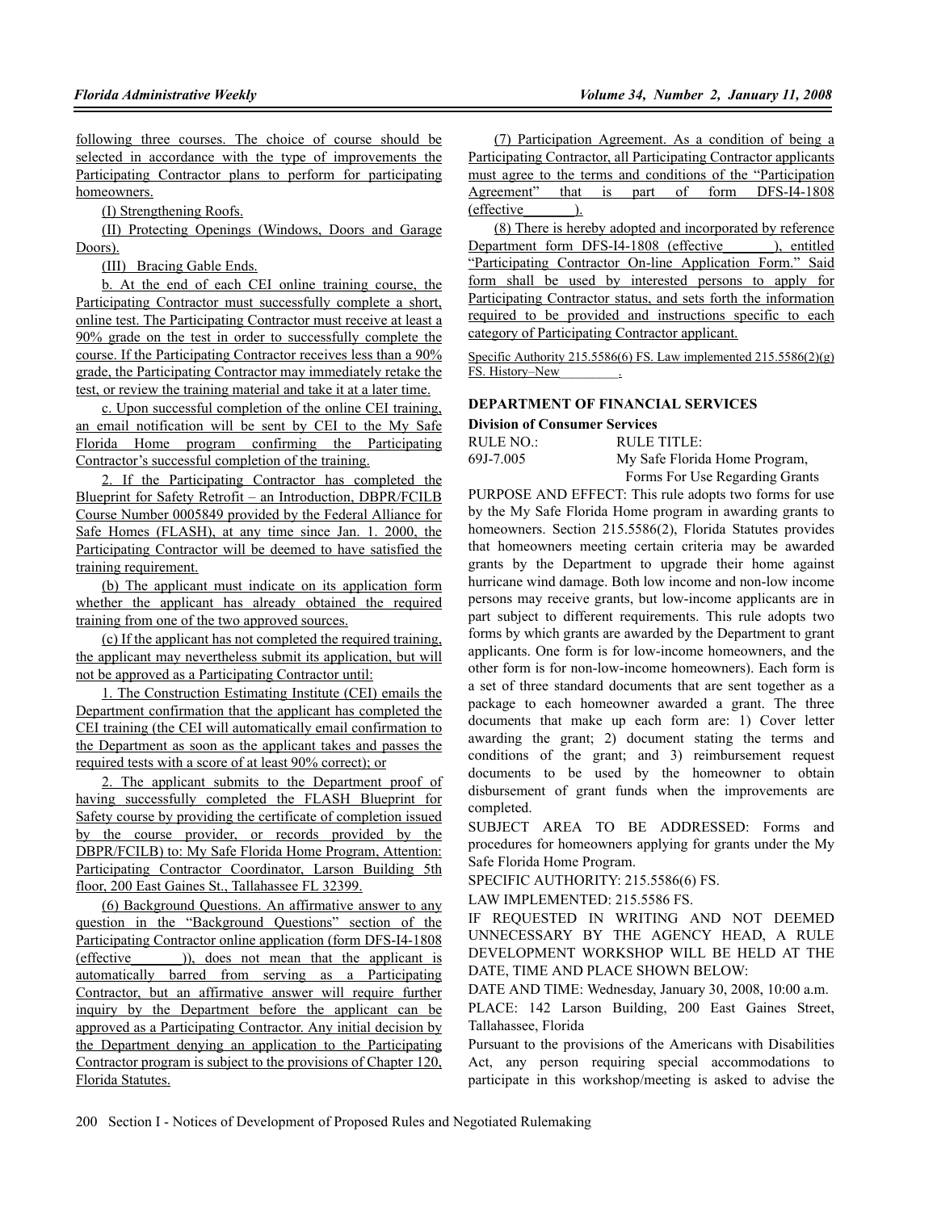following three courses. The choice of course should be selected in accordance with the type of improvements the Participating Contractor plans to perform for participating homeowners.

(I) Strengthening Roofs.

(II) Protecting Openings (Windows, Doors and Garage Doors).

(III) Bracing Gable Ends.

b. At the end of each CEI online training course, the Participating Contractor must successfully complete a short, online test. The Participating Contractor must receive at least a 90% grade on the test in order to successfully complete the course. If the Participating Contractor receives less than a 90% grade, the Participating Contractor may immediately retake the test, or review the training material and take it at a later time.

c. Upon successful completion of the online CEI training, an email notification will be sent by CEI to the My Safe Florida Home program confirming the Participating Contractor's successful completion of the training.

2. If the Participating Contractor has completed the Blueprint for Safety Retrofit – an Introduction, DBPR/FCILB Course Number 0005849 provided by the Federal Alliance for Safe Homes (FLASH), at any time since Jan. 1. 2000, the Participating Contractor will be deemed to have satisfied the training requirement.

(b) The applicant must indicate on its application form whether the applicant has already obtained the required training from one of the two approved sources.

(c) If the applicant has not completed the required training, the applicant may nevertheless submit its application, but will not be approved as a Participating Contractor until:

1. The Construction Estimating Institute (CEI) emails the Department confirmation that the applicant has completed the CEI training (the CEI will automatically email confirmation to the Department as soon as the applicant takes and passes the required tests with a score of at least 90% correct); or

2. The applicant submits to the Department proof of having successfully completed the FLASH Blueprint for Safety course by providing the certificate of completion issued by the course provider, or records provided by the DBPR/FCILB) to: My Safe Florida Home Program, Attention: Participating Contractor Coordinator, Larson Building 5th floor, 200 East Gaines St., Tallahassee FL 32399.

(6) Background Questions. An affirmative answer to any question in the "Background Questions" section of the Participating Contractor online application (form DFS-I4-1808 (effective________)), does not mean that the applicant is automatically barred from serving as a Participating Contractor, but an affirmative answer will require further inquiry by the Department before the applicant can be approved as a Participating Contractor. Any initial decision by the Department denying an application to the Participating Contractor program is subject to the provisions of Chapter 120, Florida Statutes.

(7) Participation Agreement. As a condition of being a Participating Contractor, all Participating Contractor applicants must agree to the terms and conditions of the "Participation Agreement" that is part of form DFS-I4-1808 (effective________).

(8) There is hereby adopted and incorporated by reference Department form DFS-I4-1808 (effective________), entitled "Participating Contractor On-line Application Form." Said form shall be used by interested persons to apply for Participating Contractor status, and sets forth the information required to be provided and instructions specific to each category of Participating Contractor applicant.

Specific Authority 215.5586(6) FS. Law implemented 215.5586(2)(g) FS. History–New________.

**DEPARTMENT OF FINANCIAL SERVICES**

**Division of Consumer Services**

| RULE NO.: | RULE TITLE: |
|---|---|
| 69J-7.005 | My Safe Florida Home Program, Forms For Use Regarding Grants |

PURPOSE AND EFFECT: This rule adopts two forms for use by the My Safe Florida Home program in awarding grants to homeowners. Section 215.5586(2), Florida Statutes provides that homeowners meeting certain criteria may be awarded grants by the Department to upgrade their home against hurricane wind damage. Both low income and non-low income persons may receive grants, but low-income applicants are in part subject to different requirements. This rule adopts two forms by which grants are awarded by the Department to grant applicants. One form is for low-income homeowners, and the other form is for non-low-income homeowners). Each form is a set of three standard documents that are sent together as a package to each homeowner awarded a grant. The three documents that make up each form are: 1) Cover letter awarding the grant; 2) document stating the terms and conditions of the grant; and 3) reimbursement request documents to be used by the homeowner to obtain disbursement of grant funds when the improvements are completed.

SUBJECT AREA TO BE ADDRESSED: Forms and procedures for homeowners applying for grants under the My Safe Florida Home Program.

SPECIFIC AUTHORITY: 215.5586(6) FS.

LAW IMPLEMENTED: 215.5586 FS.

IF REQUESTED IN WRITING AND NOT DEEMED UNNECESSARY BY THE AGENCY HEAD, A RULE DEVELOPMENT WORKSHOP WILL BE HELD AT THE DATE, TIME AND PLACE SHOWN BELOW:

DATE AND TIME: Wednesday, January 30, 2008, 10:00 a.m.

PLACE: 142 Larson Building, 200 East Gaines Street, Tallahassee, Florida

Pursuant to the provisions of the Americans with Disabilities Act, any person requiring special accommodations to participate in this workshop/meeting is asked to advise the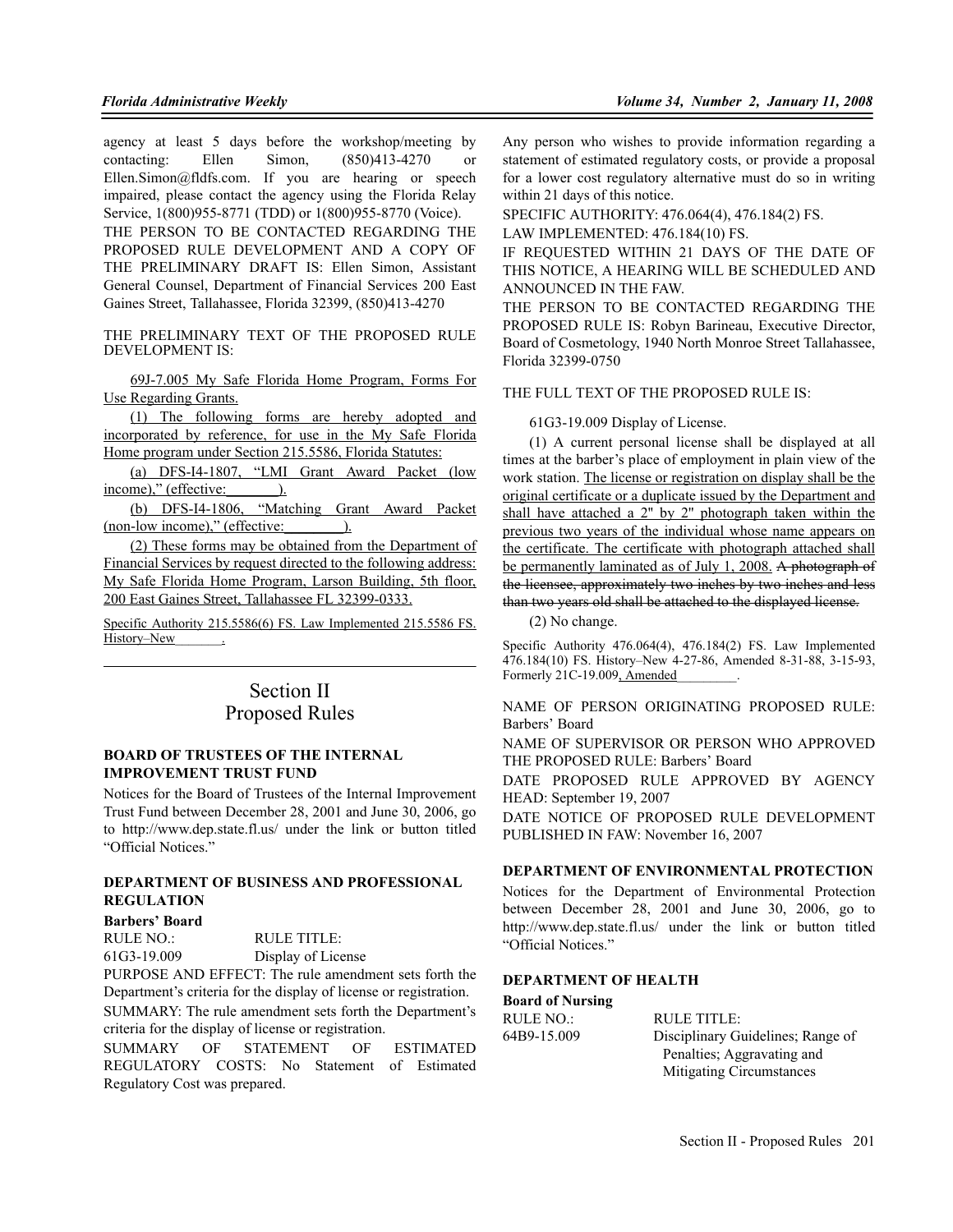agency at least 5 days before the workshop/meeting by contacting: Ellen Simon, (850)413-4270 or Ellen.Simon@fldfs.com. If you are hearing or speech impaired, please contact the agency using the Florida Relay Service, 1(800)955-8771 (TDD) or 1(800)955-8770 (Voice).

THE PERSON TO BE CONTACTED REGARDING THE PROPOSED RULE DEVELOPMENT AND A COPY OF THE PRELIMINARY DRAFT IS: Ellen Simon, Assistant General Counsel, Department of Financial Services 200 East Gaines Street, Tallahassee, Florida 32399, (850)413-4270

THE PRELIMINARY TEXT OF THE PROPOSED RULE DEVELOPMENT IS:

<u>69J-7.005 My Safe Florida Home Program, Forms For Use Regarding Grants.</u>

<u>(1) The following forms are hereby adopted and incorporated by reference, for use in the My Safe Florida Home program under Section 215.5586, Florida Statutes:</u>

<u>(a) DFS-I4-1807, "LMI Grant Award Packet (low income)," (effective:________).</u>

<u>(b) DFS-I4-1806, "Matching Grant Award Packet (non-low income)," (effective:________).</u>

<u>(2) These forms may be obtained from the Department of Financial Services by request directed to the following address: My Safe Florida Home Program, Larson Building, 5th floor, 200 East Gaines Street, Tallahassee FL 32399-0333.</u>

<u>Specific Authority 215.5586(6) FS. Law Implemented 215.5586 FS. History–New________.</u>

# Section II
# Proposed Rules

## BOARD OF TRUSTEES OF THE INTERNAL IMPROVEMENT TRUST FUND

Notices for the Board of Trustees of the Internal Improvement Trust Fund between December 28, 2001 and June 30, 2006, go to http://www.dep.state.fl.us/ under the link or button titled "Official Notices."

## DEPARTMENT OF BUSINESS AND PROFESSIONAL REGULATION

### Barbers' Board

RULE NO.: 61G3-19.009

RULE TITLE: Display of License

PURPOSE AND EFFECT: The rule amendment sets forth the Department's criteria for the display of license or registration.

SUMMARY: The rule amendment sets forth the Department's criteria for the display of license or registration.

SUMMARY OF STATEMENT OF ESTIMATED REGULATORY COSTS: No Statement of Estimated Regulatory Cost was prepared.

Any person who wishes to provide information regarding a statement of estimated regulatory costs, or provide a proposal for a lower cost regulatory alternative must do so in writing within 21 days of this notice.

SPECIFIC AUTHORITY: 476.064(4), 476.184(2) FS.

LAW IMPLEMENTED: 476.184(10) FS.

IF REQUESTED WITHIN 21 DAYS OF THE DATE OF THIS NOTICE, A HEARING WILL BE SCHEDULED AND ANNOUNCED IN THE FAW.

THE PERSON TO BE CONTACTED REGARDING THE PROPOSED RULE IS: Robyn Barineau, Executive Director, Board of Cosmetology, 1940 North Monroe Street Tallahassee, Florida 32399-0750

THE FULL TEXT OF THE PROPOSED RULE IS:

61G3-19.009 Display of License.

(1) A current personal license shall be displayed at all times at the barber's place of employment in plain view of the work station. <u>The license or registration on display shall be the original certificate or a duplicate issued by the Department and shall have attached a 2" by 2" photograph taken within the previous two years of the individual whose name appears on the certificate. The certificate with photograph attached shall be permanently laminated as of July 1, 2008.</u> ~~A photograph of the licensee, approximately two inches by two inches and less than two years old shall be attached to the displayed license.~~

(2) No change.

Specific Authority 476.064(4), 476.184(2) FS. Law Implemented 476.184(10) FS. History–New 4-27-86, Amended 8-31-88, 3-15-93, Formerly 21C-19.009<u>, Amended________</u>.

NAME OF PERSON ORIGINATING PROPOSED RULE: Barbers' Board

NAME OF SUPERVISOR OR PERSON WHO APPROVED THE PROPOSED RULE: Barbers' Board

DATE PROPOSED RULE APPROVED BY AGENCY HEAD: September 19, 2007

DATE NOTICE OF PROPOSED RULE DEVELOPMENT PUBLISHED IN FAW: November 16, 2007

## DEPARTMENT OF ENVIRONMENTAL PROTECTION

Notices for the Department of Environmental Protection between December 28, 2001 and June 30, 2006, go to http://www.dep.state.fl.us/ under the link or button titled "Official Notices."

## DEPARTMENT OF HEALTH

### Board of Nursing

RULE NO.: 64B9-15.009

RULE TITLE: Disciplinary Guidelines; Range of Penalties; Aggravating and Mitigating Circumstances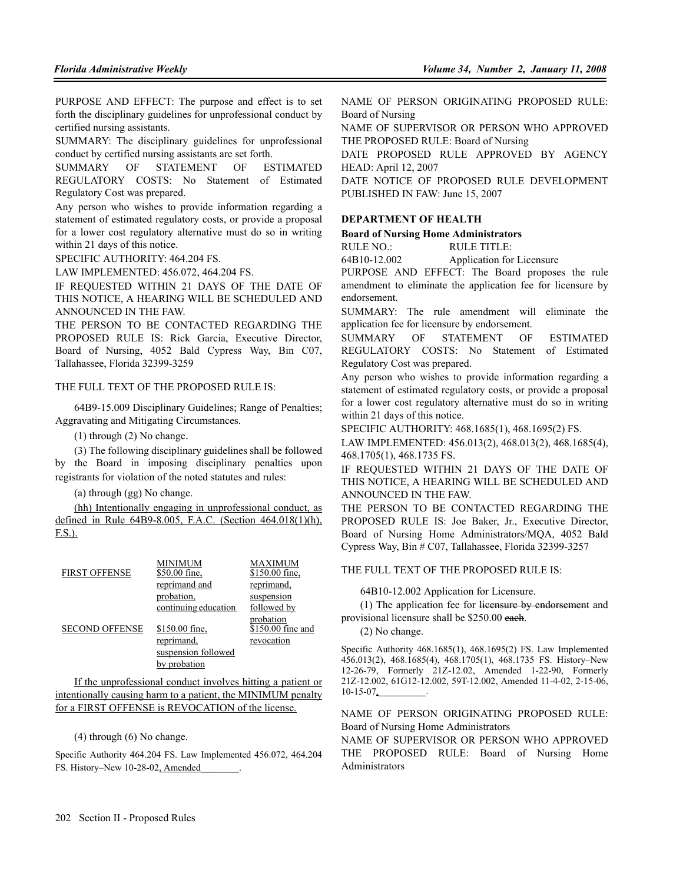PURPOSE AND EFFECT: The purpose and effect is to set forth the disciplinary guidelines for unprofessional conduct by certified nursing assistants.

SUMMARY: The disciplinary guidelines for unprofessional conduct by certified nursing assistants are set forth.

SUMMARY OF STATEMENT OF ESTIMATED REGULATORY COSTS: No Statement of Estimated Regulatory Cost was prepared.

Any person who wishes to provide information regarding a statement of estimated regulatory costs, or provide a proposal for a lower cost regulatory alternative must do so in writing within 21 days of this notice.

SPECIFIC AUTHORITY: 464.204 FS.

LAW IMPLEMENTED: 456.072, 464.204 FS.

IF REQUESTED WITHIN 21 DAYS OF THE DATE OF THIS NOTICE, A HEARING WILL BE SCHEDULED AND ANNOUNCED IN THE FAW.

THE PERSON TO BE CONTACTED REGARDING THE PROPOSED RULE IS: Rick Garcia, Executive Director, Board of Nursing, 4052 Bald Cypress Way, Bin C07, Tallahassee, Florida 32399-3259

THE FULL TEXT OF THE PROPOSED RULE IS:

64B9-15.009 Disciplinary Guidelines; Range of Penalties; Aggravating and Mitigating Circumstances.

(1) through (2) No change.

(3) The following disciplinary guidelines shall be followed by the Board in imposing disciplinary penalties upon registrants for violation of the noted statutes and rules:

(a) through (gg) No change.

<u>(hh) Intentionally engaging in unprofessional conduct, as defined in Rule 64B9-8.005, F.A.C. (Section 464.018(1)(h), F.S.).</u>

| | <u>MINIMUM</u> | <u>MAXIMUM</u> |
|---|---|---|
| <u>FIRST OFFENSE</u> | <u>$50.00 fine, reprimand and probation, continuing education</u> | <u>$150.00 fine, reprimand, suspension followed by probation</u> |
| <u>SECOND OFFENSE</u> | <u>$150.00 fine, reprimand, suspension followed by probation</u> | <u>$150.00 fine and revocation</u> |

<u>If the unprofessional conduct involves hitting a patient or intentionally causing harm to a patient, the MINIMUM penalty for a FIRST OFFENSE is REVOCATION of the license.</u>

(4) through (6) No change.

Specific Authority 464.204 FS. Law Implemented 456.072, 464.204 FS. History–New 10-28-02<u>, Amended________</u>.

NAME OF PERSON ORIGINATING PROPOSED RULE: Board of Nursing

NAME OF SUPERVISOR OR PERSON WHO APPROVED THE PROPOSED RULE: Board of Nursing

DATE PROPOSED RULE APPROVED BY AGENCY HEAD: April 12, 2007

DATE NOTICE OF PROPOSED RULE DEVELOPMENT PUBLISHED IN FAW: June 15, 2007

## DEPARTMENT OF HEALTH

### Board of Nursing Home Administrators

RULE NO.: RULE TITLE:

64B10-12.002 Application for Licensure

PURPOSE AND EFFECT: The Board proposes the rule amendment to eliminate the application fee for licensure by endorsement.

SUMMARY: The rule amendment will eliminate the application fee for licensure by endorsement.

SUMMARY OF STATEMENT OF ESTIMATED REGULATORY COSTS: No Statement of Estimated Regulatory Cost was prepared.

Any person who wishes to provide information regarding a statement of estimated regulatory costs, or provide a proposal for a lower cost regulatory alternative must do so in writing within 21 days of this notice.

SPECIFIC AUTHORITY: 468.1685(1), 468.1695(2) FS.

LAW IMPLEMENTED: 456.013(2), 468.013(2), 468.1685(4), 468.1705(1), 468.1735 FS.

IF REQUESTED WITHIN 21 DAYS OF THE DATE OF THIS NOTICE, A HEARING WILL BE SCHEDULED AND ANNOUNCED IN THE FAW.

THE PERSON TO BE CONTACTED REGARDING THE PROPOSED RULE IS: Joe Baker, Jr., Executive Director, Board of Nursing Home Administrators/MQA, 4052 Bald Cypress Way, Bin # C07, Tallahassee, Florida 32399-3257

THE FULL TEXT OF THE PROPOSED RULE IS:

64B10-12.002 Application for Licensure.

(1) The application fee for ~~licensure by endorsement~~ and provisional licensure shall be $250.00 ~~each~~.

(2) No change.

Specific Authority 468.1685(1), 468.1695(2) FS. Law Implemented 456.013(2), 468.1685(4), 468.1705(1), 468.1735 FS. History–New 12-26-79, Formerly 21Z-12.02, Amended 1-22-90, Formerly 21Z-12.002, 61G12-12.002, 59T-12.002, Amended 11-4-02, 2-15-06, 10-15-07<u>,__________</u>.

NAME OF PERSON ORIGINATING PROPOSED RULE: Board of Nursing Home Administrators

NAME OF SUPERVISOR OR PERSON WHO APPROVED THE PROPOSED RULE: Board of Nursing Home Administrators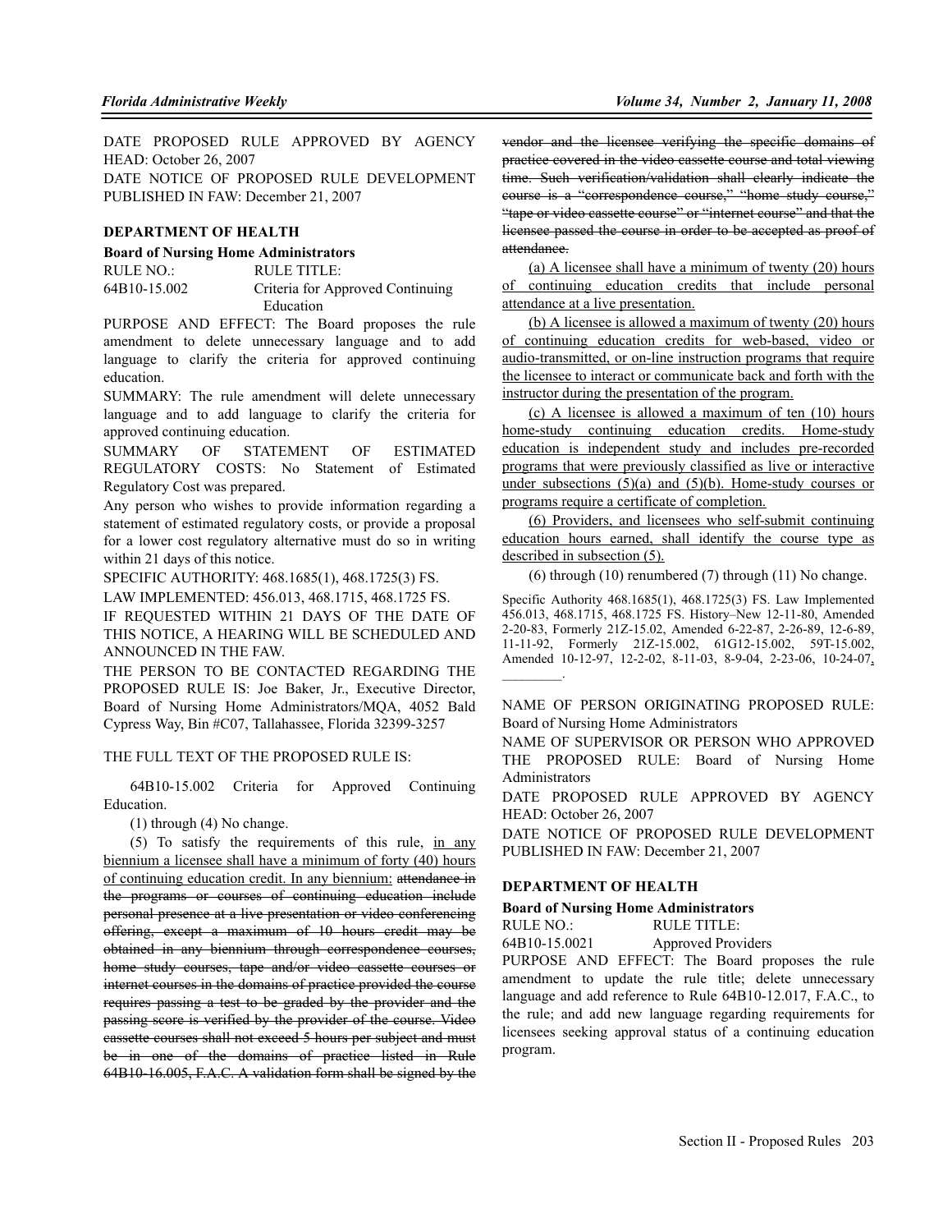DATE PROPOSED RULE APPROVED BY AGENCY HEAD: October 26, 2007

DATE NOTICE OF PROPOSED RULE DEVELOPMENT PUBLISHED IN FAW: December 21, 2007

## DEPARTMENT OF HEALTH

### Board of Nursing Home Administrators

RULE NO.: 64B10-15.002

RULE TITLE: Criteria for Approved Continuing Education

PURPOSE AND EFFECT: The Board proposes the rule amendment to delete unnecessary language and to add language to clarify the criteria for approved continuing education.

SUMMARY: The rule amendment will delete unnecessary language and to add language to clarify the criteria for approved continuing education.

SUMMARY OF STATEMENT OF ESTIMATED REGULATORY COSTS: No Statement of Estimated Regulatory Cost was prepared.

Any person who wishes to provide information regarding a statement of estimated regulatory costs, or provide a proposal for a lower cost regulatory alternative must do so in writing within 21 days of this notice.

SPECIFIC AUTHORITY: 468.1685(1), 468.1725(3) FS.

LAW IMPLEMENTED: 456.013, 468.1715, 468.1725 FS.

IF REQUESTED WITHIN 21 DAYS OF THE DATE OF THIS NOTICE, A HEARING WILL BE SCHEDULED AND ANNOUNCED IN THE FAW.

THE PERSON TO BE CONTACTED REGARDING THE PROPOSED RULE IS: Joe Baker, Jr., Executive Director, Board of Nursing Home Administrators/MQA, 4052 Bald Cypress Way, Bin #C07, Tallahassee, Florida 32399-3257

THE FULL TEXT OF THE PROPOSED RULE IS:

64B10-15.002 Criteria for Approved Continuing Education.

(1) through (4) No change.

(5) To satisfy the requirements of this rule, <u>in any biennium a licensee shall have a minimum of forty (40) hours of continuing education credit. In any biennium:</u> ~~attendance in the programs or courses of continuing education include personal presence at a live presentation or video conferencing offering, except a maximum of 10 hours credit may be obtained in any biennium through correspondence courses, home study courses, tape and/or video cassette courses or internet courses in the domains of practice provided the course requires passing a test to be graded by the provider and the passing score is verified by the provider of the course. Video cassette courses shall not exceed 5 hours per subject and must be in one of the domains of practice listed in Rule 64B10-16.005, F.A.C. A validation form shall be signed by the vendor and the licensee verifying the specific domains of practice covered in the video cassette course and total viewing time. Such verification/validation shall clearly indicate the course is a "correspondence course," "home study course," "tape or video cassette course" or "internet course" and that the licensee passed the course in order to be accepted as proof of attendance.~~

<u>(a) A licensee shall have a minimum of twenty (20) hours of continuing education credits that include personal attendance at a live presentation.</u>

<u>(b) A licensee is allowed a maximum of twenty (20) hours of continuing education credits for web-based, video or audio-transmitted, or on-line instruction programs that require the licensee to interact or communicate back and forth with the instructor during the presentation of the program.</u>

<u>(c) A licensee is allowed a maximum of ten (10) hours home-study continuing education credits. Home-study education is independent study and includes pre-recorded programs that were previously classified as live or interactive under subsections (5)(a) and (5)(b). Home-study courses or programs require a certificate of completion.</u>

<u>(6) Providers, and licensees who self-submit continuing education hours earned, shall identify the course type as described in subsection (5).</u>

(6) through (10) renumbered (7) through (11) No change.

Specific Authority 468.1685(1), 468.1725(3) FS. Law Implemented 456.013, 468.1715, 468.1725 FS. History–New 12-11-80, Amended 2-20-83, Formerly 21Z-15.02, Amended 6-22-87, 2-26-89, 12-6-89, 11-11-92, Formerly 21Z-15.002, 61G12-15.002, 59T-15.002, Amended 10-12-97, 12-2-02, 8-11-03, 8-9-04, 2-23-06, 10-24-07<u>, ________</u>.

NAME OF PERSON ORIGINATING PROPOSED RULE: Board of Nursing Home Administrators

NAME OF SUPERVISOR OR PERSON WHO APPROVED THE PROPOSED RULE: Board of Nursing Home Administrators

DATE PROPOSED RULE APPROVED BY AGENCY HEAD: October 26, 2007

DATE NOTICE OF PROPOSED RULE DEVELOPMENT PUBLISHED IN FAW: December 21, 2007

## DEPARTMENT OF HEALTH

### Board of Nursing Home Administrators

RULE NO.: 64B10-15.0021

RULE TITLE: Approved Providers

PURPOSE AND EFFECT: The Board proposes the rule amendment to update the rule title; delete unnecessary language and add reference to Rule 64B10-12.017, F.A.C., to the rule; and add new language regarding requirements for licensees seeking approval status of a continuing education program.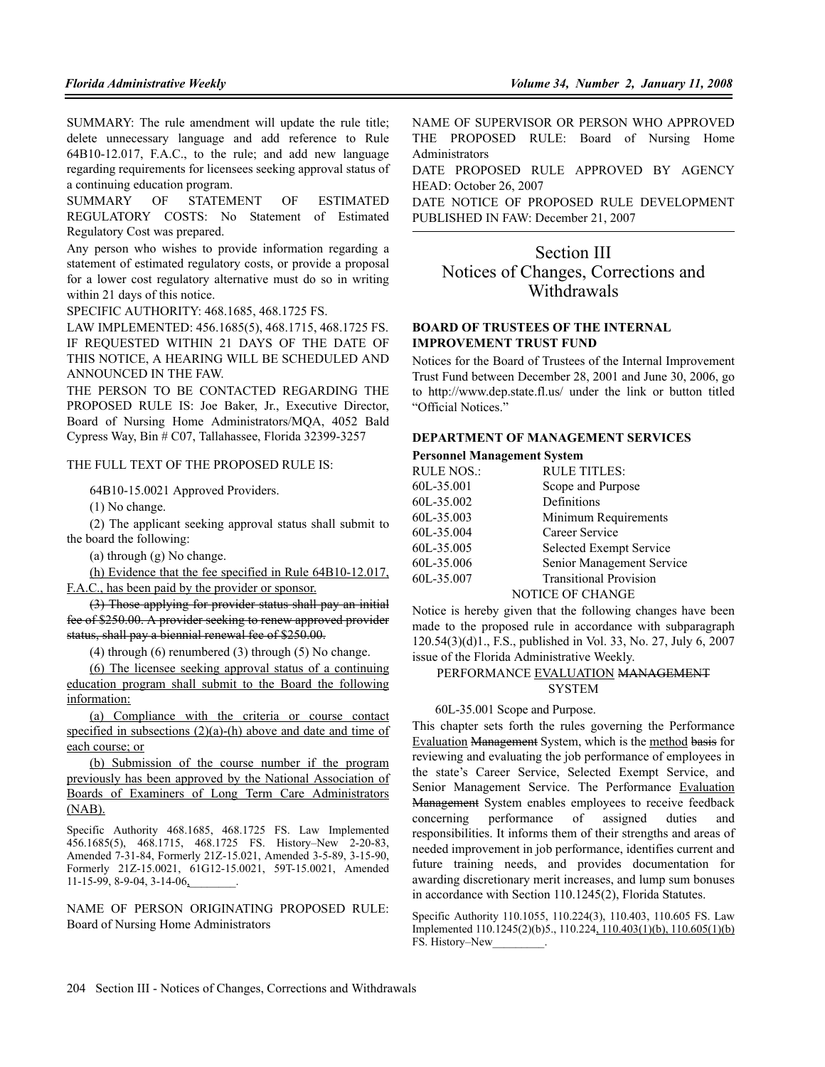SUMMARY: The rule amendment will update the rule title; delete unnecessary language and add reference to Rule 64B10-12.017, F.A.C., to the rule; and add new language regarding requirements for licensees seeking approval status of a continuing education program.

SUMMARY OF STATEMENT OF ESTIMATED REGULATORY COSTS: No Statement of Estimated Regulatory Cost was prepared.

Any person who wishes to provide information regarding a statement of estimated regulatory costs, or provide a proposal for a lower cost regulatory alternative must do so in writing within 21 days of this notice.

SPECIFIC AUTHORITY: 468.1685, 468.1725 FS.

LAW IMPLEMENTED: 456.1685(5), 468.1715, 468.1725 FS.

IF REQUESTED WITHIN 21 DAYS OF THE DATE OF THIS NOTICE, A HEARING WILL BE SCHEDULED AND ANNOUNCED IN THE FAW.

THE PERSON TO BE CONTACTED REGARDING THE PROPOSED RULE IS: Joe Baker, Jr., Executive Director, Board of Nursing Home Administrators/MQA, 4052 Bald Cypress Way, Bin # C07, Tallahassee, Florida 32399-3257

THE FULL TEXT OF THE PROPOSED RULE IS:

64B10-15.0021 Approved Providers.

(1) No change.

(2) The applicant seeking approval status shall submit to the board the following:

(a) through (g) No change.

<u>(h) Evidence that the fee specified in Rule 64B10-12.017, F.A.C., has been paid by the provider or sponsor.</u>

~~(3) Those applying for provider status shall pay an initial fee of $250.00. A provider seeking to renew approved provider status, shall pay a biennial renewal fee of $250.00.~~

(4) through (6) renumbered (3) through (5) No change.

<u>(6) The licensee seeking approval status of a continuing education program shall submit to the Board the following information:</u>

<u>(a) Compliance with the criteria or course contact specified in subsections (2)(a)-(h) above and date and time of each course; or</u>

<u>(b) Submission of the course number if the program previously has been approved by the National Association of Boards of Examiners of Long Term Care Administrators (NAB).</u>

Specific Authority 468.1685, 468.1725 FS. Law Implemented 456.1685(5), 468.1715, 468.1725 FS. History–New 2-20-83, Amended 7-31-84, Formerly 21Z-15.021, Amended 3-5-89, 3-15-90, Formerly 21Z-15.0021, 61G12-15.0021, 59T-15.0021, Amended 11-15-99, 8-9-04, 3-14-06<u>,________</u>.

NAME OF PERSON ORIGINATING PROPOSED RULE: Board of Nursing Home Administrators

NAME OF SUPERVISOR OR PERSON WHO APPROVED THE PROPOSED RULE: Board of Nursing Home Administrators

DATE PROPOSED RULE APPROVED BY AGENCY HEAD: October 26, 2007

DATE NOTICE OF PROPOSED RULE DEVELOPMENT PUBLISHED IN FAW: December 21, 2007

# Section III
# Notices of Changes, Corrections and Withdrawals

### BOARD OF TRUSTEES OF THE INTERNAL IMPROVEMENT TRUST FUND

Notices for the Board of Trustees of the Internal Improvement Trust Fund between December 28, 2001 and June 30, 2006, go to http://www.dep.state.fl.us/ under the link or button titled "Official Notices."

### DEPARTMENT OF MANAGEMENT SERVICES

**Personnel Management System**

| RULE NOS.: | RULE TITLES: |
|---|---|
| 60L-35.001 | Scope and Purpose |
| 60L-35.002 | Definitions |
| 60L-35.003 | Minimum Requirements |
| 60L-35.004 | Career Service |
| 60L-35.005 | Selected Exempt Service |
| 60L-35.006 | Senior Management Service |
| 60L-35.007 | Transitional Provision |

NOTICE OF CHANGE

Notice is hereby given that the following changes have been made to the proposed rule in accordance with subparagraph 120.54(3)(d)1., F.S., published in Vol. 33, No. 27, July 6, 2007 issue of the Florida Administrative Weekly.

PERFORMANCE <u>EVALUATION</u> ~~MANAGEMENT~~ SYSTEM

60L-35.001 Scope and Purpose.

This chapter sets forth the rules governing the Performance <u>Evaluation</u> ~~Management~~ System, which is the <u>method</u> ~~basis~~ for reviewing and evaluating the job performance of employees in the state's Career Service, Selected Exempt Service, and Senior Management Service. The Performance <u>Evaluation</u> ~~Management~~ System enables employees to receive feedback concerning performance of assigned duties and responsibilities. It informs them of their strengths and areas of needed improvement in job performance, identifies current and future training needs, and provides documentation for awarding discretionary merit increases, and lump sum bonuses in accordance with Section 110.1245(2), Florida Statutes.

Specific Authority 110.1055, 110.224(3), 110.403, 110.605 FS. Law Implemented 110.1245(2)(b)5., 110.224<u>, 110.403(1)(b), 110.605(1)(b)</u> FS. History–New_________.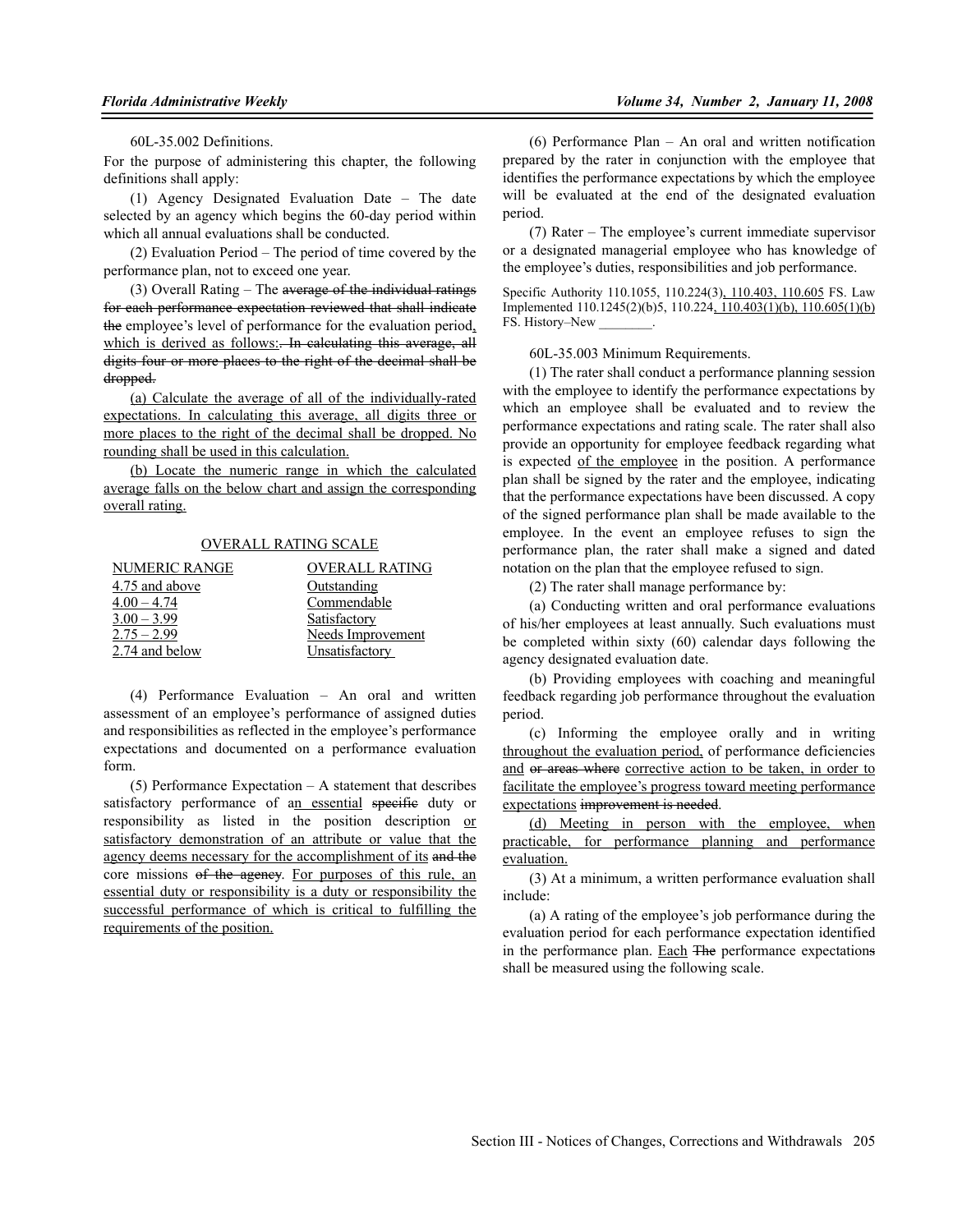60L-35.002 Definitions.

For the purpose of administering this chapter, the following definitions shall apply:

(1) Agency Designated Evaluation Date – The date selected by an agency which begins the 60-day period within which all annual evaluations shall be conducted.

(2) Evaluation Period – The period of time covered by the performance plan, not to exceed one year.

(3) Overall Rating – The ~~average of the individual ratings for each performance expectation reviewed that shall indicate the~~ employee's level of performance for the evaluation period<u>, which is derived as follows:</u>~~. In calculating this average, all digits four or more places to the right of the decimal shall be dropped.~~

<u>(a) Calculate the average of all of the individually-rated expectations. In calculating this average, all digits three or more places to the right of the decimal shall be dropped. No rounding shall be used in this calculation.</u>

<u>(b) Locate the numeric range in which the calculated average falls on the below chart and assign the corresponding overall rating.</u>

<u>OVERALL RATING SCALE</u>

| <u>NUMERIC RANGE</u> | <u>OVERALL RATING</u> |
|---|---|
| <u>4.75 and above</u> | <u>Outstanding</u> |
| <u>4.00 – 4.74</u> | <u>Commendable</u> |
| <u>3.00 – 3.99</u> | <u>Satisfactory</u> |
| <u>2.75 – 2.99</u> | <u>Needs Improvement</u> |
| <u>2.74 and below</u> | <u>Unsatisfactory</u> |

(4) Performance Evaluation – An oral and written assessment of an employee's performance of assigned duties and responsibilities as reflected in the employee's performance expectations and documented on a performance evaluation form.

(5) Performance Expectation – A statement that describes satisfactory performance of a<u>n essential</u> ~~specific~~ duty or responsibility as listed in the position description <u>or satisfactory demonstration of an attribute or value that the agency deems necessary for the accomplishment of its</u> ~~and the~~ core missions ~~of the agency~~. <u>For purposes of this rule, an essential duty or responsibility is a duty or responsibility the successful performance of which is critical to fulfilling the requirements of the position.</u>

(6) Performance Plan – An oral and written notification prepared by the rater in conjunction with the employee that identifies the performance expectations by which the employee will be evaluated at the end of the designated evaluation period.

(7) Rater – The employee's current immediate supervisor or a designated managerial employee who has knowledge of the employee's duties, responsibilities and job performance.

Specific Authority 110.1055, 110.224(3)<u>, 110.403, 110.605</u> FS. Law Implemented 110.1245(2)(b)5, 110.224<u>, 110.403(1)(b), 110.605(1)(b)</u> FS. History–New ________.

60L-35.003 Minimum Requirements.

(1) The rater shall conduct a performance planning session with the employee to identify the performance expectations by which an employee shall be evaluated and to review the performance expectations and rating scale. The rater shall also provide an opportunity for employee feedback regarding what is expected <u>of the employee</u> in the position. A performance plan shall be signed by the rater and the employee, indicating that the performance expectations have been discussed. A copy of the signed performance plan shall be made available to the employee. In the event an employee refuses to sign the performance plan, the rater shall make a signed and dated notation on the plan that the employee refused to sign.

(2) The rater shall manage performance by:

(a) Conducting written and oral performance evaluations of his/her employees at least annually. Such evaluations must be completed within sixty (60) calendar days following the agency designated evaluation date.

(b) Providing employees with coaching and meaningful feedback regarding job performance throughout the evaluation period.

(c) Informing the employee orally and in writing <u>throughout the evaluation period,</u> of performance deficiencies <u>and</u> ~~or areas where~~ <u>corrective action to be taken, in order to facilitate the employee's progress toward meeting performance expectations</u> ~~improvement is needed~~.

<u>(d) Meeting in person with the employee, when practicable, for performance planning and performance evaluation.</u>

(3) At a minimum, a written performance evaluation shall include:

(a) A rating of the employee's job performance during the evaluation period for each performance expectation identified in the performance plan. <u>Each</u> ~~The~~ performance expectation~~s~~ shall be measured using the following scale.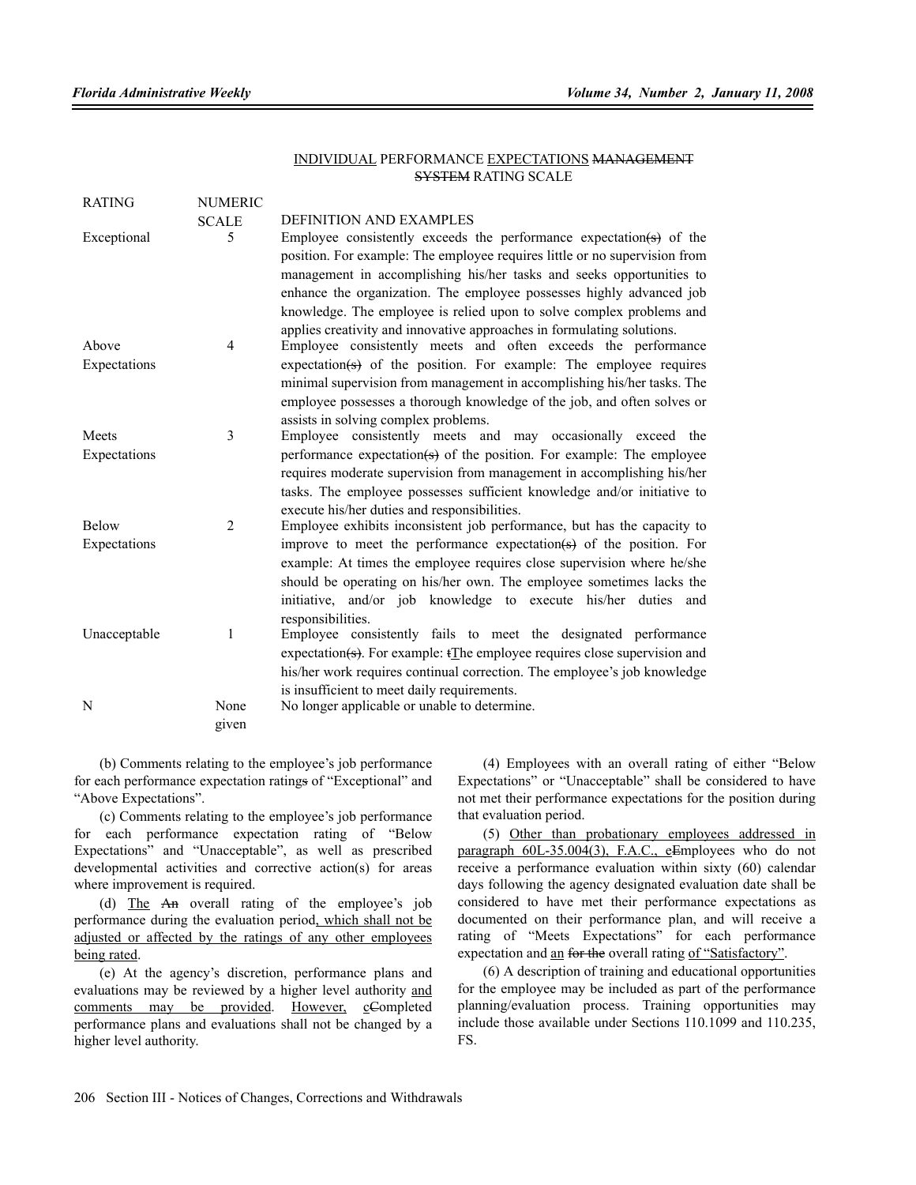INDIVIDUAL PERFORMANCE EXPECTATIONS ~~MANAGEMENT SYSTEM~~ RATING SCALE

| RATING | NUMERIC SCALE | DEFINITION AND EXAMPLES |
|---|---|---|
| Exceptional | 5 | Employee consistently exceeds the performance expectation~~(s)~~ of the position. For example: The employee requires little or no supervision from management in accomplishing his/her tasks and seeks opportunities to enhance the organization. The employee possesses highly advanced job knowledge. The employee is relied upon to solve complex problems and applies creativity and innovative approaches in formulating solutions. |
| Above Expectations | 4 | Employee consistently meets and often exceeds the performance expectation~~(s)~~ of the position. For example: The employee requires minimal supervision from management in accomplishing his/her tasks. The employee possesses a thorough knowledge of the job, and often solves or assists in solving complex problems. |
| Meets Expectations | 3 | Employee consistently meets and may occasionally exceed the performance expectation~~(s)~~ of the position. For example: The employee requires moderate supervision from management in accomplishing his/her tasks. The employee possesses sufficient knowledge and/or initiative to execute his/her duties and responsibilities. |
| Below Expectations | 2 | Employee exhibits inconsistent job performance, but has the capacity to improve to meet the performance expectation~~(s)~~ of the position. For example: At times the employee requires close supervision where he/she should be operating on his/her own. The employee sometimes lacks the initiative, and/or job knowledge to execute his/her duties and responsibilities. |
| Unacceptable | 1 | Employee consistently fails to meet the designated performance expectation~~(s)~~. For example: ~~t~~The employee requires close supervision and his/her work requires continual correction. The employee's job knowledge is insufficient to meet daily requirements. |
| N | None given | No longer applicable or unable to determine. |

(b) Comments relating to the employee's job performance for each performance expectation rating~~s~~ of "Exceptional" and "Above Expectations".

(c) Comments relating to the employee's job performance for each performance expectation rating of "Below Expectations" and "Unacceptable", as well as prescribed developmental activities and corrective action(s) for areas where improvement is required.

(d) The ~~An~~ overall rating of the employee's job performance during the evaluation period, which shall not be adjusted or affected by the ratings of any other employees being rated.

(e) At the agency's discretion, performance plans and evaluations may be reviewed by a higher level authority and comments may be provided. However, c~~C~~ompleted performance plans and evaluations shall not be changed by a higher level authority.

(4) Employees with an overall rating of either "Below Expectations" or "Unacceptable" shall be considered to have not met their performance expectations for the position during that evaluation period.

(5) Other than probationary employees addressed in paragraph 60L-35.004(3), F.A.C., e~~E~~mployees who do not receive a performance evaluation within sixty (60) calendar days following the agency designated evaluation date shall be considered to have met their performance expectations as documented on their performance plan, and will receive a rating of "Meets Expectations" for each performance expectation and an ~~for the~~ overall rating of "Satisfactory".

(6) A description of training and educational opportunities for the employee may be included as part of the performance planning/evaluation process. Training opportunities may include those available under Sections 110.1099 and 110.235, FS.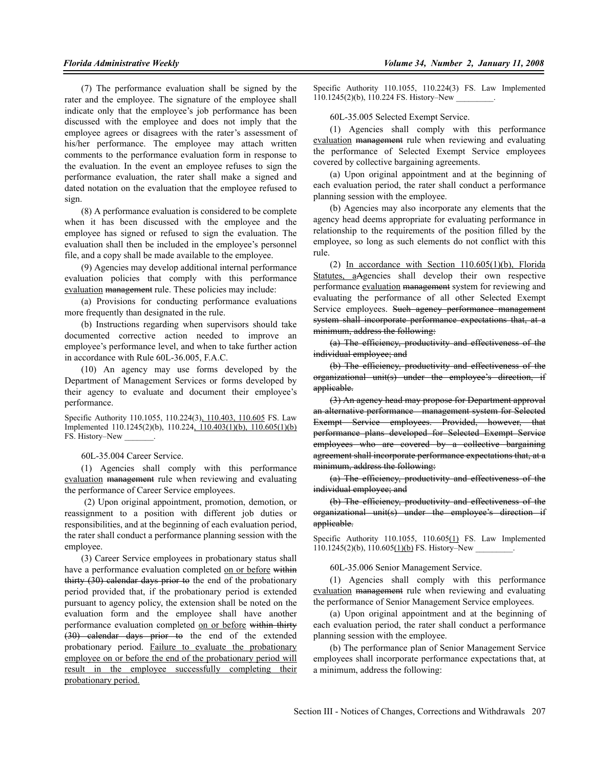(7) The performance evaluation shall be signed by the rater and the employee. The signature of the employee shall indicate only that the employee's job performance has been discussed with the employee and does not imply that the employee agrees or disagrees with the rater's assessment of his/her performance. The employee may attach written comments to the performance evaluation form in response to the evaluation. In the event an employee refuses to sign the performance evaluation, the rater shall make a signed and dated notation on the evaluation that the employee refused to sign.

(8) A performance evaluation is considered to be complete when it has been discussed with the employee and the employee has signed or refused to sign the evaluation. The evaluation shall then be included in the employee's personnel file, and a copy shall be made available to the employee.

(9) Agencies may develop additional internal performance evaluation policies that comply with this performance <u>evaluation</u> ~~management~~ rule. These policies may include:

(a) Provisions for conducting performance evaluations more frequently than designated in the rule.

(b) Instructions regarding when supervisors should take documented corrective action needed to improve an employee's performance level, and when to take further action in accordance with Rule 60L-36.005, F.A.C.

(10) An agency may use forms developed by the Department of Management Services or forms developed by their agency to evaluate and document their employee's performance.

Specific Authority 110.1055, 110.224(3)<u>, 110.403, 110.605</u> FS. Law Implemented 110.1245(2)(b), 110.224<u>, 110.403(1)(b), 110.605(1)(b)</u> FS. History–New \_\_\_\_\_\_\_.

60L-35.004 Career Service.

(1) Agencies shall comply with this performance <u>evaluation</u> ~~management~~ rule when reviewing and evaluating the performance of Career Service employees.

(2) Upon original appointment, promotion, demotion, or reassignment to a position with different job duties or responsibilities, and at the beginning of each evaluation period, the rater shall conduct a performance planning session with the employee.

(3) Career Service employees in probationary status shall have a performance evaluation completed <u>on or before</u> ~~within thirty (30) calendar days prior to~~ the end of the probationary period provided that, if the probationary period is extended pursuant to agency policy, the extension shall be noted on the evaluation form and the employee shall have another performance evaluation completed <u>on or before</u> ~~within thirty (30) calendar days prior to~~ the end of the extended probationary period. <u>Failure to evaluate the probationary employee on or before the end of the probationary period will result in the employee successfully completing their probationary period.</u>

Specific Authority 110.1055, 110.224(3) FS. Law Implemented 110.1245(2)(b), 110.224 FS. History–New \_\_\_\_\_\_\_\_\_.

60L-35.005 Selected Exempt Service.

(1) Agencies shall comply with this performance <u>evaluation</u> ~~management~~ rule when reviewing and evaluating the performance of Selected Exempt Service employees covered by collective bargaining agreements.

(a) Upon original appointment and at the beginning of each evaluation period, the rater shall conduct a performance planning session with the employee.

(b) Agencies may also incorporate any elements that the agency head deems appropriate for evaluating performance in relationship to the requirements of the position filled by the employee, so long as such elements do not conflict with this rule.

(2) <u>In accordance with Section 110.605(1)(b), Florida Statutes, a</u>~~A~~gencies shall develop their own respective performance <u>evaluation</u> ~~management~~ system for reviewing and evaluating the performance of all other Selected Exempt Service employees. ~~Such agency performance management system shall incorporate performance expectations that, at a minimum, address the following:~~

~~(a) The efficiency, productivity and effectiveness of the individual employee; and~~

~~(b) The efficiency, productivity and effectiveness of the organizational unit(s) under the employee's direction, if applicable.~~

~~(3) An agency head may propose for Department approval an alternative performance management system for Selected Exempt Service employees. Provided, however, that performance plans developed for Selected Exempt Service employees who are covered by a collective bargaining agreement shall incorporate performance expectations that, at a minimum, address the following:~~

~~(a) The efficiency, productivity and effectiveness of the individual employee; and~~

~~(b) The efficiency, productivity and effectiveness of the organizational unit(s) under the employee's direction if applicable.~~

Specific Authority 110.1055, 110.605<u>(1)</u> FS. Law Implemented 110.1245(2)(b), 110.605<u>(1)(b)</u> FS. History–New \_\_\_\_\_\_\_\_\_.

60L-35.006 Senior Management Service.

(1) Agencies shall comply with this performance <u>evaluation</u> ~~management~~ rule when reviewing and evaluating the performance of Senior Management Service employees.

(a) Upon original appointment and at the beginning of each evaluation period, the rater shall conduct a performance planning session with the employee.

(b) The performance plan of Senior Management Service employees shall incorporate performance expectations that, at a minimum, address the following: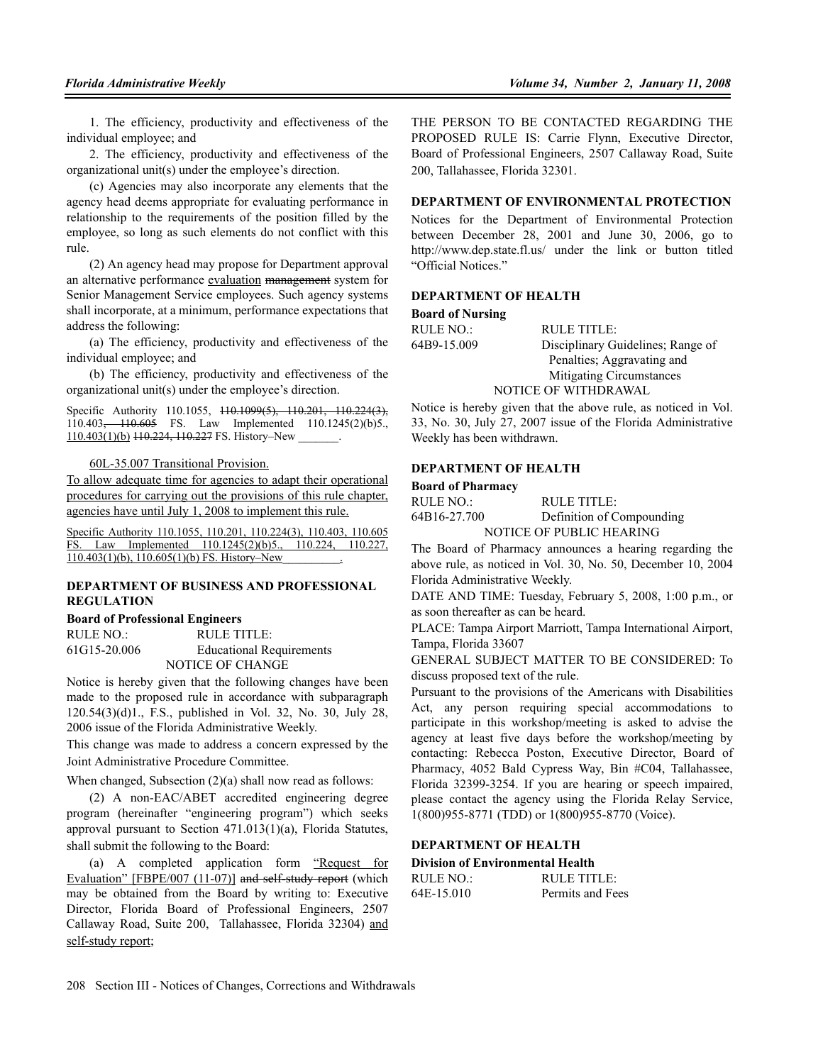1. The efficiency, productivity and effectiveness of the individual employee; and

2. The efficiency, productivity and effectiveness of the organizational unit(s) under the employee's direction.

(c) Agencies may also incorporate any elements that the agency head deems appropriate for evaluating performance in relationship to the requirements of the position filled by the employee, so long as such elements do not conflict with this rule.

(2) An agency head may propose for Department approval an alternative performance evaluation ~~management~~ system for Senior Management Service employees. Such agency systems shall incorporate, at a minimum, performance expectations that address the following:

(a) The efficiency, productivity and effectiveness of the individual employee; and

(b) The efficiency, productivity and effectiveness of the organizational unit(s) under the employee's direction.

Specific Authority 110.1055, ~~110.1099(5), 110.201, 110.224(3),~~ 110.403~~, 110.605~~ FS. Law Implemented 110.1245(2)(b)5., 110.403(1)(b) ~~110.224, 110.227~~ FS. History–New ________.

60L-35.007 Transitional Provision.

To allow adequate time for agencies to adapt their operational procedures for carrying out the provisions of this rule chapter, agencies have until July 1, 2008 to implement this rule.

Specific Authority 110.1055, 110.201, 110.224(3), 110.403, 110.605 FS. Law Implemented 110.1245(2)(b)5., 110.224, 110.227, 110.403(1)(b), 110.605(1)(b) FS. History–New__________.

## DEPARTMENT OF BUSINESS AND PROFESSIONAL REGULATION

**Board of Professional Engineers**

| RULE NO.: | RULE TITLE: |
|---|---|
| 61G15-20.006 | Educational Requirements |

NOTICE OF CHANGE

Notice is hereby given that the following changes have been made to the proposed rule in accordance with subparagraph 120.54(3)(d)1., F.S., published in Vol. 32, No. 30, July 28, 2006 issue of the Florida Administrative Weekly.

This change was made to address a concern expressed by the Joint Administrative Procedure Committee.

When changed, Subsection (2)(a) shall now read as follows:

(2) A non-EAC/ABET accredited engineering degree program (hereinafter "engineering program") which seeks approval pursuant to Section 471.013(1)(a), Florida Statutes, shall submit the following to the Board:

(a) A completed application form "Request for Evaluation" [FBPE/007 (11-07)] ~~and self-study report~~ (which may be obtained from the Board by writing to: Executive Director, Florida Board of Professional Engineers, 2507 Callaway Road, Suite 200, Tallahassee, Florida 32304) and self-study report;

THE PERSON TO BE CONTACTED REGARDING THE PROPOSED RULE IS: Carrie Flynn, Executive Director, Board of Professional Engineers, 2507 Callaway Road, Suite 200, Tallahassee, Florida 32301.

## DEPARTMENT OF ENVIRONMENTAL PROTECTION

Notices for the Department of Environmental Protection between December 28, 2001 and June 30, 2006, go to http://www.dep.state.fl.us/ under the link or button titled "Official Notices."

## DEPARTMENT OF HEALTH

**Board of Nursing**

| RULE NO.: | RULE TITLE: |
|---|---|
| 64B9-15.009 | Disciplinary Guidelines; Range of Penalties; Aggravating and Mitigating Circumstances |

NOTICE OF WITHDRAWAL

Notice is hereby given that the above rule, as noticed in Vol. 33, No. 30, July 27, 2007 issue of the Florida Administrative Weekly has been withdrawn.

## DEPARTMENT OF HEALTH

**Board of Pharmacy**

| RULE NO.: | RULE TITLE: |
|---|---|
| 64B16-27.700 | Definition of Compounding |

NOTICE OF PUBLIC HEARING

The Board of Pharmacy announces a hearing regarding the above rule, as noticed in Vol. 30, No. 50, December 10, 2004 Florida Administrative Weekly.

DATE AND TIME: Tuesday, February 5, 2008, 1:00 p.m., or as soon thereafter as can be heard.

PLACE: Tampa Airport Marriott, Tampa International Airport, Tampa, Florida 33607

GENERAL SUBJECT MATTER TO BE CONSIDERED: To discuss proposed text of the rule.

Pursuant to the provisions of the Americans with Disabilities Act, any person requiring special accommodations to participate in this workshop/meeting is asked to advise the agency at least five days before the workshop/meeting by contacting: Rebecca Poston, Executive Director, Board of Pharmacy, 4052 Bald Cypress Way, Bin #C04, Tallahassee, Florida 32399-3254. If you are hearing or speech impaired, please contact the agency using the Florida Relay Service, 1(800)955-8771 (TDD) or 1(800)955-8770 (Voice).

## DEPARTMENT OF HEALTH

**Division of Environmental Health**

| RULE NO.: | RULE TITLE: |
|---|---|
| 64E-15.010 | Permits and Fees |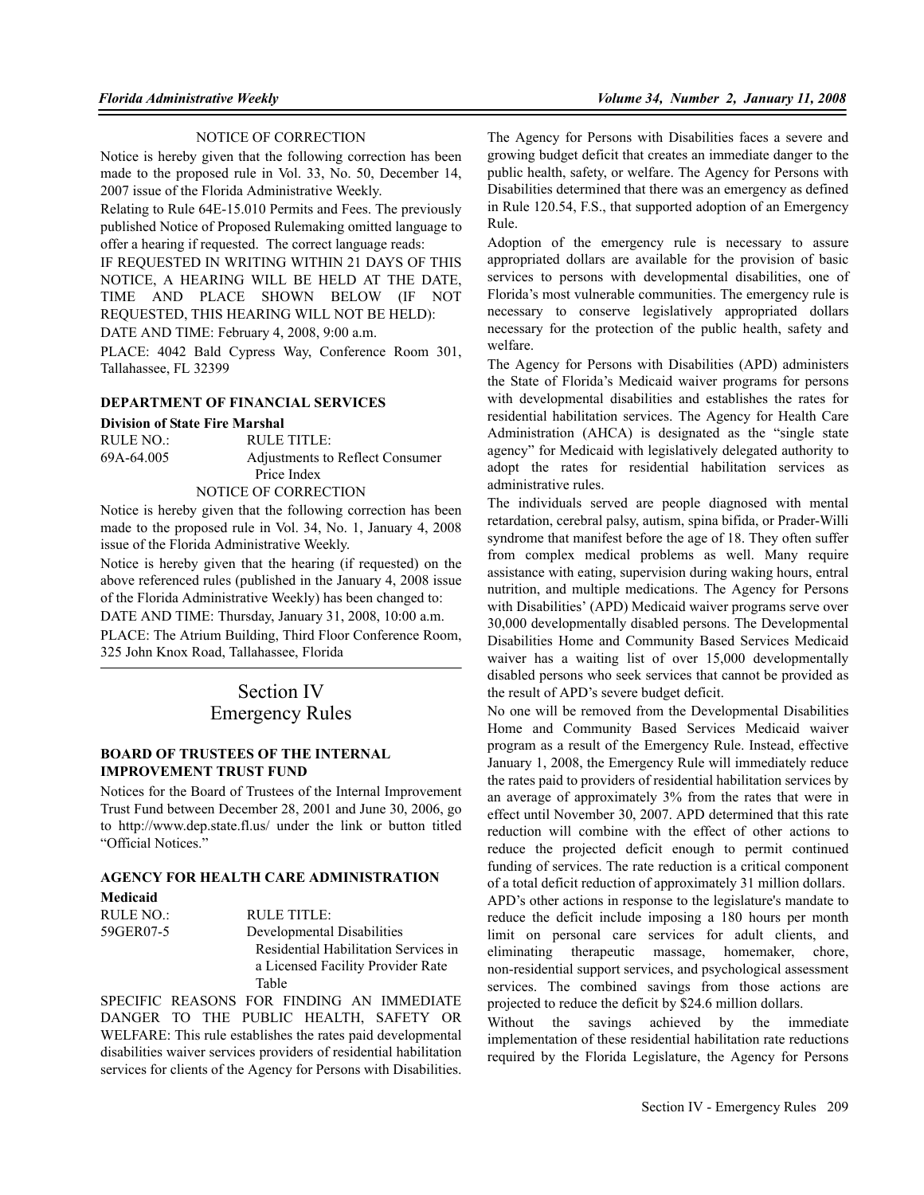NOTICE OF CORRECTION

Notice is hereby given that the following correction has been made to the proposed rule in Vol. 33, No. 50, December 14, 2007 issue of the Florida Administrative Weekly.

Relating to Rule 64E-15.010 Permits and Fees. The previously published Notice of Proposed Rulemaking omitted language to offer a hearing if requested. The correct language reads:

IF REQUESTED IN WRITING WITHIN 21 DAYS OF THIS NOTICE, A HEARING WILL BE HELD AT THE DATE, TIME AND PLACE SHOWN BELOW (IF NOT REQUESTED, THIS HEARING WILL NOT BE HELD):

DATE AND TIME: February 4, 2008, 9:00 a.m.

PLACE: 4042 Bald Cypress Way, Conference Room 301, Tallahassee, FL 32399

**DEPARTMENT OF FINANCIAL SERVICES**

**Division of State Fire Marshal**

| RULE NO.: | RULE TITLE: |
|---|---|
| 69A-64.005 | Adjustments to Reflect Consumer Price Index |

NOTICE OF CORRECTION

Notice is hereby given that the following correction has been made to the proposed rule in Vol. 34, No. 1, January 4, 2008 issue of the Florida Administrative Weekly.

Notice is hereby given that the hearing (if requested) on the above referenced rules (published in the January 4, 2008 issue of the Florida Administrative Weekly) has been changed to:

DATE AND TIME: Thursday, January 31, 2008, 10:00 a.m.

PLACE: The Atrium Building, Third Floor Conference Room, 325 John Knox Road, Tallahassee, Florida

# Section IV Emergency Rules

**BOARD OF TRUSTEES OF THE INTERNAL IMPROVEMENT TRUST FUND**

Notices for the Board of Trustees of the Internal Improvement Trust Fund between December 28, 2001 and June 30, 2006, go to http://www.dep.state.fl.us/ under the link or button titled "Official Notices."

**AGENCY FOR HEALTH CARE ADMINISTRATION**

**Medicaid**

| RULE NO.: | RULE TITLE: |
|---|---|
| 59GER07-5 | Developmental Disabilities Residential Habilitation Services in a Licensed Facility Provider Rate Table |

SPECIFIC REASONS FOR FINDING AN IMMEDIATE DANGER TO THE PUBLIC HEALTH, SAFETY OR WELFARE: This rule establishes the rates paid developmental disabilities waiver services providers of residential habilitation services for clients of the Agency for Persons with Disabilities. The Agency for Persons with Disabilities faces a severe and growing budget deficit that creates an immediate danger to the public health, safety, or welfare. The Agency for Persons with Disabilities determined that there was an emergency as defined in Rule 120.54, F.S., that supported adoption of an Emergency Rule.

Adoption of the emergency rule is necessary to assure appropriated dollars are available for the provision of basic services to persons with developmental disabilities, one of Florida's most vulnerable communities. The emergency rule is necessary to conserve legislatively appropriated dollars necessary for the protection of the public health, safety and welfare.

The Agency for Persons with Disabilities (APD) administers the State of Florida's Medicaid waiver programs for persons with developmental disabilities and establishes the rates for residential habilitation services. The Agency for Health Care Administration (AHCA) is designated as the "single state agency" for Medicaid with legislatively delegated authority to adopt the rates for residential habilitation services as administrative rules.

The individuals served are people diagnosed with mental retardation, cerebral palsy, autism, spina bifida, or Prader-Willi syndrome that manifest before the age of 18. They often suffer from complex medical problems as well. Many require assistance with eating, supervision during waking hours, entral nutrition, and multiple medications. The Agency for Persons with Disabilities' (APD) Medicaid waiver programs serve over 30,000 developmentally disabled persons. The Developmental Disabilities Home and Community Based Services Medicaid waiver has a waiting list of over 15,000 developmentally disabled persons who seek services that cannot be provided as the result of APD's severe budget deficit.

No one will be removed from the Developmental Disabilities Home and Community Based Services Medicaid waiver program as a result of the Emergency Rule. Instead, effective January 1, 2008, the Emergency Rule will immediately reduce the rates paid to providers of residential habilitation services by an average of approximately 3% from the rates that were in effect until November 30, 2007. APD determined that this rate reduction will combine with the effect of other actions to reduce the projected deficit enough to permit continued funding of services. The rate reduction is a critical component of a total deficit reduction of approximately 31 million dollars.

APD's other actions in response to the legislature's mandate to reduce the deficit include imposing a 180 hours per month limit on personal care services for adult clients, and eliminating therapeutic massage, homemaker, chore, non-residential support services, and psychological assessment services. The combined savings from those actions are projected to reduce the deficit by $24.6 million dollars.

Without the savings achieved by the immediate implementation of these residential habilitation rate reductions required by the Florida Legislature, the Agency for Persons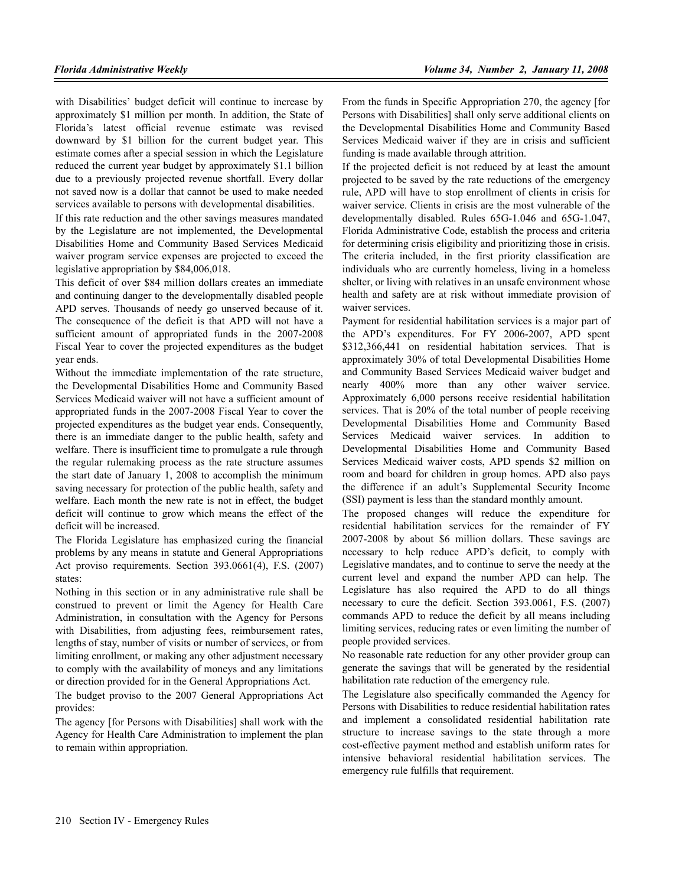with Disabilities' budget deficit will continue to increase by approximately $1 million per month. In addition, the State of Florida's latest official revenue estimate was revised downward by $1 billion for the current budget year. This estimate comes after a special session in which the Legislature reduced the current year budget by approximately $1.1 billion due to a previously projected revenue shortfall. Every dollar not saved now is a dollar that cannot be used to make needed services available to persons with developmental disabilities.

If this rate reduction and the other savings measures mandated by the Legislature are not implemented, the Developmental Disabilities Home and Community Based Services Medicaid waiver program service expenses are projected to exceed the legislative appropriation by $84,006,018.

This deficit of over $84 million dollars creates an immediate and continuing danger to the developmentally disabled people APD serves. Thousands of needy go unserved because of it. The consequence of the deficit is that APD will not have a sufficient amount of appropriated funds in the 2007-2008 Fiscal Year to cover the projected expenditures as the budget year ends.

Without the immediate implementation of the rate structure, the Developmental Disabilities Home and Community Based Services Medicaid waiver will not have a sufficient amount of appropriated funds in the 2007-2008 Fiscal Year to cover the projected expenditures as the budget year ends. Consequently, there is an immediate danger to the public health, safety and welfare. There is insufficient time to promulgate a rule through the regular rulemaking process as the rate structure assumes the start date of January 1, 2008 to accomplish the minimum saving necessary for protection of the public health, safety and welfare. Each month the new rate is not in effect, the budget deficit will continue to grow which means the effect of the deficit will be increased.

The Florida Legislature has emphasized curing the financial problems by any means in statute and General Appropriations Act proviso requirements. Section 393.0661(4), F.S. (2007) states:

Nothing in this section or in any administrative rule shall be construed to prevent or limit the Agency for Health Care Administration, in consultation with the Agency for Persons with Disabilities, from adjusting fees, reimbursement rates, lengths of stay, number of visits or number of services, or from limiting enrollment, or making any other adjustment necessary to comply with the availability of moneys and any limitations or direction provided for in the General Appropriations Act.

The budget proviso to the 2007 General Appropriations Act provides:

The agency [for Persons with Disabilities] shall work with the Agency for Health Care Administration to implement the plan to remain within appropriation.

From the funds in Specific Appropriation 270, the agency [for Persons with Disabilities] shall only serve additional clients on the Developmental Disabilities Home and Community Based Services Medicaid waiver if they are in crisis and sufficient funding is made available through attrition.

If the projected deficit is not reduced by at least the amount projected to be saved by the rate reductions of the emergency rule, APD will have to stop enrollment of clients in crisis for waiver service. Clients in crisis are the most vulnerable of the developmentally disabled. Rules 65G-1.046 and 65G-1.047, Florida Administrative Code, establish the process and criteria for determining crisis eligibility and prioritizing those in crisis. The criteria included, in the first priority classification are individuals who are currently homeless, living in a homeless shelter, or living with relatives in an unsafe environment whose health and safety are at risk without immediate provision of waiver services.

Payment for residential habilitation services is a major part of the APD's expenditures. For FY 2006-2007, APD spent $312,366,441 on residential habitation services. That is approximately 30% of total Developmental Disabilities Home and Community Based Services Medicaid waiver budget and nearly 400% more than any other waiver service. Approximately 6,000 persons receive residential habilitation services. That is 20% of the total number of people receiving Developmental Disabilities Home and Community Based Services Medicaid waiver services. In addition to Developmental Disabilities Home and Community Based Services Medicaid waiver costs, APD spends $2 million on room and board for children in group homes. APD also pays the difference if an adult's Supplemental Security Income (SSI) payment is less than the standard monthly amount.

The proposed changes will reduce the expenditure for residential habilitation services for the remainder of FY 2007-2008 by about $6 million dollars. These savings are necessary to help reduce APD's deficit, to comply with Legislative mandates, and to continue to serve the needy at the current level and expand the number APD can help. The Legislature has also required the APD to do all things necessary to cure the deficit. Section 393.0061, F.S. (2007) commands APD to reduce the deficit by all means including limiting services, reducing rates or even limiting the number of people provided services.

No reasonable rate reduction for any other provider group can generate the savings that will be generated by the residential habilitation rate reduction of the emergency rule.

The Legislature also specifically commanded the Agency for Persons with Disabilities to reduce residential habilitation rates and implement a consolidated residential habilitation rate structure to increase savings to the state through a more cost-effective payment method and establish uniform rates for intensive behavioral residential habilitation services. The emergency rule fulfills that requirement.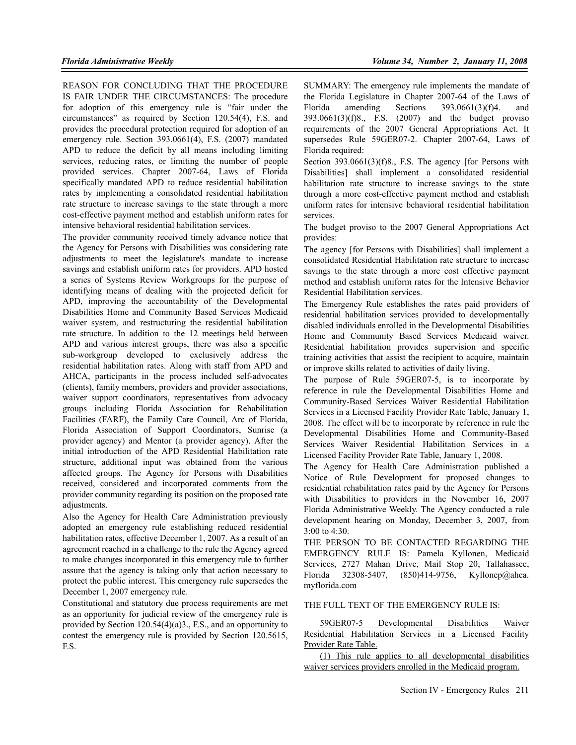REASON FOR CONCLUDING THAT THE PROCEDURE IS FAIR UNDER THE CIRCUMSTANCES: The procedure for adoption of this emergency rule is "fair under the circumstances" as required by Section 120.54(4), F.S. and provides the procedural protection required for adoption of an emergency rule. Section 393.0661(4), F.S. (2007) mandated APD to reduce the deficit by all means including limiting services, reducing rates, or limiting the number of people provided services. Chapter 2007-64, Laws of Florida specifically mandated APD to reduce residential habilitation rates by implementing a consolidated residential habilitation rate structure to increase savings to the state through a more cost-effective payment method and establish uniform rates for intensive behavioral residential habilitation services.

The provider community received timely advance notice that the Agency for Persons with Disabilities was considering rate adjustments to meet the legislature's mandate to increase savings and establish uniform rates for providers. APD hosted a series of Systems Review Workgroups for the purpose of identifying means of dealing with the projected deficit for APD, improving the accountability of the Developmental Disabilities Home and Community Based Services Medicaid waiver system, and restructuring the residential habilitation rate structure. In addition to the 12 meetings held between APD and various interest groups, there was also a specific sub-workgroup developed to exclusively address the residential habilitation rates. Along with staff from APD and AHCA, participants in the process included self-advocates (clients), family members, providers and provider associations, waiver support coordinators, representatives from advocacy groups including Florida Association for Rehabilitation Facilities (FARF), the Family Care Council, Arc of Florida, Florida Association of Support Coordinators, Sunrise (a provider agency) and Mentor (a provider agency). After the initial introduction of the APD Residential Habilitation rate structure, additional input was obtained from the various affected groups. The Agency for Persons with Disabilities received, considered and incorporated comments from the provider community regarding its position on the proposed rate adjustments.

Also the Agency for Health Care Administration previously adopted an emergency rule establishing reduced residential habilitation rates, effective December 1, 2007. As a result of an agreement reached in a challenge to the rule the Agency agreed to make changes incorporated in this emergency rule to further assure that the agency is taking only that action necessary to protect the public interest. This emergency rule supersedes the December 1, 2007 emergency rule.

Constitutional and statutory due process requirements are met as an opportunity for judicial review of the emergency rule is provided by Section 120.54(4)(a)3., F.S., and an opportunity to contest the emergency rule is provided by Section 120.5615, F.S.

SUMMARY: The emergency rule implements the mandate of the Florida Legislature in Chapter 2007-64 of the Laws of Florida amending Sections 393.0661(3)(f)4. and 393.0661(3)(f)8., F.S. (2007) and the budget proviso requirements of the 2007 General Appropriations Act. It supersedes Rule 59GER07-2. Chapter 2007-64, Laws of Florida required:

Section 393.0661(3)(f)8., F.S. The agency [for Persons with Disabilities] shall implement a consolidated residential habilitation rate structure to increase savings to the state through a more cost-effective payment method and establish uniform rates for intensive behavioral residential habilitation services.

The budget proviso to the 2007 General Appropriations Act provides:

The agency [for Persons with Disabilities] shall implement a consolidated Residential Habilitation rate structure to increase savings to the state through a more cost effective payment method and establish uniform rates for the Intensive Behavior Residential Habilitation services.

The Emergency Rule establishes the rates paid providers of residential habilitation services provided to developmentally disabled individuals enrolled in the Developmental Disabilities Home and Community Based Services Medicaid waiver. Residential habilitation provides supervision and specific training activities that assist the recipient to acquire, maintain or improve skills related to activities of daily living.

The purpose of Rule 59GER07-5, is to incorporate by reference in rule the Developmental Disabilities Home and Community-Based Services Waiver Residential Habilitation Services in a Licensed Facility Provider Rate Table, January 1, 2008. The effect will be to incorporate by reference in rule the Developmental Disabilities Home and Community-Based Services Waiver Residential Habilitation Services in a Licensed Facility Provider Rate Table, January 1, 2008.

The Agency for Health Care Administration published a Notice of Rule Development for proposed changes to residential rehabilitation rates paid by the Agency for Persons with Disabilities to providers in the November 16, 2007 Florida Administrative Weekly. The Agency conducted a rule development hearing on Monday, December 3, 2007, from 3:00 to 4:30.

THE PERSON TO BE CONTACTED REGARDING THE EMERGENCY RULE IS: Pamela Kyllonen, Medicaid Services, 2727 Mahan Drive, Mail Stop 20, Tallahassee, Florida 32308-5407, (850)414-9756, Kyllonep@ahca.myflorida.com

THE FULL TEXT OF THE EMERGENCY RULE IS:

<u>59GER07-5 Developmental Disabilities Waiver Residential Habilitation Services in a Licensed Facility Provider Rate Table.</u>

<u>(1) This rule applies to all developmental disabilities waiver services providers enrolled in the Medicaid program.</u>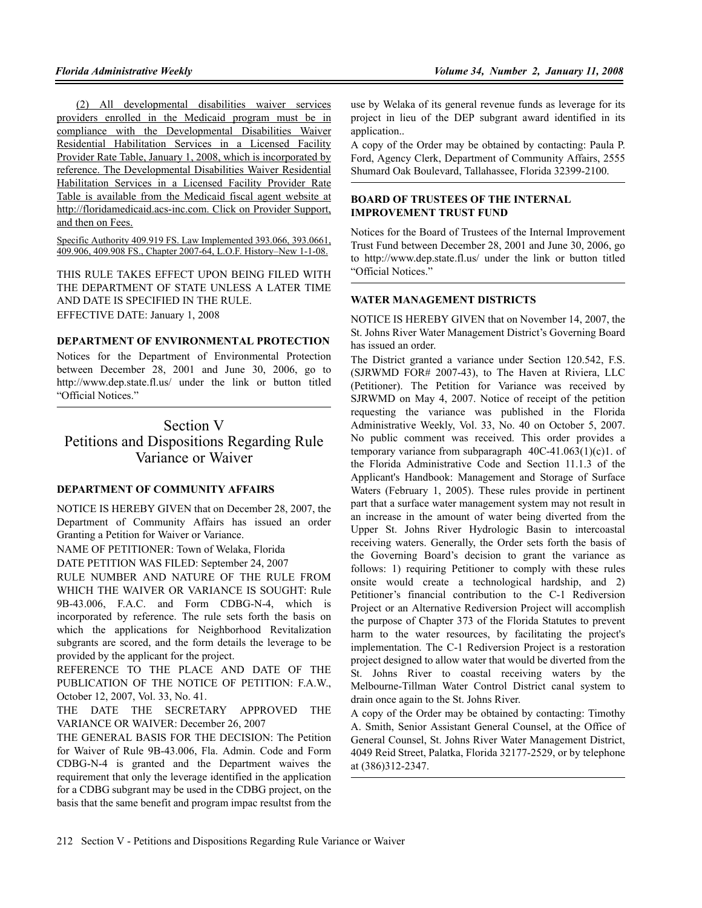(2) All developmental disabilities waiver services providers enrolled in the Medicaid program must be in compliance with the Developmental Disabilities Waiver Residential Habilitation Services in a Licensed Facility Provider Rate Table, January 1, 2008, which is incorporated by reference. The Developmental Disabilities Waiver Residential Habilitation Services in a Licensed Facility Provider Rate Table is available from the Medicaid fiscal agent website at http://floridamedicaid.acs-inc.com. Click on Provider Support, and then on Fees.

Specific Authority 409.919 FS. Law Implemented 393.066, 393.0661, 409.906, 409.908 FS., Chapter 2007-64, L.O.F. History–New 1-1-08.

THIS RULE TAKES EFFECT UPON BEING FILED WITH THE DEPARTMENT OF STATE UNLESS A LATER TIME AND DATE IS SPECIFIED IN THE RULE.

EFFECTIVE DATE: January 1, 2008

**DEPARTMENT OF ENVIRONMENTAL PROTECTION**

Notices for the Department of Environmental Protection between December 28, 2001 and June 30, 2006, go to http://www.dep.state.fl.us/ under the link or button titled "Official Notices."

# Section V
# Petitions and Dispositions Regarding Rule Variance or Waiver

**DEPARTMENT OF COMMUNITY AFFAIRS**

NOTICE IS HEREBY GIVEN that on December 28, 2007, the Department of Community Affairs has issued an order Granting a Petition for Waiver or Variance.

NAME OF PETITIONER: Town of Welaka, Florida

DATE PETITION WAS FILED: September 24, 2007

RULE NUMBER AND NATURE OF THE RULE FROM WHICH THE WAIVER OR VARIANCE IS SOUGHT: Rule 9B-43.006, F.A.C. and Form CDBG-N-4, which is incorporated by reference. The rule sets forth the basis on which the applications for Neighborhood Revitalization subgrants are scored, and the form details the leverage to be provided by the applicant for the project.

REFERENCE TO THE PLACE AND DATE OF THE PUBLICATION OF THE NOTICE OF PETITION: F.A.W., October 12, 2007, Vol. 33, No. 41.

THE DATE THE SECRETARY APPROVED THE VARIANCE OR WAIVER: December 26, 2007

THE GENERAL BASIS FOR THE DECISION: The Petition for Waiver of Rule 9B-43.006, Fla. Admin. Code and Form CDBG-N-4 is granted and the Department waives the requirement that only the leverage identified in the application for a CDBG subgrant may be used in the CDBG project, on the basis that the same benefit and program impac resultst from the use by Welaka of its general revenue funds as leverage for its project in lieu of the DEP subgrant award identified in its application..

A copy of the Order may be obtained by contacting: Paula P. Ford, Agency Clerk, Department of Community Affairs, 2555 Shumard Oak Boulevard, Tallahassee, Florida 32399-2100.

**BOARD OF TRUSTEES OF THE INTERNAL IMPROVEMENT TRUST FUND**

Notices for the Board of Trustees of the Internal Improvement Trust Fund between December 28, 2001 and June 30, 2006, go to http://www.dep.state.fl.us/ under the link or button titled "Official Notices."

**WATER MANAGEMENT DISTRICTS**

NOTICE IS HEREBY GIVEN that on November 14, 2007, the St. Johns River Water Management District's Governing Board has issued an order.

The District granted a variance under Section 120.542, F.S. (SJRWMD FOR# 2007-43), to The Haven at Riviera, LLC (Petitioner). The Petition for Variance was received by SJRWMD on May 4, 2007. Notice of receipt of the petition requesting the variance was published in the Florida Administrative Weekly, Vol. 33, No. 40 on October 5, 2007. No public comment was received. This order provides a temporary variance from subparagraph 40C-41.063(1)(c)1. of the Florida Administrative Code and Section 11.1.3 of the Applicant's Handbook: Management and Storage of Surface Waters (February 1, 2005). These rules provide in pertinent part that a surface water management system may not result in an increase in the amount of water being diverted from the Upper St. Johns River Hydrologic Basin to intercoastal receiving waters. Generally, the Order sets forth the basis of the Governing Board's decision to grant the variance as follows: 1) requiring Petitioner to comply with these rules onsite would create a technological hardship, and 2) Petitioner's financial contribution to the C-1 Rediversion Project or an Alternative Rediversion Project will accomplish the purpose of Chapter 373 of the Florida Statutes to prevent harm to the water resources, by facilitating the project's implementation. The C-1 Rediversion Project is a restoration project designed to allow water that would be diverted from the St. Johns River to coastal receiving waters by the Melbourne-Tillman Water Control District canal system to drain once again to the St. Johns River.

A copy of the Order may be obtained by contacting: Timothy A. Smith, Senior Assistant General Counsel, at the Office of General Counsel, St. Johns River Water Management District, 4049 Reid Street, Palatka, Florida 32177-2529, or by telephone at (386)312-2347.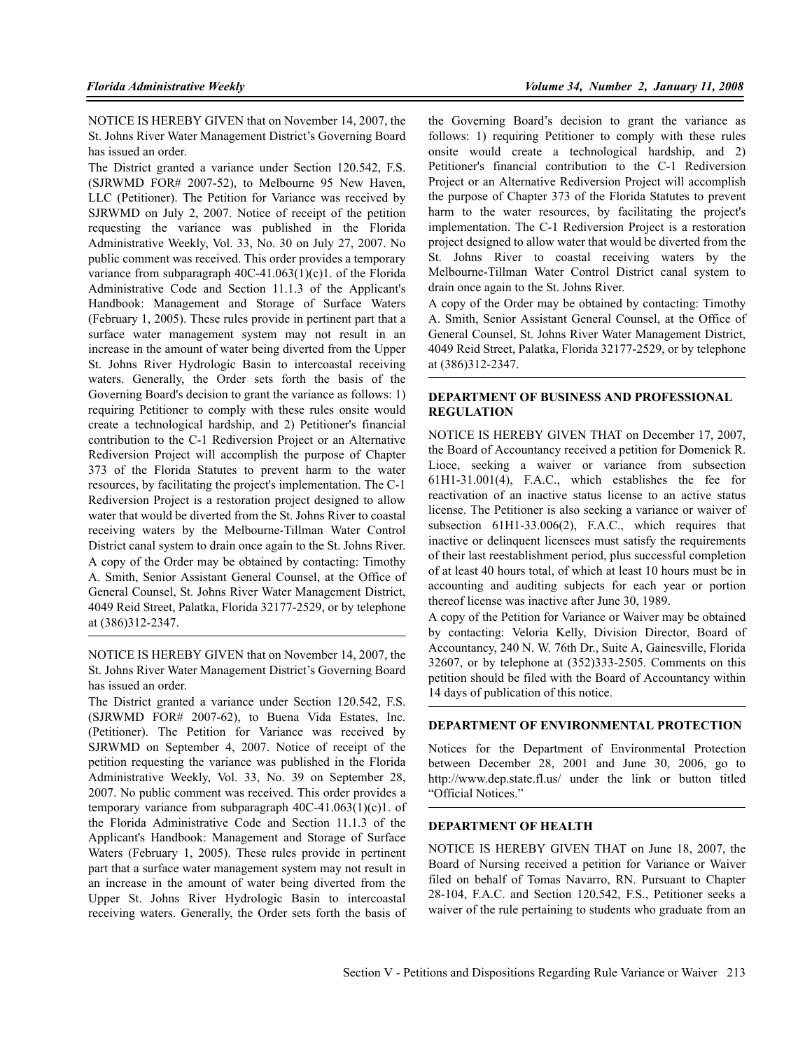NOTICE IS HEREBY GIVEN that on November 14, 2007, the St. Johns River Water Management District's Governing Board has issued an order.

The District granted a variance under Section 120.542, F.S. (SJRWMD FOR# 2007-52), to Melbourne 95 New Haven, LLC (Petitioner). The Petition for Variance was received by SJRWMD on July 2, 2007. Notice of receipt of the petition requesting the variance was published in the Florida Administrative Weekly, Vol. 33, No. 30 on July 27, 2007. No public comment was received. This order provides a temporary variance from subparagraph 40C-41.063(1)(c)1. of the Florida Administrative Code and Section 11.1.3 of the Applicant's Handbook: Management and Storage of Surface Waters (February 1, 2005). These rules provide in pertinent part that a surface water management system may not result in an increase in the amount of water being diverted from the Upper St. Johns River Hydrologic Basin to intercoastal receiving waters. Generally, the Order sets forth the basis of the Governing Board's decision to grant the variance as follows: 1) requiring Petitioner to comply with these rules onsite would create a technological hardship, and 2) Petitioner's financial contribution to the C-1 Rediversion Project or an Alternative Rediversion Project will accomplish the purpose of Chapter 373 of the Florida Statutes to prevent harm to the water resources, by facilitating the project's implementation. The C-1 Rediversion Project is a restoration project designed to allow water that would be diverted from the St. Johns River to coastal receiving waters by the Melbourne-Tillman Water Control District canal system to drain once again to the St. Johns River.

A copy of the Order may be obtained by contacting: Timothy A. Smith, Senior Assistant General Counsel, at the Office of General Counsel, St. Johns River Water Management District, 4049 Reid Street, Palatka, Florida 32177-2529, or by telephone at (386)312-2347.

---

NOTICE IS HEREBY GIVEN that on November 14, 2007, the St. Johns River Water Management District's Governing Board has issued an order.

The District granted a variance under Section 120.542, F.S. (SJRWMD FOR# 2007-62), to Buena Vida Estates, Inc. (Petitioner). The Petition for Variance was received by SJRWMD on September 4, 2007. Notice of receipt of the petition requesting the variance was published in the Florida Administrative Weekly, Vol. 33, No. 39 on September 28, 2007. No public comment was received. This order provides a temporary variance from subparagraph 40C-41.063(1)(c)1. of the Florida Administrative Code and Section 11.1.3 of the Applicant's Handbook: Management and Storage of Surface Waters (February 1, 2005). These rules provide in pertinent part that a surface water management system may not result in an increase in the amount of water being diverted from the Upper St. Johns River Hydrologic Basin to intercoastal receiving waters. Generally, the Order sets forth the basis of the Governing Board's decision to grant the variance as follows: 1) requiring Petitioner to comply with these rules onsite would create a technological hardship, and 2) Petitioner's financial contribution to the C-1 Rediversion Project or an Alternative Rediversion Project will accomplish the purpose of Chapter 373 of the Florida Statutes to prevent harm to the water resources, by facilitating the project's implementation. The C-1 Rediversion Project is a restoration project designed to allow water that would be diverted from the St. Johns River to coastal receiving waters by the Melbourne-Tillman Water Control District canal system to drain once again to the St. Johns River.

A copy of the Order may be obtained by contacting: Timothy A. Smith, Senior Assistant General Counsel, at the Office of General Counsel, St. Johns River Water Management District, 4049 Reid Street, Palatka, Florida 32177-2529, or by telephone at (386)312-2347.

---

## DEPARTMENT OF BUSINESS AND PROFESSIONAL REGULATION

NOTICE IS HEREBY GIVEN THAT on December 17, 2007, the Board of Accountancy received a petition for Domenick R. Lioce, seeking a waiver or variance from subsection 61H1-31.001(4), F.A.C., which establishes the fee for reactivation of an inactive status license to an active status license. The Petitioner is also seeking a variance or waiver of subsection 61H1-33.006(2), F.A.C., which requires that inactive or delinquent licensees must satisfy the requirements of their last reestablishment period, plus successful completion of at least 40 hours total, of which at least 10 hours must be in accounting and auditing subjects for each year or portion thereof license was inactive after June 30, 1989.

A copy of the Petition for Variance or Waiver may be obtained by contacting: Veloria Kelly, Division Director, Board of Accountancy, 240 N. W. 76th Dr., Suite A, Gainesville, Florida 32607, or by telephone at (352)333-2505. Comments on this petition should be filed with the Board of Accountancy within 14 days of publication of this notice.

---

## DEPARTMENT OF ENVIRONMENTAL PROTECTION

Notices for the Department of Environmental Protection between December 28, 2001 and June 30, 2006, go to http://www.dep.state.fl.us/ under the link or button titled "Official Notices."

---

## DEPARTMENT OF HEALTH

NOTICE IS HEREBY GIVEN THAT on June 18, 2007, the Board of Nursing received a petition for Variance or Waiver filed on behalf of Tomas Navarro, RN. Pursuant to Chapter 28-104, F.A.C. and Section 120.542, F.S., Petitioner seeks a waiver of the rule pertaining to students who graduate from an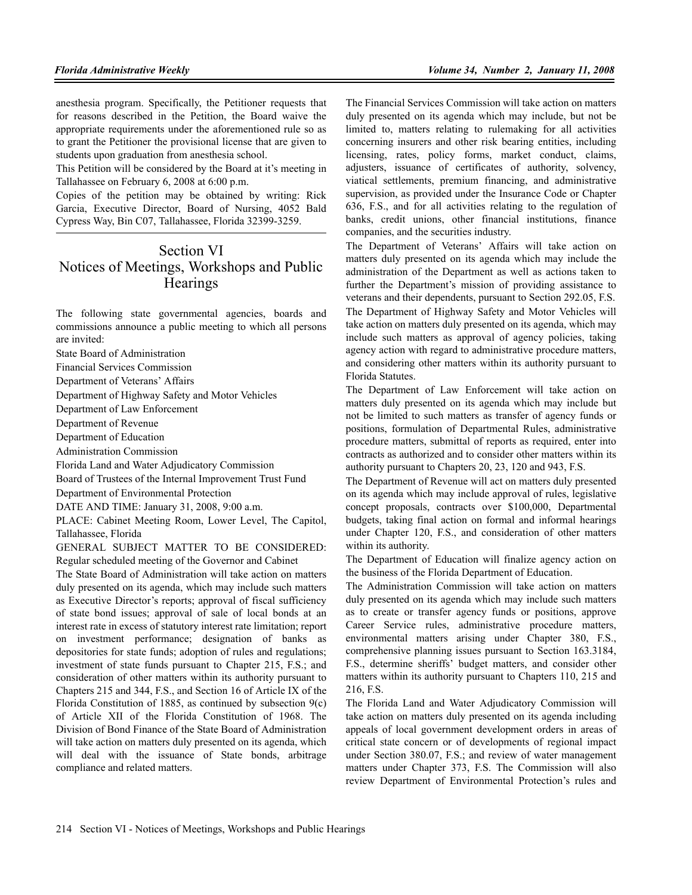anesthesia program. Specifically, the Petitioner requests that for reasons described in the Petition, the Board waive the appropriate requirements under the aforementioned rule so as to grant the Petitioner the provisional license that are given to students upon graduation from anesthesia school.

This Petition will be considered by the Board at it's meeting in Tallahassee on February 6, 2008 at 6:00 p.m.

Copies of the petition may be obtained by writing: Rick Garcia, Executive Director, Board of Nursing, 4052 Bald Cypress Way, Bin C07, Tallahassee, Florida 32399-3259.

# Section VI Notices of Meetings, Workshops and Public Hearings

The following state governmental agencies, boards and commissions announce a public meeting to which all persons are invited:

State Board of Administration

Financial Services Commission

Department of Veterans' Affairs

Department of Highway Safety and Motor Vehicles

Department of Law Enforcement

Department of Revenue

Department of Education

Administration Commission

Florida Land and Water Adjudicatory Commission

Board of Trustees of the Internal Improvement Trust Fund

Department of Environmental Protection

DATE AND TIME: January 31, 2008, 9:00 a.m.

PLACE: Cabinet Meeting Room, Lower Level, The Capitol, Tallahassee, Florida

GENERAL SUBJECT MATTER TO BE CONSIDERED: Regular scheduled meeting of the Governor and Cabinet

The State Board of Administration will take action on matters duly presented on its agenda, which may include such matters as Executive Director's reports; approval of fiscal sufficiency of state bond issues; approval of sale of local bonds at an interest rate in excess of statutory interest rate limitation; report on investment performance; designation of banks as depositories for state funds; adoption of rules and regulations; investment of state funds pursuant to Chapter 215, F.S.; and consideration of other matters within its authority pursuant to Chapters 215 and 344, F.S., and Section 16 of Article IX of the Florida Constitution of 1885, as continued by subsection 9(c) of Article XII of the Florida Constitution of 1968. The Division of Bond Finance of the State Board of Administration will take action on matters duly presented on its agenda, which will deal with the issuance of State bonds, arbitrage compliance and related matters.

The Financial Services Commission will take action on matters duly presented on its agenda which may include, but not be limited to, matters relating to rulemaking for all activities concerning insurers and other risk bearing entities, including licensing, rates, policy forms, market conduct, claims, adjusters, issuance of certificates of authority, solvency, viatical settlements, premium financing, and administrative supervision, as provided under the Insurance Code or Chapter 636, F.S., and for all activities relating to the regulation of banks, credit unions, other financial institutions, finance companies, and the securities industry.

The Department of Veterans' Affairs will take action on matters duly presented on its agenda which may include the administration of the Department as well as actions taken to further the Department's mission of providing assistance to veterans and their dependents, pursuant to Section 292.05, F.S.

The Department of Highway Safety and Motor Vehicles will take action on matters duly presented on its agenda, which may include such matters as approval of agency policies, taking agency action with regard to administrative procedure matters, and considering other matters within its authority pursuant to Florida Statutes.

The Department of Law Enforcement will take action on matters duly presented on its agenda which may include but not be limited to such matters as transfer of agency funds or positions, formulation of Departmental Rules, administrative procedure matters, submittal of reports as required, enter into contracts as authorized and to consider other matters within its authority pursuant to Chapters 20, 23, 120 and 943, F.S.

The Department of Revenue will act on matters duly presented on its agenda which may include approval of rules, legislative concept proposals, contracts over $100,000, Departmental budgets, taking final action on formal and informal hearings under Chapter 120, F.S., and consideration of other matters within its authority.

The Department of Education will finalize agency action on the business of the Florida Department of Education.

The Administration Commission will take action on matters duly presented on its agenda which may include such matters as to create or transfer agency funds or positions, approve Career Service rules, administrative procedure matters, environmental matters arising under Chapter 380, F.S., comprehensive planning issues pursuant to Section 163.3184, F.S., determine sheriffs' budget matters, and consider other matters within its authority pursuant to Chapters 110, 215 and 216, F.S.

The Florida Land and Water Adjudicatory Commission will take action on matters duly presented on its agenda including appeals of local government development orders in areas of critical state concern or of developments of regional impact under Section 380.07, F.S.; and review of water management matters under Chapter 373, F.S. The Commission will also review Department of Environmental Protection's rules and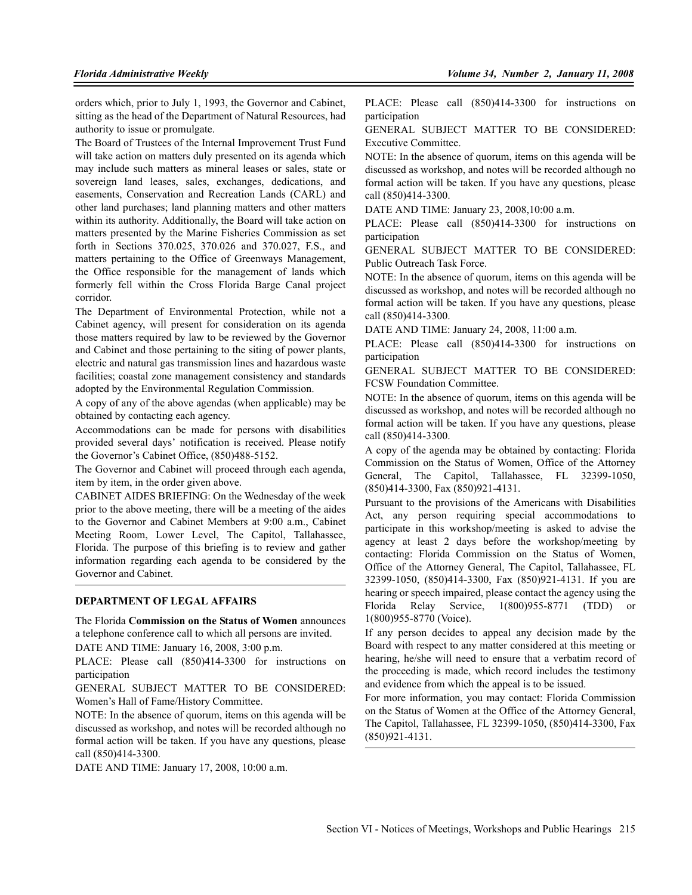orders which, prior to July 1, 1993, the Governor and Cabinet, sitting as the head of the Department of Natural Resources, had authority to issue or promulgate.

The Board of Trustees of the Internal Improvement Trust Fund will take action on matters duly presented on its agenda which may include such matters as mineral leases or sales, state or sovereign land leases, sales, exchanges, dedications, and easements, Conservation and Recreation Lands (CARL) and other land purchases; land planning matters and other matters within its authority. Additionally, the Board will take action on matters presented by the Marine Fisheries Commission as set forth in Sections 370.025, 370.026 and 370.027, F.S., and matters pertaining to the Office of Greenways Management, the Office responsible for the management of lands which formerly fell within the Cross Florida Barge Canal project corridor.

The Department of Environmental Protection, while not a Cabinet agency, will present for consideration on its agenda those matters required by law to be reviewed by the Governor and Cabinet and those pertaining to the siting of power plants, electric and natural gas transmission lines and hazardous waste facilities; coastal zone management consistency and standards adopted by the Environmental Regulation Commission.

A copy of any of the above agendas (when applicable) may be obtained by contacting each agency.

Accommodations can be made for persons with disabilities provided several days' notification is received. Please notify the Governor's Cabinet Office, (850)488-5152.

The Governor and Cabinet will proceed through each agenda, item by item, in the order given above.

CABINET AIDES BRIEFING: On the Wednesday of the week prior to the above meeting, there will be a meeting of the aides to the Governor and Cabinet Members at 9:00 a.m., Cabinet Meeting Room, Lower Level, The Capitol, Tallahassee, Florida. The purpose of this briefing is to review and gather information regarding each agenda to be considered by the Governor and Cabinet.

## DEPARTMENT OF LEGAL AFFAIRS

The Florida **Commission on the Status of Women** announces a telephone conference call to which all persons are invited.

DATE AND TIME: January 16, 2008, 3:00 p.m.

PLACE: Please call (850)414-3300 for instructions on participation

GENERAL SUBJECT MATTER TO BE CONSIDERED: Women's Hall of Fame/History Committee.

NOTE: In the absence of quorum, items on this agenda will be discussed as workshop, and notes will be recorded although no formal action will be taken. If you have any questions, please call (850)414-3300.

DATE AND TIME: January 17, 2008, 10:00 a.m.

PLACE: Please call (850)414-3300 for instructions on participation

GENERAL SUBJECT MATTER TO BE CONSIDERED: Executive Committee.

NOTE: In the absence of quorum, items on this agenda will be discussed as workshop, and notes will be recorded although no formal action will be taken. If you have any questions, please call (850)414-3300.

DATE AND TIME: January 23, 2008,10:00 a.m.

PLACE: Please call (850)414-3300 for instructions on participation

GENERAL SUBJECT MATTER TO BE CONSIDERED: Public Outreach Task Force.

NOTE: In the absence of quorum, items on this agenda will be discussed as workshop, and notes will be recorded although no formal action will be taken. If you have any questions, please call (850)414-3300.

DATE AND TIME: January 24, 2008, 11:00 a.m.

PLACE: Please call (850)414-3300 for instructions on participation

GENERAL SUBJECT MATTER TO BE CONSIDERED: FCSW Foundation Committee.

NOTE: In the absence of quorum, items on this agenda will be discussed as workshop, and notes will be recorded although no formal action will be taken. If you have any questions, please call (850)414-3300.

A copy of the agenda may be obtained by contacting: Florida Commission on the Status of Women, Office of the Attorney General, The Capitol, Tallahassee, FL 32399-1050, (850)414-3300, Fax (850)921-4131.

Pursuant to the provisions of the Americans with Disabilities Act, any person requiring special accommodations to participate in this workshop/meeting is asked to advise the agency at least 2 days before the workshop/meeting by contacting: Florida Commission on the Status of Women, Office of the Attorney General, The Capitol, Tallahassee, FL 32399-1050, (850)414-3300, Fax (850)921-4131. If you are hearing or speech impaired, please contact the agency using the Florida Relay Service, 1(800)955-8771 (TDD) or 1(800)955-8770 (Voice).

If any person decides to appeal any decision made by the Board with respect to any matter considered at this meeting or hearing, he/she will need to ensure that a verbatim record of the proceeding is made, which record includes the testimony and evidence from which the appeal is to be issued.

For more information, you may contact: Florida Commission on the Status of Women at the Office of the Attorney General, The Capitol, Tallahassee, FL 32399-1050, (850)414-3300, Fax (850)921-4131.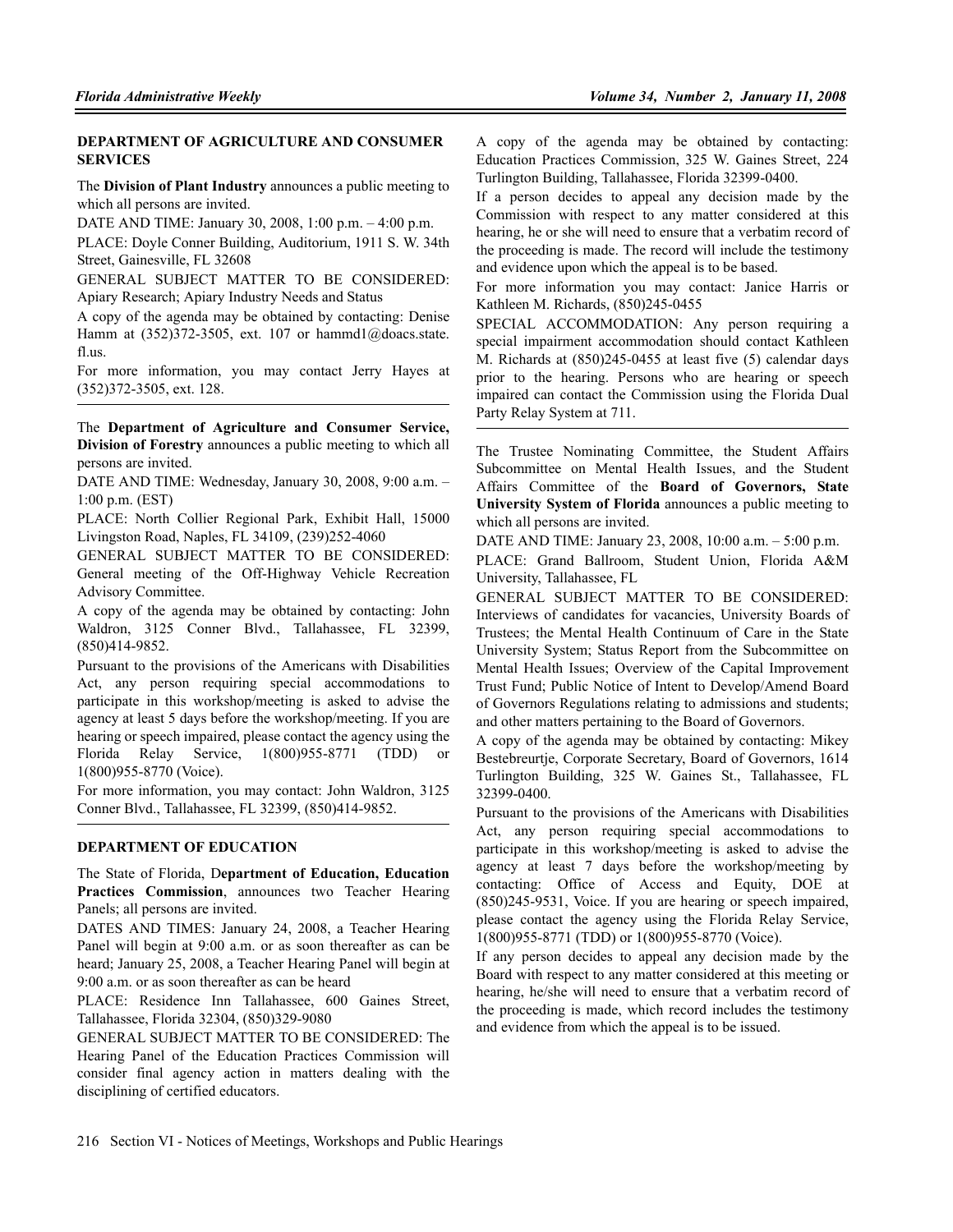**DEPARTMENT OF AGRICULTURE AND CONSUMER SERVICES**

The **Division of Plant Industry** announces a public meeting to which all persons are invited.

DATE AND TIME: January 30, 2008, 1:00 p.m. – 4:00 p.m.

PLACE: Doyle Conner Building, Auditorium, 1911 S. W. 34th Street, Gainesville, FL 32608

GENERAL SUBJECT MATTER TO BE CONSIDERED: Apiary Research; Apiary Industry Needs and Status

A copy of the agenda may be obtained by contacting: Denise Hamm at (352)372-3505, ext. 107 or hammd1@doacs.state.fl.us.

For more information, you may contact Jerry Hayes at (352)372-3505, ext. 128.

---

The **Department of Agriculture and Consumer Service, Division of Forestry** announces a public meeting to which all persons are invited.

DATE AND TIME: Wednesday, January 30, 2008, 9:00 a.m. – 1:00 p.m. (EST)

PLACE: North Collier Regional Park, Exhibit Hall, 15000 Livingston Road, Naples, FL 34109, (239)252-4060

GENERAL SUBJECT MATTER TO BE CONSIDERED: General meeting of the Off-Highway Vehicle Recreation Advisory Committee.

A copy of the agenda may be obtained by contacting: John Waldron, 3125 Conner Blvd., Tallahassee, FL 32399, (850)414-9852.

Pursuant to the provisions of the Americans with Disabilities Act, any person requiring special accommodations to participate in this workshop/meeting is asked to advise the agency at least 5 days before the workshop/meeting. If you are hearing or speech impaired, please contact the agency using the Florida Relay Service, 1(800)955-8771 (TDD) or 1(800)955-8770 (Voice).

For more information, you may contact: John Waldron, 3125 Conner Blvd., Tallahassee, FL 32399, (850)414-9852.

---

**DEPARTMENT OF EDUCATION**

The State of Florida, D**epartment of Education, Education Practices Commission**, announces two Teacher Hearing Panels; all persons are invited.

DATES AND TIMES: January 24, 2008, a Teacher Hearing Panel will begin at 9:00 a.m. or as soon thereafter as can be heard; January 25, 2008, a Teacher Hearing Panel will begin at 9:00 a.m. or as soon thereafter as can be heard

PLACE: Residence Inn Tallahassee, 600 Gaines Street, Tallahassee, Florida 32304, (850)329-9080

GENERAL SUBJECT MATTER TO BE CONSIDERED: The Hearing Panel of the Education Practices Commission will consider final agency action in matters dealing with the disciplining of certified educators.

A copy of the agenda may be obtained by contacting: Education Practices Commission, 325 W. Gaines Street, 224 Turlington Building, Tallahassee, Florida 32399-0400.

If a person decides to appeal any decision made by the Commission with respect to any matter considered at this hearing, he or she will need to ensure that a verbatim record of the proceeding is made. The record will include the testimony and evidence upon which the appeal is to be based.

For more information you may contact: Janice Harris or Kathleen M. Richards, (850)245-0455

SPECIAL ACCOMMODATION: Any person requiring a special impairment accommodation should contact Kathleen M. Richards at (850)245-0455 at least five (5) calendar days prior to the hearing. Persons who are hearing or speech impaired can contact the Commission using the Florida Dual Party Relay System at 711.

---

The Trustee Nominating Committee, the Student Affairs Subcommittee on Mental Health Issues, and the Student Affairs Committee of the **Board of Governors, State University System of Florida** announces a public meeting to which all persons are invited.

DATE AND TIME: January 23, 2008, 10:00 a.m. – 5:00 p.m.

PLACE: Grand Ballroom, Student Union, Florida A&M University, Tallahassee, FL

GENERAL SUBJECT MATTER TO BE CONSIDERED: Interviews of candidates for vacancies, University Boards of Trustees; the Mental Health Continuum of Care in the State University System; Status Report from the Subcommittee on Mental Health Issues; Overview of the Capital Improvement Trust Fund; Public Notice of Intent to Develop/Amend Board of Governors Regulations relating to admissions and students; and other matters pertaining to the Board of Governors.

A copy of the agenda may be obtained by contacting: Mikey Bestebreurtje, Corporate Secretary, Board of Governors, 1614 Turlington Building, 325 W. Gaines St., Tallahassee, FL 32399-0400.

Pursuant to the provisions of the Americans with Disabilities Act, any person requiring special accommodations to participate in this workshop/meeting is asked to advise the agency at least 7 days before the workshop/meeting by contacting: Office of Access and Equity, DOE at (850)245-9531, Voice. If you are hearing or speech impaired, please contact the agency using the Florida Relay Service, 1(800)955-8771 (TDD) or 1(800)955-8770 (Voice).

If any person decides to appeal any decision made by the Board with respect to any matter considered at this meeting or hearing, he/she will need to ensure that a verbatim record of the proceeding is made, which record includes the testimony and evidence from which the appeal is to be issued.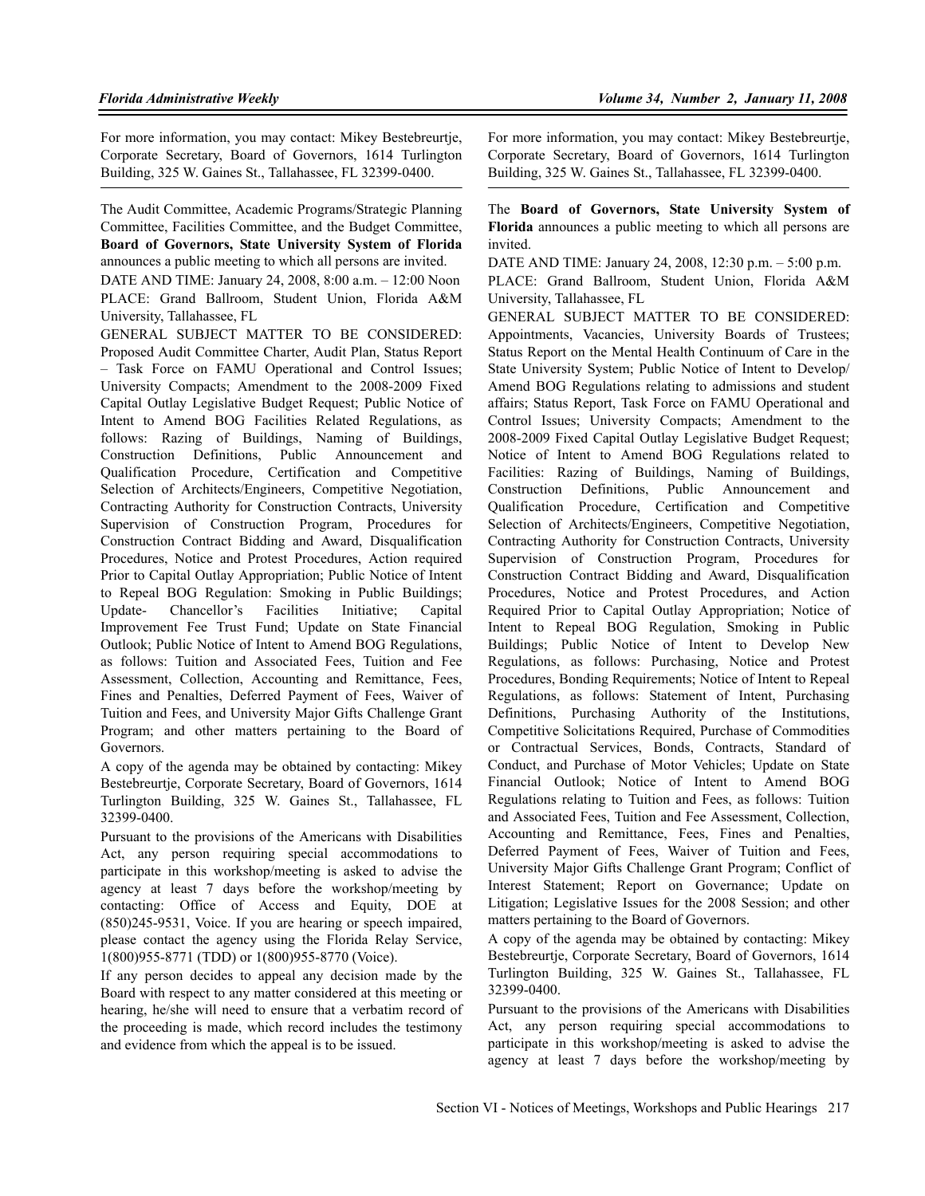For more information, you may contact: Mikey Bestebreurtje, Corporate Secretary, Board of Governors, 1614 Turlington Building, 325 W. Gaines St., Tallahassee, FL 32399-0400.

---

The Audit Committee, Academic Programs/Strategic Planning Committee, Facilities Committee, and the Budget Committee, **Board of Governors, State University System of Florida** announces a public meeting to which all persons are invited.

DATE AND TIME: January 24, 2008, 8:00 a.m. – 12:00 Noon

PLACE: Grand Ballroom, Student Union, Florida A&M University, Tallahassee, FL

GENERAL SUBJECT MATTER TO BE CONSIDERED: Proposed Audit Committee Charter, Audit Plan, Status Report – Task Force on FAMU Operational and Control Issues; University Compacts; Amendment to the 2008-2009 Fixed Capital Outlay Legislative Budget Request; Public Notice of Intent to Amend BOG Facilities Related Regulations, as follows: Razing of Buildings, Naming of Buildings, Construction Definitions, Public Announcement and Qualification Procedure, Certification and Competitive Selection of Architects/Engineers, Competitive Negotiation, Contracting Authority for Construction Contracts, University Supervision of Construction Program, Procedures for Construction Contract Bidding and Award, Disqualification Procedures, Notice and Protest Procedures, Action required Prior to Capital Outlay Appropriation; Public Notice of Intent to Repeal BOG Regulation: Smoking in Public Buildings; Update- Chancellor's Facilities Initiative; Capital Improvement Fee Trust Fund; Update on State Financial Outlook; Public Notice of Intent to Amend BOG Regulations, as follows: Tuition and Associated Fees, Tuition and Fee Assessment, Collection, Accounting and Remittance, Fees, Fines and Penalties, Deferred Payment of Fees, Waiver of Tuition and Fees, and University Major Gifts Challenge Grant Program; and other matters pertaining to the Board of Governors.

A copy of the agenda may be obtained by contacting: Mikey Bestebreurtje, Corporate Secretary, Board of Governors, 1614 Turlington Building, 325 W. Gaines St., Tallahassee, FL 32399-0400.

Pursuant to the provisions of the Americans with Disabilities Act, any person requiring special accommodations to participate in this workshop/meeting is asked to advise the agency at least 7 days before the workshop/meeting by contacting: Office of Access and Equity, DOE at (850)245-9531, Voice. If you are hearing or speech impaired, please contact the agency using the Florida Relay Service, 1(800)955-8771 (TDD) or 1(800)955-8770 (Voice).

If any person decides to appeal any decision made by the Board with respect to any matter considered at this meeting or hearing, he/she will need to ensure that a verbatim record of the proceeding is made, which record includes the testimony and evidence from which the appeal is to be issued.

For more information, you may contact: Mikey Bestebreurtje, Corporate Secretary, Board of Governors, 1614 Turlington Building, 325 W. Gaines St., Tallahassee, FL 32399-0400.

---

The **Board of Governors, State University System of Florida** announces a public meeting to which all persons are invited.

DATE AND TIME: January 24, 2008, 12:30 p.m. – 5:00 p.m.

PLACE: Grand Ballroom, Student Union, Florida A&M University, Tallahassee, FL

GENERAL SUBJECT MATTER TO BE CONSIDERED: Appointments, Vacancies, University Boards of Trustees; Status Report on the Mental Health Continuum of Care in the State University System; Public Notice of Intent to Develop/Amend BOG Regulations relating to admissions and student affairs; Status Report, Task Force on FAMU Operational and Control Issues; University Compacts; Amendment to the 2008-2009 Fixed Capital Outlay Legislative Budget Request; Notice of Intent to Amend BOG Regulations related to Facilities: Razing of Buildings, Naming of Buildings, Construction Definitions, Public Announcement and Qualification Procedure, Certification and Competitive Selection of Architects/Engineers, Competitive Negotiation, Contracting Authority for Construction Contracts, University Supervision of Construction Program, Procedures for Construction Contract Bidding and Award, Disqualification Procedures, Notice and Protest Procedures, and Action Required Prior to Capital Outlay Appropriation; Notice of Intent to Repeal BOG Regulation, Smoking in Public Buildings; Public Notice of Intent to Develop New Regulations, as follows: Purchasing, Notice and Protest Procedures, Bonding Requirements; Notice of Intent to Repeal Regulations, as follows: Statement of Intent, Purchasing Definitions, Purchasing Authority of the Institutions, Competitive Solicitations Required, Purchase of Commodities or Contractual Services, Bonds, Contracts, Standard of Conduct, and Purchase of Motor Vehicles; Update on State Financial Outlook; Notice of Intent to Amend BOG Regulations relating to Tuition and Fees, as follows: Tuition and Associated Fees, Tuition and Fee Assessment, Collection, Accounting and Remittance, Fees, Fines and Penalties, Deferred Payment of Fees, Waiver of Tuition and Fees, University Major Gifts Challenge Grant Program; Conflict of Interest Statement; Report on Governance; Update on Litigation; Legislative Issues for the 2008 Session; and other matters pertaining to the Board of Governors.

A copy of the agenda may be obtained by contacting: Mikey Bestebreurtje, Corporate Secretary, Board of Governors, 1614 Turlington Building, 325 W. Gaines St., Tallahassee, FL 32399-0400.

Pursuant to the provisions of the Americans with Disabilities Act, any person requiring special accommodations to participate in this workshop/meeting is asked to advise the agency at least 7 days before the workshop/meeting by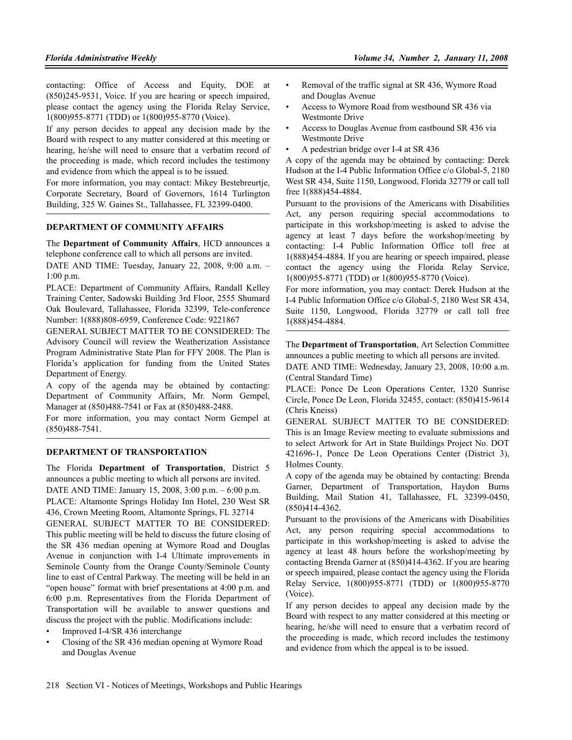contacting: Office of Access and Equity, DOE at (850)245-9531, Voice. If you are hearing or speech impaired, please contact the agency using the Florida Relay Service, 1(800)955-8771 (TDD) or 1(800)955-8770 (Voice).

If any person decides to appeal any decision made by the Board with respect to any matter considered at this meeting or hearing, he/she will need to ensure that a verbatim record of the proceeding is made, which record includes the testimony and evidence from which the appeal is to be issued.

For more information, you may contact: Mikey Bestebreurtje, Corporate Secretary, Board of Governors, 1614 Turlington Building, 325 W. Gaines St., Tallahassee, FL 32399-0400.

---

## DEPARTMENT OF COMMUNITY AFFAIRS

The **Department of Community Affairs**, HCD announces a telephone conference call to which all persons are invited.

DATE AND TIME: Tuesday, January 22, 2008, 9:00 a.m. – 1:00 p.m.

PLACE: Department of Community Affairs, Randall Kelley Training Center, Sadowski Building 3rd Floor, 2555 Shumard Oak Boulevard, Tallahassee, Florida 32399, Tele-conference Number: 1(888)808-6959, Conference Code: 9221867

GENERAL SUBJECT MATTER TO BE CONSIDERED: The Advisory Council will review the Weatherization Assistance Program Administrative State Plan for FFY 2008. The Plan is Florida's application for funding from the United States Department of Energy.

A copy of the agenda may be obtained by contacting: Department of Community Affairs, Mr. Norm Gempel, Manager at (850)488-7541 or Fax at (850)488-2488.

For more information, you may contact Norm Gempel at (850)488-7541.

---

## DEPARTMENT OF TRANSPORTATION

The Florida **Department of Transportation**, District 5 announces a public meeting to which all persons are invited.

DATE AND TIME: January 15, 2008, 3:00 p.m. – 6:00 p.m.

PLACE: Altamonte Springs Holiday Inn Hotel, 230 West SR 436, Crown Meeting Room, Altamonte Springs, FL 32714

GENERAL SUBJECT MATTER TO BE CONSIDERED: This public meeting will be held to discuss the future closing of the SR 436 median opening at Wymore Road and Douglas Avenue in conjunction with I-4 Ultimate improvements in Seminole County from the Orange County/Seminole County line to east of Central Parkway. The meeting will be held in an "open house" format with brief presentations at 4:00 p.m. and 6:00 p.m. Representatives from the Florida Department of Transportation will be available to answer questions and discuss the project with the public. Modifications include:

- Improved I-4/SR 436 interchange
- Closing of the SR 436 median opening at Wymore Road and Douglas Avenue
- Removal of the traffic signal at SR 436, Wymore Road and Douglas Avenue
- Access to Wymore Road from westbound SR 436 via Westmonte Drive
- Access to Douglas Avenue from eastbound SR 436 via Westmonte Drive
- A pedestrian bridge over I-4 at SR 436

A copy of the agenda may be obtained by contacting: Derek Hudson at the I-4 Public Information Office c/o Global-5, 2180 West SR 434, Suite 1150, Longwood, Florida 32779 or call toll free 1(888)454-4884.

Pursuant to the provisions of the Americans with Disabilities Act, any person requiring special accommodations to participate in this workshop/meeting is asked to advise the agency at least 7 days before the workshop/meeting by contacting: I-4 Public Information Office toll free at 1(888)454-4884. If you are hearing or speech impaired, please contact the agency using the Florida Relay Service, 1(800)955-8771 (TDD) or 1(800)955-8770 (Voice).

For more information, you may contact: Derek Hudson at the I-4 Public Information Office c/o Global-5, 2180 West SR 434, Suite 1150, Longwood, Florida 32779 or call toll free 1(888)454-4884.

---

The **Department of Transportation**, Art Selection Committee announces a public meeting to which all persons are invited.

DATE AND TIME: Wednesday, January 23, 2008, 10:00 a.m. (Central Standard Time)

PLACE: Ponce De Leon Operations Center, 1320 Sunrise Circle, Ponce De Leon, Florida 32455, contact: (850)415-9614 (Chris Kneiss)

GENERAL SUBJECT MATTER TO BE CONSIDERED: This is an Image Review meeting to evaluate submissions and to select Artwork for Art in State Buildings Project No. DOT 421696-1, Ponce De Leon Operations Center (District 3), Holmes County.

A copy of the agenda may be obtained by contacting: Brenda Garner, Department of Transportation, Haydon Burns Building, Mail Station 41, Tallahassee, FL 32399-0450, (850)414-4362.

Pursuant to the provisions of the Americans with Disabilities Act, any person requiring special accommodations to participate in this workshop/meeting is asked to advise the agency at least 48 hours before the workshop/meeting by contacting Brenda Garner at (850)414-4362. If you are hearing or speech impaired, please contact the agency using the Florida Relay Service, 1(800)955-8771 (TDD) or 1(800)955-8770 (Voice).

If any person decides to appeal any decision made by the Board with respect to any matter considered at this meeting or hearing, he/she will need to ensure that a verbatim record of the proceeding is made, which record includes the testimony and evidence from which the appeal is to be issued.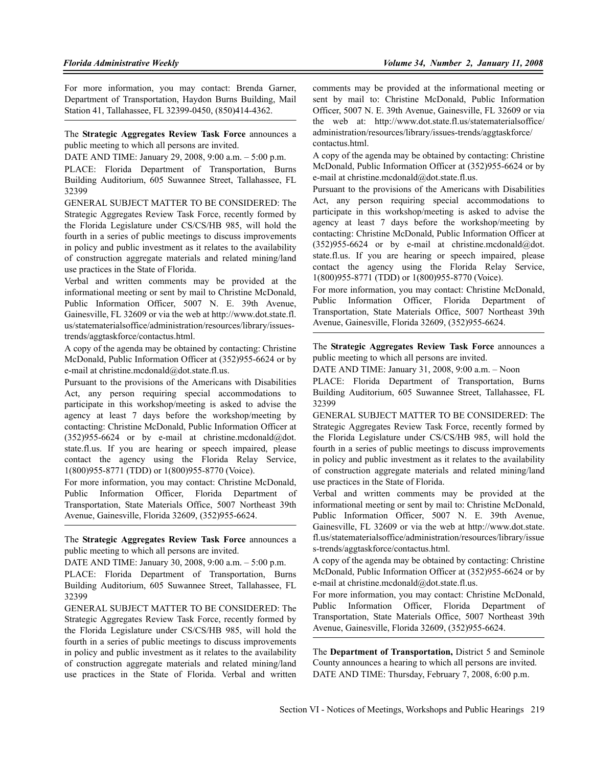For more information, you may contact: Brenda Garner, Department of Transportation, Haydon Burns Building, Mail Station 41, Tallahassee, FL 32399-0450, (850)414-4362.

---

The **Strategic Aggregates Review Task Force** announces a public meeting to which all persons are invited.

DATE AND TIME: January 29, 2008, 9:00 a.m. – 5:00 p.m.

PLACE: Florida Department of Transportation, Burns Building Auditorium, 605 Suwannee Street, Tallahassee, FL 32399

GENERAL SUBJECT MATTER TO BE CONSIDERED: The Strategic Aggregates Review Task Force, recently formed by the Florida Legislature under CS/CS/HB 985, will hold the fourth in a series of public meetings to discuss improvements in policy and public investment as it relates to the availability of construction aggregate materials and related mining/land use practices in the State of Florida.

Verbal and written comments may be provided at the informational meeting or sent by mail to Christine McDonald, Public Information Officer, 5007 N. E. 39th Avenue, Gainesville, FL 32609 or via the web at http://www.dot.state.fl.us/statematerialsoffice/administration/resources/library/issues-trends/aggtaskforce/contactus.html.

A copy of the agenda may be obtained by contacting: Christine McDonald, Public Information Officer at (352)955-6624 or by e-mail at christine.mcdonald@dot.state.fl.us.

Pursuant to the provisions of the Americans with Disabilities Act, any person requiring special accommodations to participate in this workshop/meeting is asked to advise the agency at least 7 days before the workshop/meeting by contacting: Christine McDonald, Public Information Officer at (352)955-6624 or by e-mail at christine.mcdonald@dot.state.fl.us. If you are hearing or speech impaired, please contact the agency using the Florida Relay Service, 1(800)955-8771 (TDD) or 1(800)955-8770 (Voice).

For more information, you may contact: Christine McDonald, Public Information Officer, Florida Department of Transportation, State Materials Office, 5007 Northeast 39th Avenue, Gainesville, Florida 32609, (352)955-6624.

---

The **Strategic Aggregates Review Task Force** announces a public meeting to which all persons are invited.

DATE AND TIME: January 30, 2008, 9:00 a.m. – 5:00 p.m.

PLACE: Florida Department of Transportation, Burns Building Auditorium, 605 Suwannee Street, Tallahassee, FL 32399

GENERAL SUBJECT MATTER TO BE CONSIDERED: The Strategic Aggregates Review Task Force, recently formed by the Florida Legislature under CS/CS/HB 985, will hold the fourth in a series of public meetings to discuss improvements in policy and public investment as it relates to the availability of construction aggregate materials and related mining/land use practices in the State of Florida. Verbal and written comments may be provided at the informational meeting or sent by mail to: Christine McDonald, Public Information Officer, 5007 N. E. 39th Avenue, Gainesville, FL 32609 or via the web at: http://www.dot.state.fl.us/statematerialsoffice/administration/resources/library/issues-trends/aggtaskforce/contactus.html.

A copy of the agenda may be obtained by contacting: Christine McDonald, Public Information Officer at (352)955-6624 or by e-mail at christine.mcdonald@dot.state.fl.us.

Pursuant to the provisions of the Americans with Disabilities Act, any person requiring special accommodations to participate in this workshop/meeting is asked to advise the agency at least 7 days before the workshop/meeting by contacting: Christine McDonald, Public Information Officer at (352)955-6624 or by e-mail at christine.mcdonald@dot.state.fl.us. If you are hearing or speech impaired, please contact the agency using the Florida Relay Service, 1(800)955-8771 (TDD) or 1(800)955-8770 (Voice).

For more information, you may contact: Christine McDonald, Public Information Officer, Florida Department of Transportation, State Materials Office, 5007 Northeast 39th Avenue, Gainesville, Florida 32609, (352)955-6624.

---

The **Strategic Aggregates Review Task Force** announces a public meeting to which all persons are invited.

DATE AND TIME: January 31, 2008, 9:00 a.m. – Noon

PLACE: Florida Department of Transportation, Burns Building Auditorium, 605 Suwannee Street, Tallahassee, FL 32399

GENERAL SUBJECT MATTER TO BE CONSIDERED: The Strategic Aggregates Review Task Force, recently formed by the Florida Legislature under CS/CS/HB 985, will hold the fourth in a series of public meetings to discuss improvements in policy and public investment as it relates to the availability of construction aggregate materials and related mining/land use practices in the State of Florida.

Verbal and written comments may be provided at the informational meeting or sent by mail to: Christine McDonald, Public Information Officer, 5007 N. E. 39th Avenue, Gainesville, FL 32609 or via the web at http://www.dot.state.fl.us/statematerialsoffice/administration/resources/library/issues-trends/aggtaskforce/contactus.html.

A copy of the agenda may be obtained by contacting: Christine McDonald, Public Information Officer at (352)955-6624 or by e-mail at christine.mcdonald@dot.state.fl.us.

For more information, you may contact: Christine McDonald, Public Information Officer, Florida Department of Transportation, State Materials Office, 5007 Northeast 39th Avenue, Gainesville, Florida 32609, (352)955-6624.

---

The **Department of Transportation,** District 5 and Seminole County announces a hearing to which all persons are invited.

DATE AND TIME: Thursday, February 7, 2008, 6:00 p.m.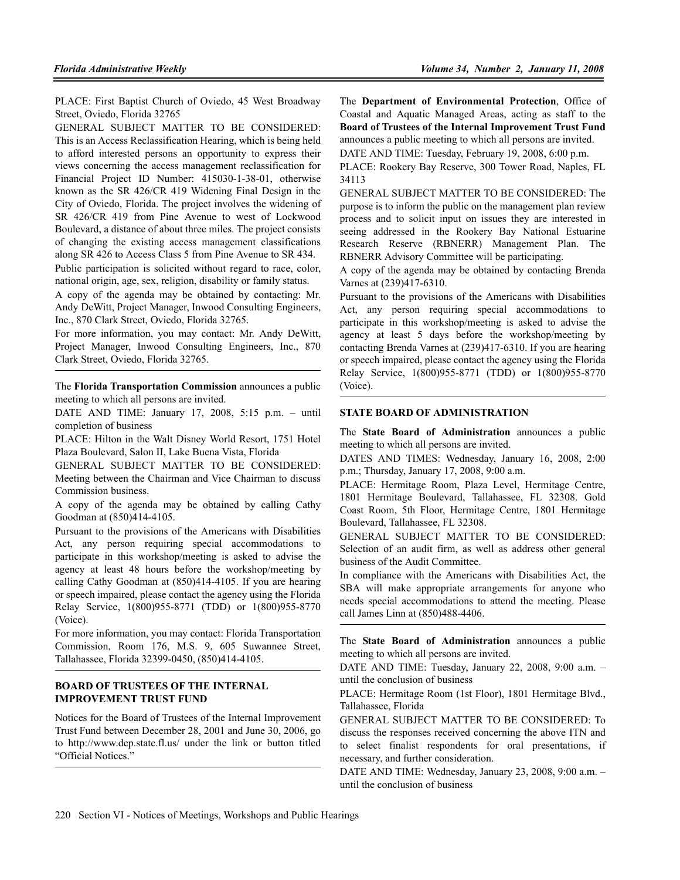PLACE: First Baptist Church of Oviedo, 45 West Broadway Street, Oviedo, Florida 32765

GENERAL SUBJECT MATTER TO BE CONSIDERED: This is an Access Reclassification Hearing, which is being held to afford interested persons an opportunity to express their views concerning the access management reclassification for Financial Project ID Number: 415030-1-38-01, otherwise known as the SR 426/CR 419 Widening Final Design in the City of Oviedo, Florida. The project involves the widening of SR 426/CR 419 from Pine Avenue to west of Lockwood Boulevard, a distance of about three miles. The project consists of changing the existing access management classifications along SR 426 to Access Class 5 from Pine Avenue to SR 434.

Public participation is solicited without regard to race, color, national origin, age, sex, religion, disability or family status.

A copy of the agenda may be obtained by contacting: Mr. Andy DeWitt, Project Manager, Inwood Consulting Engineers, Inc., 870 Clark Street, Oviedo, Florida 32765.

For more information, you may contact: Mr. Andy DeWitt, Project Manager, Inwood Consulting Engineers, Inc., 870 Clark Street, Oviedo, Florida 32765.

---

The **Florida Transportation Commission** announces a public meeting to which all persons are invited.

DATE AND TIME: January 17, 2008, 5:15 p.m. – until completion of business

PLACE: Hilton in the Walt Disney World Resort, 1751 Hotel Plaza Boulevard, Salon II, Lake Buena Vista, Florida

GENERAL SUBJECT MATTER TO BE CONSIDERED: Meeting between the Chairman and Vice Chairman to discuss Commission business.

A copy of the agenda may be obtained by calling Cathy Goodman at (850)414-4105.

Pursuant to the provisions of the Americans with Disabilities Act, any person requiring special accommodations to participate in this workshop/meeting is asked to advise the agency at least 48 hours before the workshop/meeting by calling Cathy Goodman at (850)414-4105. If you are hearing or speech impaired, please contact the agency using the Florida Relay Service, 1(800)955-8771 (TDD) or 1(800)955-8770 (Voice).

For more information, you may contact: Florida Transportation Commission, Room 176, M.S. 9, 605 Suwannee Street, Tallahassee, Florida 32399-0450, (850)414-4105.

---

## BOARD OF TRUSTEES OF THE INTERNAL IMPROVEMENT TRUST FUND

Notices for the Board of Trustees of the Internal Improvement Trust Fund between December 28, 2001 and June 30, 2006, go to http://www.dep.state.fl.us/ under the link or button titled "Official Notices."

---

The **Department of Environmental Protection**, Office of Coastal and Aquatic Managed Areas, acting as staff to the **Board of Trustees of the Internal Improvement Trust Fund** announces a public meeting to which all persons are invited.

DATE AND TIME: Tuesday, February 19, 2008, 6:00 p.m.

PLACE: Rookery Bay Reserve, 300 Tower Road, Naples, FL 34113

GENERAL SUBJECT MATTER TO BE CONSIDERED: The purpose is to inform the public on the management plan review process and to solicit input on issues they are interested in seeing addressed in the Rookery Bay National Estuarine Research Reserve (RBNERR) Management Plan. The RBNERR Advisory Committee will be participating.

A copy of the agenda may be obtained by contacting Brenda Varnes at (239)417-6310.

Pursuant to the provisions of the Americans with Disabilities Act, any person requiring special accommodations to participate in this workshop/meeting is asked to advise the agency at least 5 days before the workshop/meeting by contacting Brenda Varnes at (239)417-6310. If you are hearing or speech impaired, please contact the agency using the Florida Relay Service, 1(800)955-8771 (TDD) or 1(800)955-8770 (Voice).

---

## STATE BOARD OF ADMINISTRATION

The **State Board of Administration** announces a public meeting to which all persons are invited.

DATES AND TIMES: Wednesday, January 16, 2008, 2:00 p.m.; Thursday, January 17, 2008, 9:00 a.m.

PLACE: Hermitage Room, Plaza Level, Hermitage Centre, 1801 Hermitage Boulevard, Tallahassee, FL 32308. Gold Coast Room, 5th Floor, Hermitage Centre, 1801 Hermitage Boulevard, Tallahassee, FL 32308.

GENERAL SUBJECT MATTER TO BE CONSIDERED: Selection of an audit firm, as well as address other general business of the Audit Committee.

In compliance with the Americans with Disabilities Act, the SBA will make appropriate arrangements for anyone who needs special accommodations to attend the meeting. Please call James Linn at (850)488-4406.

---

The **State Board of Administration** announces a public meeting to which all persons are invited.

DATE AND TIME: Tuesday, January 22, 2008, 9:00 a.m. – until the conclusion of business

PLACE: Hermitage Room (1st Floor), 1801 Hermitage Blvd., Tallahassee, Florida

GENERAL SUBJECT MATTER TO BE CONSIDERED: To discuss the responses received concerning the above ITN and to select finalist respondents for oral presentations, if necessary, and further consideration.

DATE AND TIME: Wednesday, January 23, 2008, 9:00 a.m. – until the conclusion of business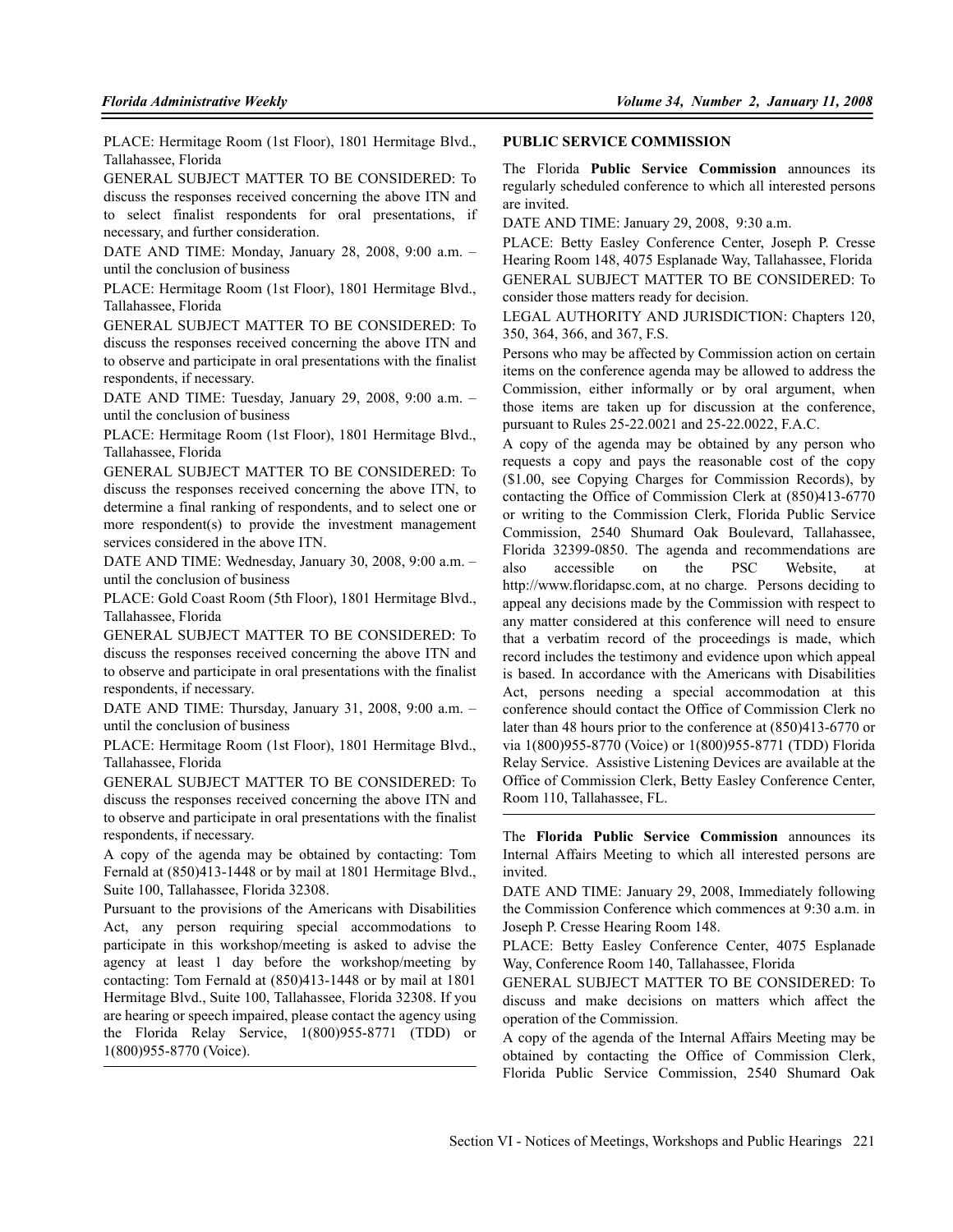PLACE: Hermitage Room (1st Floor), 1801 Hermitage Blvd., Tallahassee, Florida

GENERAL SUBJECT MATTER TO BE CONSIDERED: To discuss the responses received concerning the above ITN and to select finalist respondents for oral presentations, if necessary, and further consideration.

DATE AND TIME: Monday, January 28, 2008, 9:00 a.m. – until the conclusion of business

PLACE: Hermitage Room (1st Floor), 1801 Hermitage Blvd., Tallahassee, Florida

GENERAL SUBJECT MATTER TO BE CONSIDERED: To discuss the responses received concerning the above ITN and to observe and participate in oral presentations with the finalist respondents, if necessary.

DATE AND TIME: Tuesday, January 29, 2008, 9:00 a.m. – until the conclusion of business

PLACE: Hermitage Room (1st Floor), 1801 Hermitage Blvd., Tallahassee, Florida

GENERAL SUBJECT MATTER TO BE CONSIDERED: To discuss the responses received concerning the above ITN, to determine a final ranking of respondents, and to select one or more respondent(s) to provide the investment management services considered in the above ITN.

DATE AND TIME: Wednesday, January 30, 2008, 9:00 a.m. – until the conclusion of business

PLACE: Gold Coast Room (5th Floor), 1801 Hermitage Blvd., Tallahassee, Florida

GENERAL SUBJECT MATTER TO BE CONSIDERED: To discuss the responses received concerning the above ITN and to observe and participate in oral presentations with the finalist respondents, if necessary.

DATE AND TIME: Thursday, January 31, 2008, 9:00 a.m. – until the conclusion of business

PLACE: Hermitage Room (1st Floor), 1801 Hermitage Blvd., Tallahassee, Florida

GENERAL SUBJECT MATTER TO BE CONSIDERED: To discuss the responses received concerning the above ITN and to observe and participate in oral presentations with the finalist respondents, if necessary.

A copy of the agenda may be obtained by contacting: Tom Fernald at (850)413-1448 or by mail at 1801 Hermitage Blvd., Suite 100, Tallahassee, Florida 32308.

Pursuant to the provisions of the Americans with Disabilities Act, any person requiring special accommodations to participate in this workshop/meeting is asked to advise the agency at least 1 day before the workshop/meeting by contacting: Tom Fernald at (850)413-1448 or by mail at 1801 Hermitage Blvd., Suite 100, Tallahassee, Florida 32308. If you are hearing or speech impaired, please contact the agency using the Florida Relay Service, 1(800)955-8771 (TDD) or 1(800)955-8770 (Voice).

---

## PUBLIC SERVICE COMMISSION

The Florida **Public Service Commission** announces its regularly scheduled conference to which all interested persons are invited.

DATE AND TIME: January 29, 2008, 9:30 a.m.

PLACE: Betty Easley Conference Center, Joseph P. Cresse Hearing Room 148, 4075 Esplanade Way, Tallahassee, Florida

GENERAL SUBJECT MATTER TO BE CONSIDERED: To consider those matters ready for decision.

LEGAL AUTHORITY AND JURISDICTION: Chapters 120, 350, 364, 366, and 367, F.S.

Persons who may be affected by Commission action on certain items on the conference agenda may be allowed to address the Commission, either informally or by oral argument, when those items are taken up for discussion at the conference, pursuant to Rules 25-22.0021 and 25-22.0022, F.A.C.

A copy of the agenda may be obtained by any person who requests a copy and pays the reasonable cost of the copy ($1.00, see Copying Charges for Commission Records), by contacting the Office of Commission Clerk at (850)413-6770 or writing to the Commission Clerk, Florida Public Service Commission, 2540 Shumard Oak Boulevard, Tallahassee, Florida 32399-0850. The agenda and recommendations are also accessible on the PSC Website, at http://www.floridapsc.com, at no charge. Persons deciding to appeal any decisions made by the Commission with respect to any matter considered at this conference will need to ensure that a verbatim record of the proceedings is made, which record includes the testimony and evidence upon which appeal is based. In accordance with the Americans with Disabilities Act, persons needing a special accommodation at this conference should contact the Office of Commission Clerk no later than 48 hours prior to the conference at (850)413-6770 or via 1(800)955-8770 (Voice) or 1(800)955-8771 (TDD) Florida Relay Service. Assistive Listening Devices are available at the Office of Commission Clerk, Betty Easley Conference Center, Room 110, Tallahassee, FL.

---

The **Florida Public Service Commission** announces its Internal Affairs Meeting to which all interested persons are invited.

DATE AND TIME: January 29, 2008, Immediately following the Commission Conference which commences at 9:30 a.m. in Joseph P. Cresse Hearing Room 148.

PLACE: Betty Easley Conference Center, 4075 Esplanade Way, Conference Room 140, Tallahassee, Florida

GENERAL SUBJECT MATTER TO BE CONSIDERED: To discuss and make decisions on matters which affect the operation of the Commission.

A copy of the agenda of the Internal Affairs Meeting may be obtained by contacting the Office of Commission Clerk, Florida Public Service Commission, 2540 Shumard Oak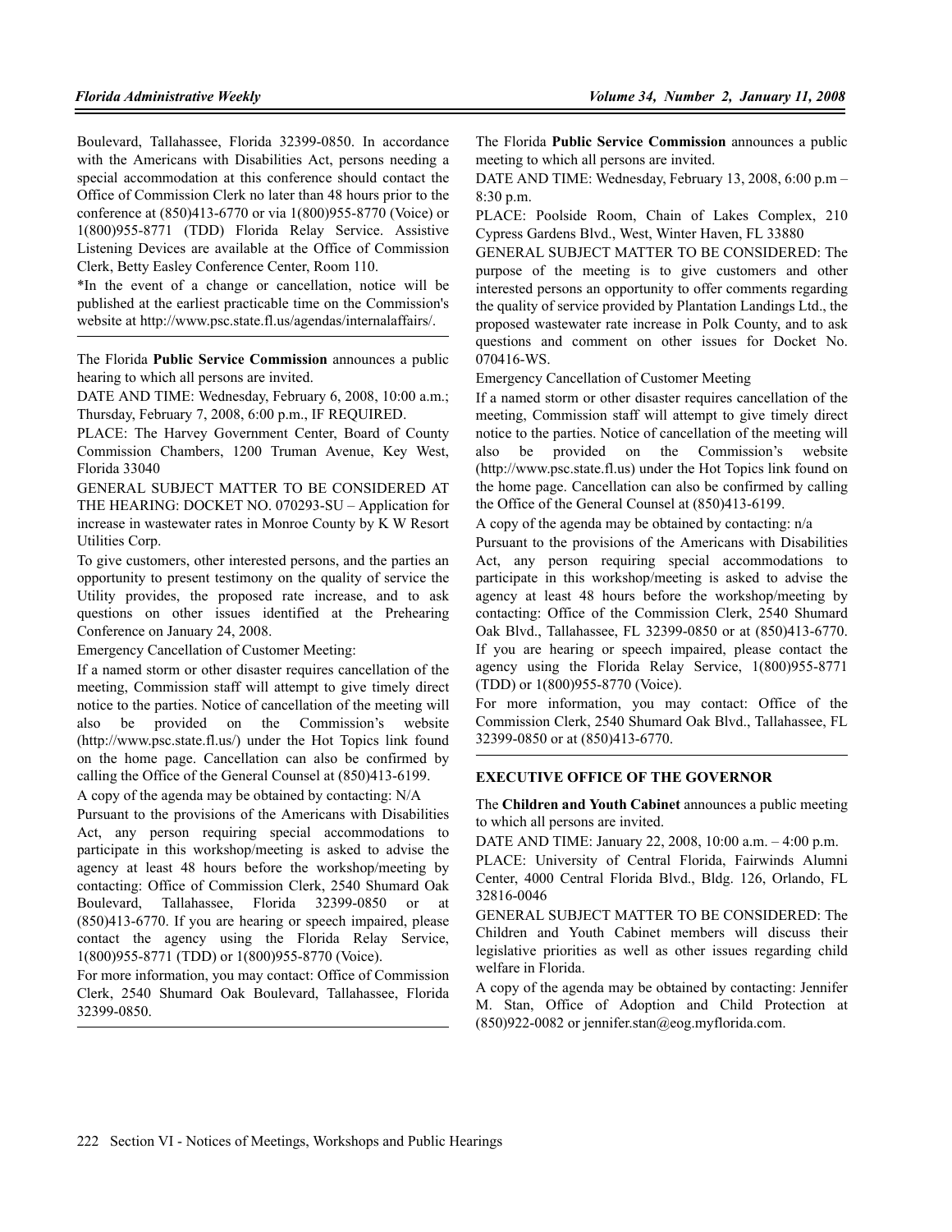Boulevard, Tallahassee, Florida 32399-0850. In accordance with the Americans with Disabilities Act, persons needing a special accommodation at this conference should contact the Office of Commission Clerk no later than 48 hours prior to the conference at (850)413-6770 or via 1(800)955-8770 (Voice) or 1(800)955-8771 (TDD) Florida Relay Service. Assistive Listening Devices are available at the Office of Commission Clerk, Betty Easley Conference Center, Room 110.

*In the event of a change or cancellation, notice will be published at the earliest practicable time on the Commission's website at http://www.psc.state.fl.us/agendas/internalaffairs/.

---

The Florida **Public Service Commission** announces a public hearing to which all persons are invited.

DATE AND TIME: Wednesday, February 6, 2008, 10:00 a.m.; Thursday, February 7, 2008, 6:00 p.m., IF REQUIRED.

PLACE: The Harvey Government Center, Board of County Commission Chambers, 1200 Truman Avenue, Key West, Florida 33040

GENERAL SUBJECT MATTER TO BE CONSIDERED AT THE HEARING: DOCKET NO. 070293-SU – Application for increase in wastewater rates in Monroe County by K W Resort Utilities Corp.

To give customers, other interested persons, and the parties an opportunity to present testimony on the quality of service the Utility provides, the proposed rate increase, and to ask questions on other issues identified at the Prehearing Conference on January 24, 2008.

Emergency Cancellation of Customer Meeting:

If a named storm or other disaster requires cancellation of the meeting, Commission staff will attempt to give timely direct notice to the parties. Notice of cancellation of the meeting will also be provided on the Commission's website (http://www.psc.state.fl.us/) under the Hot Topics link found on the home page. Cancellation can also be confirmed by calling the Office of the General Counsel at (850)413-6199.

A copy of the agenda may be obtained by contacting: N/A

Pursuant to the provisions of the Americans with Disabilities Act, any person requiring special accommodations to participate in this workshop/meeting is asked to advise the agency at least 48 hours before the workshop/meeting by contacting: Office of Commission Clerk, 2540 Shumard Oak Boulevard, Tallahassee, Florida 32399-0850 or at (850)413-6770. If you are hearing or speech impaired, please contact the agency using the Florida Relay Service, 1(800)955-8771 (TDD) or 1(800)955-8770 (Voice).

For more information, you may contact: Office of Commission Clerk, 2540 Shumard Oak Boulevard, Tallahassee, Florida 32399-0850.

---

The Florida **Public Service Commission** announces a public meeting to which all persons are invited.

DATE AND TIME: Wednesday, February 13, 2008, 6:00 p.m – 8:30 p.m.

PLACE: Poolside Room, Chain of Lakes Complex, 210 Cypress Gardens Blvd., West, Winter Haven, FL 33880

GENERAL SUBJECT MATTER TO BE CONSIDERED: The purpose of the meeting is to give customers and other interested persons an opportunity to offer comments regarding the quality of service provided by Plantation Landings Ltd., the proposed wastewater rate increase in Polk County, and to ask questions and comment on other issues for Docket No. 070416-WS.

Emergency Cancellation of Customer Meeting

If a named storm or other disaster requires cancellation of the meeting, Commission staff will attempt to give timely direct notice to the parties. Notice of cancellation of the meeting will also be provided on the Commission's website (http://www.psc.state.fl.us) under the Hot Topics link found on the home page. Cancellation can also be confirmed by calling the Office of the General Counsel at (850)413-6199.

A copy of the agenda may be obtained by contacting: n/a

Pursuant to the provisions of the Americans with Disabilities Act, any person requiring special accommodations to participate in this workshop/meeting is asked to advise the agency at least 48 hours before the workshop/meeting by contacting: Office of the Commission Clerk, 2540 Shumard Oak Blvd., Tallahassee, FL 32399-0850 or at (850)413-6770. If you are hearing or speech impaired, please contact the agency using the Florida Relay Service, 1(800)955-8771 (TDD) or 1(800)955-8770 (Voice).

For more information, you may contact: Office of the Commission Clerk, 2540 Shumard Oak Blvd., Tallahassee, FL 32399-0850 or at (850)413-6770.

---

## EXECUTIVE OFFICE OF THE GOVERNOR

The **Children and Youth Cabinet** announces a public meeting to which all persons are invited.

DATE AND TIME: January 22, 2008, 10:00 a.m. – 4:00 p.m.

PLACE: University of Central Florida, Fairwinds Alumni Center, 4000 Central Florida Blvd., Bldg. 126, Orlando, FL 32816-0046

GENERAL SUBJECT MATTER TO BE CONSIDERED: The Children and Youth Cabinet members will discuss their legislative priorities as well as other issues regarding child welfare in Florida.

A copy of the agenda may be obtained by contacting: Jennifer M. Stan, Office of Adoption and Child Protection at (850)922-0082 or jennifer.stan@eog.myflorida.com.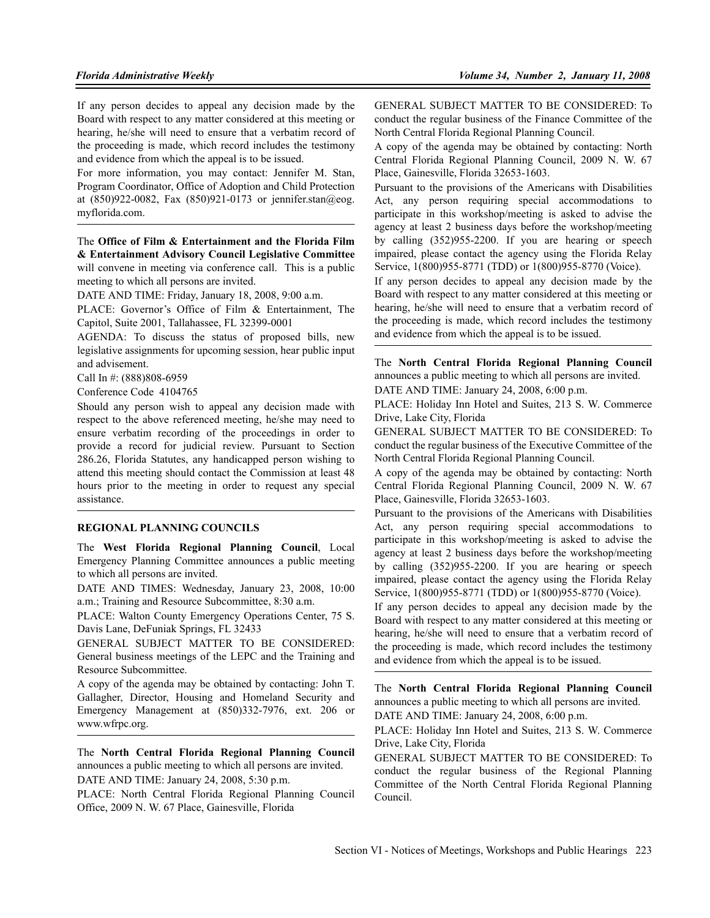If any person decides to appeal any decision made by the Board with respect to any matter considered at this meeting or hearing, he/she will need to ensure that a verbatim record of the proceeding is made, which record includes the testimony and evidence from which the appeal is to be issued.

For more information, you may contact: Jennifer M. Stan, Program Coordinator, Office of Adoption and Child Protection at (850)922-0082, Fax (850)921-0173 or jennifer.stan@eog.myflorida.com.

---

The **Office of Film & Entertainment and the Florida Film & Entertainment Advisory Council Legislative Committee** will convene in meeting via conference call. This is a public meeting to which all persons are invited.

DATE AND TIME: Friday, January 18, 2008, 9:00 a.m.

PLACE: Governor's Office of Film & Entertainment, The Capitol, Suite 2001, Tallahassee, FL 32399-0001

AGENDA: To discuss the status of proposed bills, new legislative assignments for upcoming session, hear public input and advisement.

Call In #: (888)808-6959

Conference Code 4104765

Should any person wish to appeal any decision made with respect to the above referenced meeting, he/she may need to ensure verbatim recording of the proceedings in order to provide a record for judicial review. Pursuant to Section 286.26, Florida Statutes, any handicapped person wishing to attend this meeting should contact the Commission at least 48 hours prior to the meeting in order to request any special assistance.

---

## REGIONAL PLANNING COUNCILS

The **West Florida Regional Planning Council**, Local Emergency Planning Committee announces a public meeting to which all persons are invited.

DATE AND TIMES: Wednesday, January 23, 2008, 10:00 a.m.; Training and Resource Subcommittee, 8:30 a.m.

PLACE: Walton County Emergency Operations Center, 75 S. Davis Lane, DeFuniak Springs, FL 32433

GENERAL SUBJECT MATTER TO BE CONSIDERED: General business meetings of the LEPC and the Training and Resource Subcommittee.

A copy of the agenda may be obtained by contacting: John T. Gallagher, Director, Housing and Homeland Security and Emergency Management at (850)332-7976, ext. 206 or www.wfrpc.org.

---

The **North Central Florida Regional Planning Council** announces a public meeting to which all persons are invited.

DATE AND TIME: January 24, 2008, 5:30 p.m.

PLACE: North Central Florida Regional Planning Council Office, 2009 N. W. 67 Place, Gainesville, Florida

GENERAL SUBJECT MATTER TO BE CONSIDERED: To conduct the regular business of the Finance Committee of the North Central Florida Regional Planning Council.

A copy of the agenda may be obtained by contacting: North Central Florida Regional Planning Council, 2009 N. W. 67 Place, Gainesville, Florida 32653-1603.

Pursuant to the provisions of the Americans with Disabilities Act, any person requiring special accommodations to participate in this workshop/meeting is asked to advise the agency at least 2 business days before the workshop/meeting by calling (352)955-2200. If you are hearing or speech impaired, please contact the agency using the Florida Relay Service, 1(800)955-8771 (TDD) or 1(800)955-8770 (Voice).

If any person decides to appeal any decision made by the Board with respect to any matter considered at this meeting or hearing, he/she will need to ensure that a verbatim record of the proceeding is made, which record includes the testimony and evidence from which the appeal is to be issued.

---

The **North Central Florida Regional Planning Council** announces a public meeting to which all persons are invited.

DATE AND TIME: January 24, 2008, 6:00 p.m.

PLACE: Holiday Inn Hotel and Suites, 213 S. W. Commerce Drive, Lake City, Florida

GENERAL SUBJECT MATTER TO BE CONSIDERED: To conduct the regular business of the Executive Committee of the North Central Florida Regional Planning Council.

A copy of the agenda may be obtained by contacting: North Central Florida Regional Planning Council, 2009 N. W. 67 Place, Gainesville, Florida 32653-1603.

Pursuant to the provisions of the Americans with Disabilities Act, any person requiring special accommodations to participate in this workshop/meeting is asked to advise the agency at least 2 business days before the workshop/meeting by calling (352)955-2200. If you are hearing or speech impaired, please contact the agency using the Florida Relay Service, 1(800)955-8771 (TDD) or 1(800)955-8770 (Voice).

If any person decides to appeal any decision made by the Board with respect to any matter considered at this meeting or hearing, he/she will need to ensure that a verbatim record of the proceeding is made, which record includes the testimony and evidence from which the appeal is to be issued.

---

The **North Central Florida Regional Planning Council** announces a public meeting to which all persons are invited.

DATE AND TIME: January 24, 2008, 6:00 p.m.

PLACE: Holiday Inn Hotel and Suites, 213 S. W. Commerce Drive, Lake City, Florida

GENERAL SUBJECT MATTER TO BE CONSIDERED: To conduct the regular business of the Regional Planning Committee of the North Central Florida Regional Planning Council.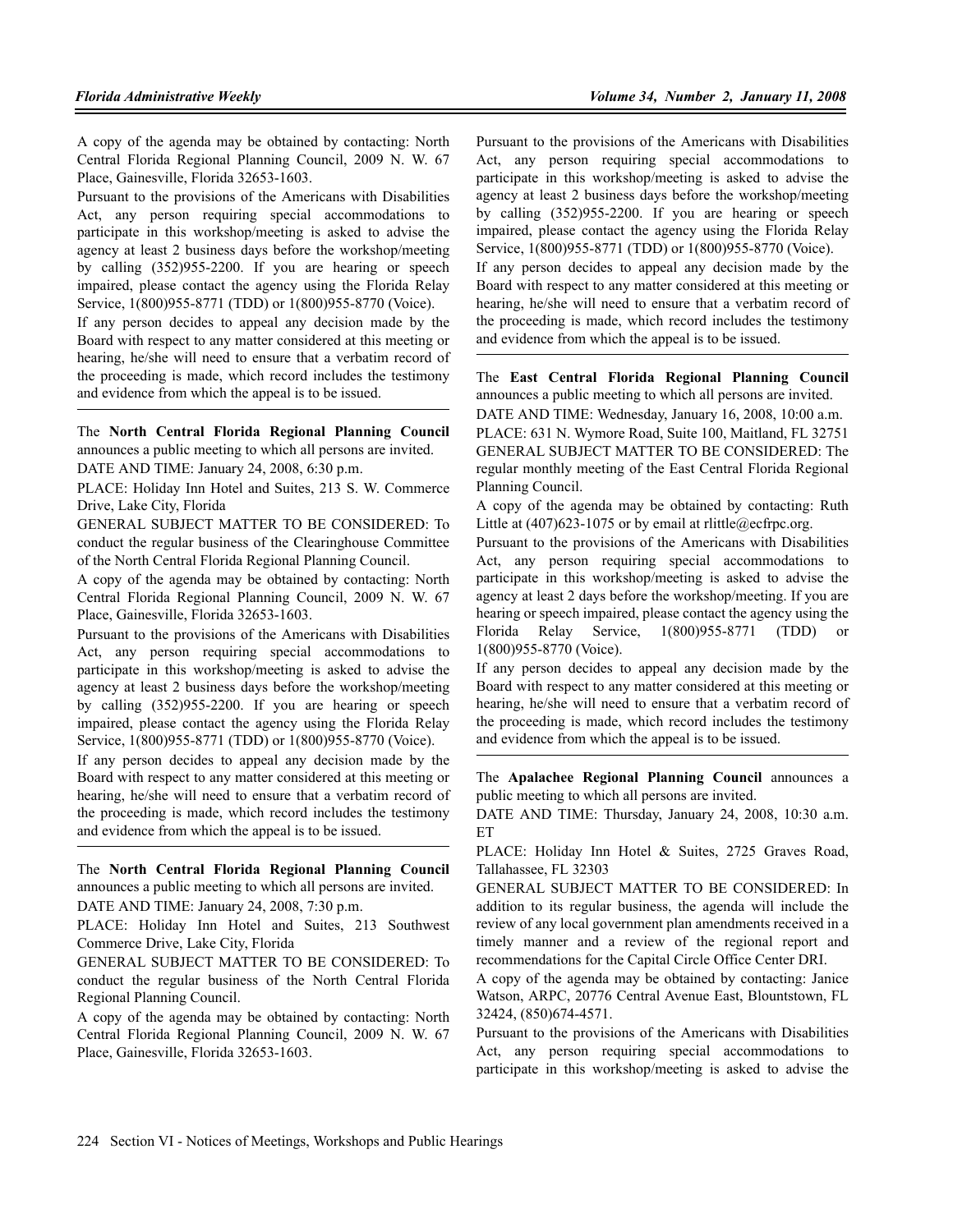A copy of the agenda may be obtained by contacting: North Central Florida Regional Planning Council, 2009 N. W. 67 Place, Gainesville, Florida 32653-1603.

Pursuant to the provisions of the Americans with Disabilities Act, any person requiring special accommodations to participate in this workshop/meeting is asked to advise the agency at least 2 business days before the workshop/meeting by calling (352)955-2200. If you are hearing or speech impaired, please contact the agency using the Florida Relay Service, 1(800)955-8771 (TDD) or 1(800)955-8770 (Voice).

If any person decides to appeal any decision made by the Board with respect to any matter considered at this meeting or hearing, he/she will need to ensure that a verbatim record of the proceeding is made, which record includes the testimony and evidence from which the appeal is to be issued.

---

The **North Central Florida Regional Planning Council** announces a public meeting to which all persons are invited.

DATE AND TIME: January 24, 2008, 6:30 p.m.

PLACE: Holiday Inn Hotel and Suites, 213 S. W. Commerce Drive, Lake City, Florida

GENERAL SUBJECT MATTER TO BE CONSIDERED: To conduct the regular business of the Clearinghouse Committee of the North Central Florida Regional Planning Council.

A copy of the agenda may be obtained by contacting: North Central Florida Regional Planning Council, 2009 N. W. 67 Place, Gainesville, Florida 32653-1603.

Pursuant to the provisions of the Americans with Disabilities Act, any person requiring special accommodations to participate in this workshop/meeting is asked to advise the agency at least 2 business days before the workshop/meeting by calling (352)955-2200. If you are hearing or speech impaired, please contact the agency using the Florida Relay Service, 1(800)955-8771 (TDD) or 1(800)955-8770 (Voice).

If any person decides to appeal any decision made by the Board with respect to any matter considered at this meeting or hearing, he/she will need to ensure that a verbatim record of the proceeding is made, which record includes the testimony and evidence from which the appeal is to be issued.

---

The **North Central Florida Regional Planning Council** announces a public meeting to which all persons are invited.

DATE AND TIME: January 24, 2008, 7:30 p.m.

PLACE: Holiday Inn Hotel and Suites, 213 Southwest Commerce Drive, Lake City, Florida

GENERAL SUBJECT MATTER TO BE CONSIDERED: To conduct the regular business of the North Central Florida Regional Planning Council.

A copy of the agenda may be obtained by contacting: North Central Florida Regional Planning Council, 2009 N. W. 67 Place, Gainesville, Florida 32653-1603.

Pursuant to the provisions of the Americans with Disabilities Act, any person requiring special accommodations to participate in this workshop/meeting is asked to advise the agency at least 2 business days before the workshop/meeting by calling (352)955-2200. If you are hearing or speech impaired, please contact the agency using the Florida Relay Service, 1(800)955-8771 (TDD) or 1(800)955-8770 (Voice).

If any person decides to appeal any decision made by the Board with respect to any matter considered at this meeting or hearing, he/she will need to ensure that a verbatim record of the proceeding is made, which record includes the testimony and evidence from which the appeal is to be issued.

---

The **East Central Florida Regional Planning Council** announces a public meeting to which all persons are invited.

DATE AND TIME: Wednesday, January 16, 2008, 10:00 a.m.

PLACE: 631 N. Wymore Road, Suite 100, Maitland, FL 32751

GENERAL SUBJECT MATTER TO BE CONSIDERED: The regular monthly meeting of the East Central Florida Regional Planning Council.

A copy of the agenda may be obtained by contacting: Ruth Little at (407)623-1075 or by email at rlittle@ecfrpc.org.

Pursuant to the provisions of the Americans with Disabilities Act, any person requiring special accommodations to participate in this workshop/meeting is asked to advise the agency at least 2 days before the workshop/meeting. If you are hearing or speech impaired, please contact the agency using the Florida Relay Service, 1(800)955-8771 (TDD) or 1(800)955-8770 (Voice).

If any person decides to appeal any decision made by the Board with respect to any matter considered at this meeting or hearing, he/she will need to ensure that a verbatim record of the proceeding is made, which record includes the testimony and evidence from which the appeal is to be issued.

---

The **Apalachee Regional Planning Council** announces a public meeting to which all persons are invited.

DATE AND TIME: Thursday, January 24, 2008, 10:30 a.m. ET

PLACE: Holiday Inn Hotel & Suites, 2725 Graves Road, Tallahassee, FL 32303

GENERAL SUBJECT MATTER TO BE CONSIDERED: In addition to its regular business, the agenda will include the review of any local government plan amendments received in a timely manner and a review of the regional report and recommendations for the Capital Circle Office Center DRI.

A copy of the agenda may be obtained by contacting: Janice Watson, ARPC, 20776 Central Avenue East, Blountstown, FL 32424, (850)674-4571.

Pursuant to the provisions of the Americans with Disabilities Act, any person requiring special accommodations to participate in this workshop/meeting is asked to advise the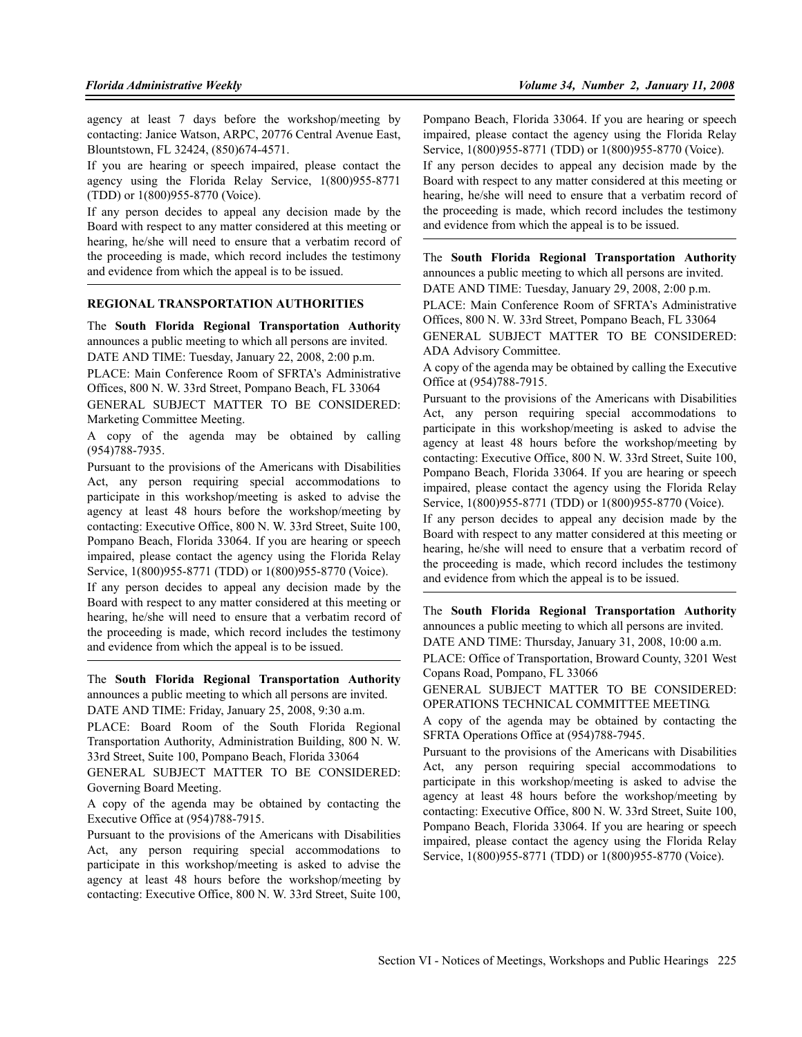agency at least 7 days before the workshop/meeting by contacting: Janice Watson, ARPC, 20776 Central Avenue East, Blountstown, FL 32424, (850)674-4571.

If you are hearing or speech impaired, please contact the agency using the Florida Relay Service, 1(800)955-8771 (TDD) or 1(800)955-8770 (Voice).

If any person decides to appeal any decision made by the Board with respect to any matter considered at this meeting or hearing, he/she will need to ensure that a verbatim record of the proceeding is made, which record includes the testimony and evidence from which the appeal is to be issued.

---

### REGIONAL TRANSPORTATION AUTHORITIES

The **South Florida Regional Transportation Authority** announces a public meeting to which all persons are invited.

DATE AND TIME: Tuesday, January 22, 2008, 2:00 p.m.

PLACE: Main Conference Room of SFRTA's Administrative Offices, 800 N. W. 33rd Street, Pompano Beach, FL 33064

GENERAL SUBJECT MATTER TO BE CONSIDERED: Marketing Committee Meeting.

A copy of the agenda may be obtained by calling (954)788-7935.

Pursuant to the provisions of the Americans with Disabilities Act, any person requiring special accommodations to participate in this workshop/meeting is asked to advise the agency at least 48 hours before the workshop/meeting by contacting: Executive Office, 800 N. W. 33rd Street, Suite 100, Pompano Beach, Florida 33064. If you are hearing or speech impaired, please contact the agency using the Florida Relay Service, 1(800)955-8771 (TDD) or 1(800)955-8770 (Voice).

If any person decides to appeal any decision made by the Board with respect to any matter considered at this meeting or hearing, he/she will need to ensure that a verbatim record of the proceeding is made, which record includes the testimony and evidence from which the appeal is to be issued.

---

The **South Florida Regional Transportation Authority** announces a public meeting to which all persons are invited.

DATE AND TIME: Friday, January 25, 2008, 9:30 a.m.

PLACE: Board Room of the South Florida Regional Transportation Authority, Administration Building, 800 N. W. 33rd Street, Suite 100, Pompano Beach, Florida 33064

GENERAL SUBJECT MATTER TO BE CONSIDERED: Governing Board Meeting.

A copy of the agenda may be obtained by contacting the Executive Office at (954)788-7915.

Pursuant to the provisions of the Americans with Disabilities Act, any person requiring special accommodations to participate in this workshop/meeting is asked to advise the agency at least 48 hours before the workshop/meeting by contacting: Executive Office, 800 N. W. 33rd Street, Suite 100, Pompano Beach, Florida 33064. If you are hearing or speech impaired, please contact the agency using the Florida Relay Service, 1(800)955-8771 (TDD) or 1(800)955-8770 (Voice).

If any person decides to appeal any decision made by the Board with respect to any matter considered at this meeting or hearing, he/she will need to ensure that a verbatim record of the proceeding is made, which record includes the testimony and evidence from which the appeal is to be issued.

---

The **South Florida Regional Transportation Authority** announces a public meeting to which all persons are invited.

DATE AND TIME: Tuesday, January 29, 2008, 2:00 p.m.

PLACE: Main Conference Room of SFRTA's Administrative Offices, 800 N. W. 33rd Street, Pompano Beach, FL 33064

GENERAL SUBJECT MATTER TO BE CONSIDERED: ADA Advisory Committee.

A copy of the agenda may be obtained by calling the Executive Office at (954)788-7915.

Pursuant to the provisions of the Americans with Disabilities Act, any person requiring special accommodations to participate in this workshop/meeting is asked to advise the agency at least 48 hours before the workshop/meeting by contacting: Executive Office, 800 N. W. 33rd Street, Suite 100, Pompano Beach, Florida 33064. If you are hearing or speech impaired, please contact the agency using the Florida Relay Service, 1(800)955-8771 (TDD) or 1(800)955-8770 (Voice).

If any person decides to appeal any decision made by the Board with respect to any matter considered at this meeting or hearing, he/she will need to ensure that a verbatim record of the proceeding is made, which record includes the testimony and evidence from which the appeal is to be issued.

---

The **South Florida Regional Transportation Authority** announces a public meeting to which all persons are invited.

DATE AND TIME: Thursday, January 31, 2008, 10:00 a.m.

PLACE: Office of Transportation, Broward County, 3201 West Copans Road, Pompano, FL 33066

GENERAL SUBJECT MATTER TO BE CONSIDERED: OPERATIONS TECHNICAL COMMITTEE MEETING.

A copy of the agenda may be obtained by contacting the SFRTA Operations Office at (954)788-7945.

Pursuant to the provisions of the Americans with Disabilities Act, any person requiring special accommodations to participate in this workshop/meeting is asked to advise the agency at least 48 hours before the workshop/meeting by contacting: Executive Office, 800 N. W. 33rd Street, Suite 100, Pompano Beach, Florida 33064. If you are hearing or speech impaired, please contact the agency using the Florida Relay Service, 1(800)955-8771 (TDD) or 1(800)955-8770 (Voice).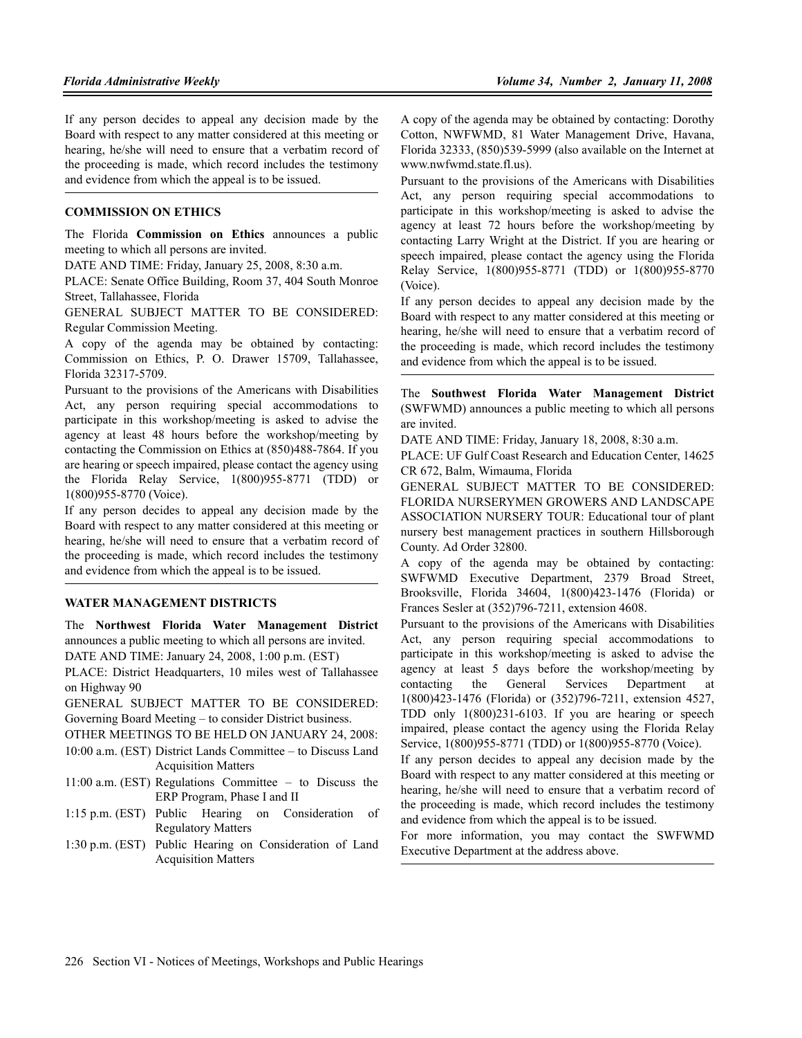If any person decides to appeal any decision made by the Board with respect to any matter considered at this meeting or hearing, he/she will need to ensure that a verbatim record of the proceeding is made, which record includes the testimony and evidence from which the appeal is to be issued.

## COMMISSION ON ETHICS

The Florida **Commission on Ethics** announces a public meeting to which all persons are invited.

DATE AND TIME: Friday, January 25, 2008, 8:30 a.m.

PLACE: Senate Office Building, Room 37, 404 South Monroe Street, Tallahassee, Florida

GENERAL SUBJECT MATTER TO BE CONSIDERED: Regular Commission Meeting.

A copy of the agenda may be obtained by contacting: Commission on Ethics, P. O. Drawer 15709, Tallahassee, Florida 32317-5709.

Pursuant to the provisions of the Americans with Disabilities Act, any person requiring special accommodations to participate in this workshop/meeting is asked to advise the agency at least 48 hours before the workshop/meeting by contacting the Commission on Ethics at (850)488-7864. If you are hearing or speech impaired, please contact the agency using the Florida Relay Service, 1(800)955-8771 (TDD) or 1(800)955-8770 (Voice).

If any person decides to appeal any decision made by the Board with respect to any matter considered at this meeting or hearing, he/she will need to ensure that a verbatim record of the proceeding is made, which record includes the testimony and evidence from which the appeal is to be issued.

## WATER MANAGEMENT DISTRICTS

The **Northwest Florida Water Management District** announces a public meeting to which all persons are invited.

DATE AND TIME: January 24, 2008, 1:00 p.m. (EST)

PLACE: District Headquarters, 10 miles west of Tallahassee on Highway 90

GENERAL SUBJECT MATTER TO BE CONSIDERED: Governing Board Meeting – to consider District business.

OTHER MEETINGS TO BE HELD ON JANUARY 24, 2008:

10:00 a.m. (EST) District Lands Committee – to Discuss Land Acquisition Matters

11:00 a.m. (EST) Regulations Committee – to Discuss the ERP Program, Phase I and II

1:15 p.m. (EST) Public Hearing on Consideration of Regulatory Matters

1:30 p.m. (EST) Public Hearing on Consideration of Land Acquisition Matters

A copy of the agenda may be obtained by contacting: Dorothy Cotton, NWFWMD, 81 Water Management Drive, Havana, Florida 32333, (850)539-5999 (also available on the Internet at www.nwfwmd.state.fl.us).

Pursuant to the provisions of the Americans with Disabilities Act, any person requiring special accommodations to participate in this workshop/meeting is asked to advise the agency at least 72 hours before the workshop/meeting by contacting Larry Wright at the District. If you are hearing or speech impaired, please contact the agency using the Florida Relay Service, 1(800)955-8771 (TDD) or 1(800)955-8770 (Voice).

If any person decides to appeal any decision made by the Board with respect to any matter considered at this meeting or hearing, he/she will need to ensure that a verbatim record of the proceeding is made, which record includes the testimony and evidence from which the appeal is to be issued.

The **Southwest Florida Water Management District** (SWFWMD) announces a public meeting to which all persons are invited.

DATE AND TIME: Friday, January 18, 2008, 8:30 a.m.

PLACE: UF Gulf Coast Research and Education Center, 14625 CR 672, Balm, Wimauma, Florida

GENERAL SUBJECT MATTER TO BE CONSIDERED: FLORIDA NURSERYMEN GROWERS AND LANDSCAPE ASSOCIATION NURSERY TOUR: Educational tour of plant nursery best management practices in southern Hillsborough County. Ad Order 32800.

A copy of the agenda may be obtained by contacting: SWFWMD Executive Department, 2379 Broad Street, Brooksville, Florida 34604, 1(800)423-1476 (Florida) or Frances Sesler at (352)796-7211, extension 4608.

Pursuant to the provisions of the Americans with Disabilities Act, any person requiring special accommodations to participate in this workshop/meeting is asked to advise the agency at least 5 days before the workshop/meeting by contacting the General Services Department at 1(800)423-1476 (Florida) or (352)796-7211, extension 4527, TDD only 1(800)231-6103. If you are hearing or speech impaired, please contact the agency using the Florida Relay Service, 1(800)955-8771 (TDD) or 1(800)955-8770 (Voice).

If any person decides to appeal any decision made by the Board with respect to any matter considered at this meeting or hearing, he/she will need to ensure that a verbatim record of the proceeding is made, which record includes the testimony and evidence from which the appeal is to be issued.

For more information, you may contact the SWFWMD Executive Department at the address above.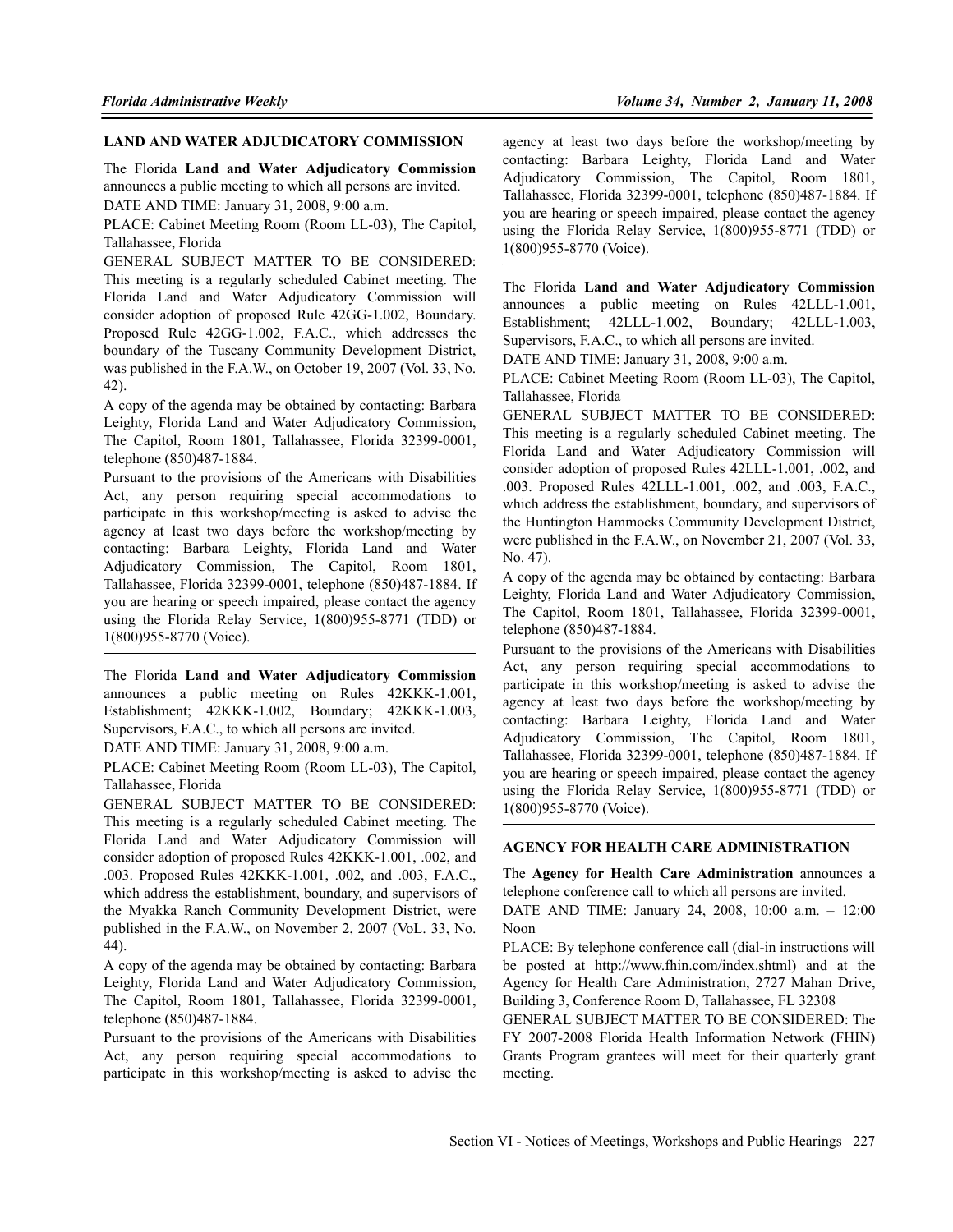## LAND AND WATER ADJUDICATORY COMMISSION

The Florida **Land and Water Adjudicatory Commission** announces a public meeting to which all persons are invited.

DATE AND TIME: January 31, 2008, 9:00 a.m.

PLACE: Cabinet Meeting Room (Room LL-03), The Capitol, Tallahassee, Florida

GENERAL SUBJECT MATTER TO BE CONSIDERED: This meeting is a regularly scheduled Cabinet meeting. The Florida Land and Water Adjudicatory Commission will consider adoption of proposed Rule 42GG-1.002, Boundary. Proposed Rule 42GG-1.002, F.A.C., which addresses the boundary of the Tuscany Community Development District, was published in the F.A.W., on October 19, 2007 (Vol. 33, No. 42).

A copy of the agenda may be obtained by contacting: Barbara Leighty, Florida Land and Water Adjudicatory Commission, The Capitol, Room 1801, Tallahassee, Florida 32399-0001, telephone (850)487-1884.

Pursuant to the provisions of the Americans with Disabilities Act, any person requiring special accommodations to participate in this workshop/meeting is asked to advise the agency at least two days before the workshop/meeting by contacting: Barbara Leighty, Florida Land and Water Adjudicatory Commission, The Capitol, Room 1801, Tallahassee, Florida 32399-0001, telephone (850)487-1884. If you are hearing or speech impaired, please contact the agency using the Florida Relay Service, 1(800)955-8771 (TDD) or 1(800)955-8770 (Voice).

---

The Florida **Land and Water Adjudicatory Commission** announces a public meeting on Rules 42KKK-1.001, Establishment; 42KKK-1.002, Boundary; 42KKK-1.003, Supervisors, F.A.C., to which all persons are invited.

DATE AND TIME: January 31, 2008, 9:00 a.m.

PLACE: Cabinet Meeting Room (Room LL-03), The Capitol, Tallahassee, Florida

GENERAL SUBJECT MATTER TO BE CONSIDERED: This meeting is a regularly scheduled Cabinet meeting. The Florida Land and Water Adjudicatory Commission will consider adoption of proposed Rules 42KKK-1.001, .002, and .003. Proposed Rules 42KKK-1.001, .002, and .003, F.A.C., which address the establishment, boundary, and supervisors of the Myakka Ranch Community Development District, were published in the F.A.W., on November 2, 2007 (VoL. 33, No. 44).

A copy of the agenda may be obtained by contacting: Barbara Leighty, Florida Land and Water Adjudicatory Commission, The Capitol, Room 1801, Tallahassee, Florida 32399-0001, telephone (850)487-1884.

Pursuant to the provisions of the Americans with Disabilities Act, any person requiring special accommodations to participate in this workshop/meeting is asked to advise the agency at least two days before the workshop/meeting by contacting: Barbara Leighty, Florida Land and Water Adjudicatory Commission, The Capitol, Room 1801, Tallahassee, Florida 32399-0001, telephone (850)487-1884. If you are hearing or speech impaired, please contact the agency using the Florida Relay Service, 1(800)955-8771 (TDD) or 1(800)955-8770 (Voice).

---

The Florida **Land and Water Adjudicatory Commission** announces a public meeting on Rules 42LLL-1.001, Establishment; 42LLL-1.002, Boundary; 42LLL-1.003, Supervisors, F.A.C., to which all persons are invited.

DATE AND TIME: January 31, 2008, 9:00 a.m.

PLACE: Cabinet Meeting Room (Room LL-03), The Capitol, Tallahassee, Florida

GENERAL SUBJECT MATTER TO BE CONSIDERED: This meeting is a regularly scheduled Cabinet meeting. The Florida Land and Water Adjudicatory Commission will consider adoption of proposed Rules 42LLL-1.001, .002, and .003. Proposed Rules 42LLL-1.001, .002, and .003, F.A.C., which address the establishment, boundary, and supervisors of the Huntington Hammocks Community Development District, were published in the F.A.W., on November 21, 2007 (Vol. 33, No. 47).

A copy of the agenda may be obtained by contacting: Barbara Leighty, Florida Land and Water Adjudicatory Commission, The Capitol, Room 1801, Tallahassee, Florida 32399-0001, telephone (850)487-1884.

Pursuant to the provisions of the Americans with Disabilities Act, any person requiring special accommodations to participate in this workshop/meeting is asked to advise the agency at least two days before the workshop/meeting by contacting: Barbara Leighty, Florida Land and Water Adjudicatory Commission, The Capitol, Room 1801, Tallahassee, Florida 32399-0001, telephone (850)487-1884. If you are hearing or speech impaired, please contact the agency using the Florida Relay Service, 1(800)955-8771 (TDD) or 1(800)955-8770 (Voice).

---

## AGENCY FOR HEALTH CARE ADMINISTRATION

The **Agency for Health Care Administration** announces a telephone conference call to which all persons are invited.

DATE AND TIME: January 24, 2008, 10:00 a.m. – 12:00 Noon

PLACE: By telephone conference call (dial-in instructions will be posted at http://www.fhin.com/index.shtml) and at the Agency for Health Care Administration, 2727 Mahan Drive, Building 3, Conference Room D, Tallahassee, FL 32308

GENERAL SUBJECT MATTER TO BE CONSIDERED: The FY 2007-2008 Florida Health Information Network (FHIN) Grants Program grantees will meet for their quarterly grant meeting.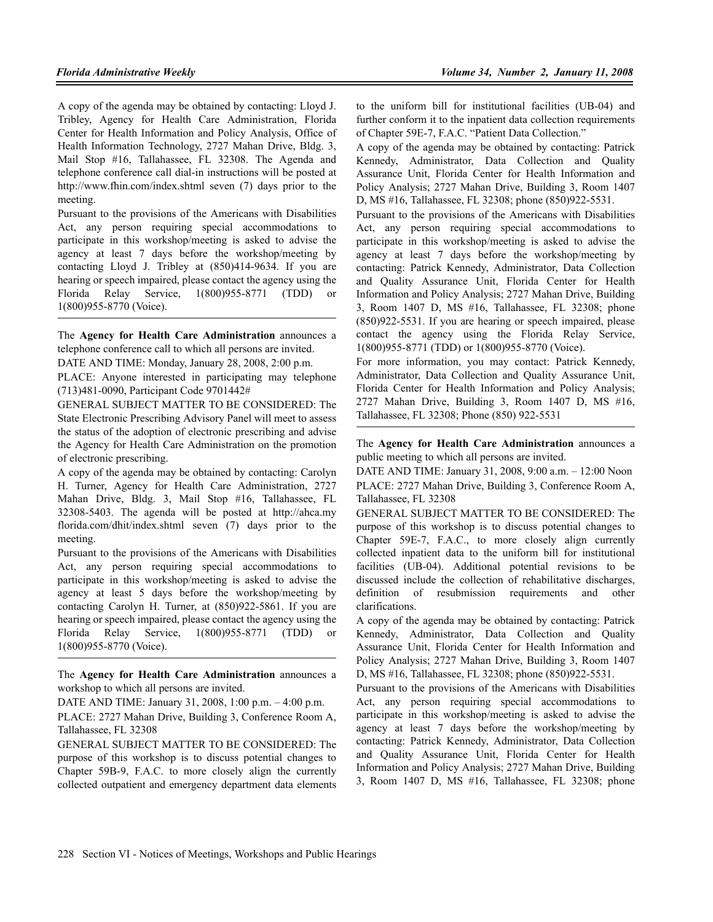A copy of the agenda may be obtained by contacting: Lloyd J. Tribley, Agency for Health Care Administration, Florida Center for Health Information and Policy Analysis, Office of Health Information Technology, 2727 Mahan Drive, Bldg. 3, Mail Stop #16, Tallahassee, FL 32308. The Agenda and telephone conference call dial-in instructions will be posted at http://www.fhin.com/index.shtml seven (7) days prior to the meeting.

Pursuant to the provisions of the Americans with Disabilities Act, any person requiring special accommodations to participate in this workshop/meeting is asked to advise the agency at least 7 days before the workshop/meeting by contacting Lloyd J. Tribley at (850)414-9634. If you are hearing or speech impaired, please contact the agency using the Florida Relay Service, 1(800)955-8771 (TDD) or 1(800)955-8770 (Voice).

---

The **Agency for Health Care Administration** announces a telephone conference call to which all persons are invited.

DATE AND TIME: Monday, January 28, 2008, 2:00 p.m.

PLACE: Anyone interested in participating may telephone (713)481-0090, Participant Code 9701442#

GENERAL SUBJECT MATTER TO BE CONSIDERED: The State Electronic Prescribing Advisory Panel will meet to assess the status of the adoption of electronic prescribing and advise the Agency for Health Care Administration on the promotion of electronic prescribing.

A copy of the agenda may be obtained by contacting: Carolyn H. Turner, Agency for Health Care Administration, 2727 Mahan Drive, Bldg. 3, Mail Stop #16, Tallahassee, FL 32308-5403. The agenda will be posted at http://ahca.myflorida.com/dhit/index.shtml seven (7) days prior to the meeting.

Pursuant to the provisions of the Americans with Disabilities Act, any person requiring special accommodations to participate in this workshop/meeting is asked to advise the agency at least 5 days before the workshop/meeting by contacting Carolyn H. Turner, at (850)922-5861. If you are hearing or speech impaired, please contact the agency using the Florida Relay Service, 1(800)955-8771 (TDD) or 1(800)955-8770 (Voice).

---

The **Agency for Health Care Administration** announces a workshop to which all persons are invited.

DATE AND TIME: January 31, 2008, 1:00 p.m. – 4:00 p.m.

PLACE: 2727 Mahan Drive, Building 3, Conference Room A, Tallahassee, FL 32308

GENERAL SUBJECT MATTER TO BE CONSIDERED: The purpose of this workshop is to discuss potential changes to Chapter 59B-9, F.A.C. to more closely align the currently collected outpatient and emergency department data elements to the uniform bill for institutional facilities (UB-04) and further conform it to the inpatient data collection requirements of Chapter 59E-7, F.A.C. "Patient Data Collection."

A copy of the agenda may be obtained by contacting: Patrick Kennedy, Administrator, Data Collection and Quality Assurance Unit, Florida Center for Health Information and Policy Analysis; 2727 Mahan Drive, Building 3, Room 1407 D, MS #16, Tallahassee, FL 32308; phone (850)922-5531.

Pursuant to the provisions of the Americans with Disabilities Act, any person requiring special accommodations to participate in this workshop/meeting is asked to advise the agency at least 7 days before the workshop/meeting by contacting: Patrick Kennedy, Administrator, Data Collection and Quality Assurance Unit, Florida Center for Health Information and Policy Analysis; 2727 Mahan Drive, Building 3, Room 1407 D, MS #16, Tallahassee, FL 32308; phone (850)922-5531. If you are hearing or speech impaired, please contact the agency using the Florida Relay Service, 1(800)955-8771 (TDD) or 1(800)955-8770 (Voice).

For more information, you may contact: Patrick Kennedy, Administrator, Data Collection and Quality Assurance Unit, Florida Center for Health Information and Policy Analysis; 2727 Mahan Drive, Building 3, Room 1407 D, MS #16, Tallahassee, FL 32308; Phone (850) 922-5531

---

The **Agency for Health Care Administration** announces a public meeting to which all persons are invited.

DATE AND TIME: January 31, 2008, 9:00 a.m. – 12:00 Noon

PLACE: 2727 Mahan Drive, Building 3, Conference Room A, Tallahassee, FL 32308

GENERAL SUBJECT MATTER TO BE CONSIDERED: The purpose of this workshop is to discuss potential changes to Chapter 59E-7, F.A.C., to more closely align currently collected inpatient data to the uniform bill for institutional facilities (UB-04). Additional potential revisions to be discussed include the collection of rehabilitative discharges, definition of resubmission requirements and other clarifications.

A copy of the agenda may be obtained by contacting: Patrick Kennedy, Administrator, Data Collection and Quality Assurance Unit, Florida Center for Health Information and Policy Analysis; 2727 Mahan Drive, Building 3, Room 1407 D, MS #16, Tallahassee, FL 32308; phone (850)922-5531.

Pursuant to the provisions of the Americans with Disabilities Act, any person requiring special accommodations to participate in this workshop/meeting is asked to advise the agency at least 7 days before the workshop/meeting by contacting: Patrick Kennedy, Administrator, Data Collection and Quality Assurance Unit, Florida Center for Health Information and Policy Analysis; 2727 Mahan Drive, Building 3, Room 1407 D, MS #16, Tallahassee, FL 32308; phone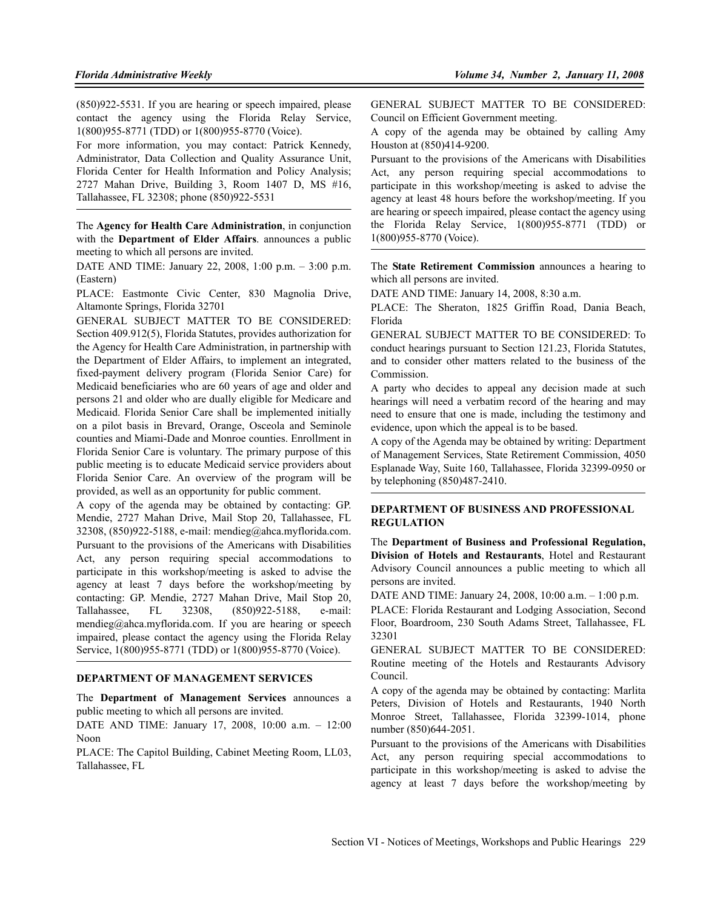(850)922-5531. If you are hearing or speech impaired, please contact the agency using the Florida Relay Service, 1(800)955-8771 (TDD) or 1(800)955-8770 (Voice).

For more information, you may contact: Patrick Kennedy, Administrator, Data Collection and Quality Assurance Unit, Florida Center for Health Information and Policy Analysis; 2727 Mahan Drive, Building 3, Room 1407 D, MS #16, Tallahassee, FL 32308; phone (850)922-5531

---

The **Agency for Health Care Administration**, in conjunction with the **Department of Elder Affairs**. announces a public meeting to which all persons are invited.

DATE AND TIME: January 22, 2008, 1:00 p.m. – 3:00 p.m. (Eastern)

PLACE: Eastmonte Civic Center, 830 Magnolia Drive, Altamonte Springs, Florida 32701

GENERAL SUBJECT MATTER TO BE CONSIDERED: Section 409.912(5), Florida Statutes, provides authorization for the Agency for Health Care Administration, in partnership with the Department of Elder Affairs, to implement an integrated, fixed-payment delivery program (Florida Senior Care) for Medicaid beneficiaries who are 60 years of age and older and persons 21 and older who are dually eligible for Medicare and Medicaid. Florida Senior Care shall be implemented initially on a pilot basis in Brevard, Orange, Osceola and Seminole counties and Miami-Dade and Monroe counties. Enrollment in Florida Senior Care is voluntary. The primary purpose of this public meeting is to educate Medicaid service providers about Florida Senior Care. An overview of the program will be provided, as well as an opportunity for public comment.

A copy of the agenda may be obtained by contacting: GP. Mendie, 2727 Mahan Drive, Mail Stop 20, Tallahassee, FL 32308, (850)922-5188, e-mail: mendieg@ahca.myflorida.com.

Pursuant to the provisions of the Americans with Disabilities Act, any person requiring special accommodations to participate in this workshop/meeting is asked to advise the agency at least 7 days before the workshop/meeting by contacting: GP. Mendie, 2727 Mahan Drive, Mail Stop 20, Tallahassee, FL 32308, (850)922-5188, e-mail: mendieg@ahca.myflorida.com. If you are hearing or speech impaired, please contact the agency using the Florida Relay Service, 1(800)955-8771 (TDD) or 1(800)955-8770 (Voice).

---

## DEPARTMENT OF MANAGEMENT SERVICES

The **Department of Management Services** announces a public meeting to which all persons are invited.

DATE AND TIME: January 17, 2008, 10:00 a.m. – 12:00 Noon

PLACE: The Capitol Building, Cabinet Meeting Room, LL03, Tallahassee, FL

GENERAL SUBJECT MATTER TO BE CONSIDERED: Council on Efficient Government meeting.

A copy of the agenda may be obtained by calling Amy Houston at (850)414-9200.

Pursuant to the provisions of the Americans with Disabilities Act, any person requiring special accommodations to participate in this workshop/meeting is asked to advise the agency at least 48 hours before the workshop/meeting. If you are hearing or speech impaired, please contact the agency using the Florida Relay Service, 1(800)955-8771 (TDD) or 1(800)955-8770 (Voice).

---

The **State Retirement Commission** announces a hearing to which all persons are invited.

DATE AND TIME: January 14, 2008, 8:30 a.m.

PLACE: The Sheraton, 1825 Griffin Road, Dania Beach, Florida

GENERAL SUBJECT MATTER TO BE CONSIDERED: To conduct hearings pursuant to Section 121.23, Florida Statutes, and to consider other matters related to the business of the Commission.

A party who decides to appeal any decision made at such hearings will need a verbatim record of the hearing and may need to ensure that one is made, including the testimony and evidence, upon which the appeal is to be based.

A copy of the Agenda may be obtained by writing: Department of Management Services, State Retirement Commission, 4050 Esplanade Way, Suite 160, Tallahassee, Florida 32399-0950 or by telephoning (850)487-2410.

---

## DEPARTMENT OF BUSINESS AND PROFESSIONAL REGULATION

The **Department of Business and Professional Regulation, Division of Hotels and Restaurants**, Hotel and Restaurant Advisory Council announces a public meeting to which all persons are invited.

DATE AND TIME: January 24, 2008, 10:00 a.m. – 1:00 p.m.

PLACE: Florida Restaurant and Lodging Association, Second Floor, Boardroom, 230 South Adams Street, Tallahassee, FL 32301

GENERAL SUBJECT MATTER TO BE CONSIDERED: Routine meeting of the Hotels and Restaurants Advisory Council.

A copy of the agenda may be obtained by contacting: Marlita Peters, Division of Hotels and Restaurants, 1940 North Monroe Street, Tallahassee, Florida 32399-1014, phone number (850)644-2051.

Pursuant to the provisions of the Americans with Disabilities Act, any person requiring special accommodations to participate in this workshop/meeting is asked to advise the agency at least 7 days before the workshop/meeting by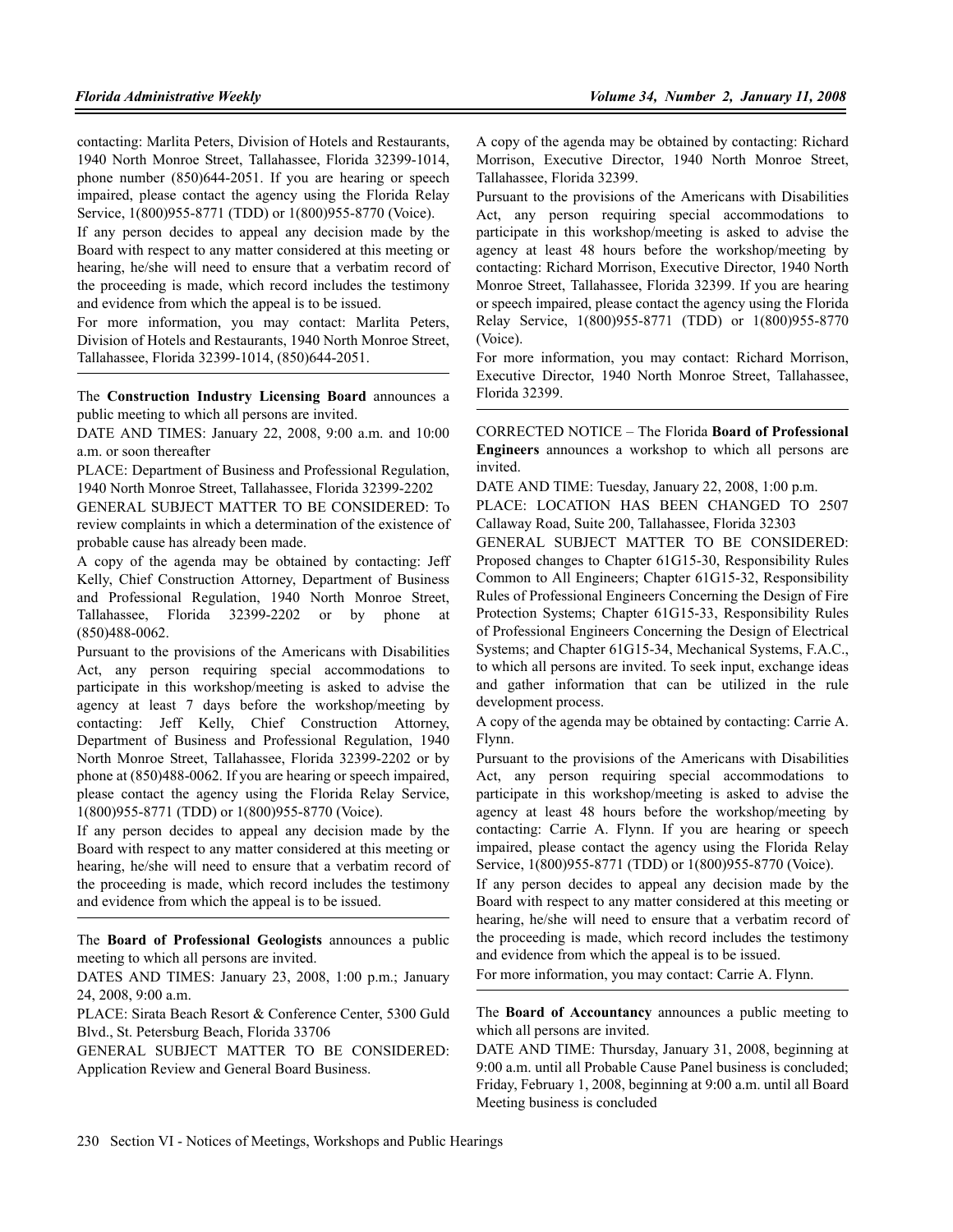contacting: Marlita Peters, Division of Hotels and Restaurants, 1940 North Monroe Street, Tallahassee, Florida 32399-1014, phone number (850)644-2051. If you are hearing or speech impaired, please contact the agency using the Florida Relay Service, 1(800)955-8771 (TDD) or 1(800)955-8770 (Voice).

If any person decides to appeal any decision made by the Board with respect to any matter considered at this meeting or hearing, he/she will need to ensure that a verbatim record of the proceeding is made, which record includes the testimony and evidence from which the appeal is to be issued.

For more information, you may contact: Marlita Peters, Division of Hotels and Restaurants, 1940 North Monroe Street, Tallahassee, Florida 32399-1014, (850)644-2051.

---

The **Construction Industry Licensing Board** announces a public meeting to which all persons are invited.

DATE AND TIMES: January 22, 2008, 9:00 a.m. and 10:00 a.m. or soon thereafter

PLACE: Department of Business and Professional Regulation, 1940 North Monroe Street, Tallahassee, Florida 32399-2202

GENERAL SUBJECT MATTER TO BE CONSIDERED: To review complaints in which a determination of the existence of probable cause has already been made.

A copy of the agenda may be obtained by contacting: Jeff Kelly, Chief Construction Attorney, Department of Business and Professional Regulation, 1940 North Monroe Street, Tallahassee, Florida 32399-2202 or by phone at (850)488-0062.

Pursuant to the provisions of the Americans with Disabilities Act, any person requiring special accommodations to participate in this workshop/meeting is asked to advise the agency at least 7 days before the workshop/meeting by contacting: Jeff Kelly, Chief Construction Attorney, Department of Business and Professional Regulation, 1940 North Monroe Street, Tallahassee, Florida 32399-2202 or by phone at (850)488-0062. If you are hearing or speech impaired, please contact the agency using the Florida Relay Service, 1(800)955-8771 (TDD) or 1(800)955-8770 (Voice).

If any person decides to appeal any decision made by the Board with respect to any matter considered at this meeting or hearing, he/she will need to ensure that a verbatim record of the proceeding is made, which record includes the testimony and evidence from which the appeal is to be issued.

---

The **Board of Professional Geologists** announces a public meeting to which all persons are invited.

DATES AND TIMES: January 23, 2008, 1:00 p.m.; January 24, 2008, 9:00 a.m.

PLACE: Sirata Beach Resort & Conference Center, 5300 Guld Blvd., St. Petersburg Beach, Florida 33706

GENERAL SUBJECT MATTER TO BE CONSIDERED: Application Review and General Board Business.

A copy of the agenda may be obtained by contacting: Richard Morrison, Executive Director, 1940 North Monroe Street, Tallahassee, Florida 32399.

Pursuant to the provisions of the Americans with Disabilities Act, any person requiring special accommodations to participate in this workshop/meeting is asked to advise the agency at least 48 hours before the workshop/meeting by contacting: Richard Morrison, Executive Director, 1940 North Monroe Street, Tallahassee, Florida 32399. If you are hearing or speech impaired, please contact the agency using the Florida Relay Service, 1(800)955-8771 (TDD) or 1(800)955-8770 (Voice).

For more information, you may contact: Richard Morrison, Executive Director, 1940 North Monroe Street, Tallahassee, Florida 32399.

---

CORRECTED NOTICE – The Florida **Board of Professional Engineers** announces a workshop to which all persons are invited.

DATE AND TIME: Tuesday, January 22, 2008, 1:00 p.m.

PLACE: LOCATION HAS BEEN CHANGED TO 2507 Callaway Road, Suite 200, Tallahassee, Florida 32303

GENERAL SUBJECT MATTER TO BE CONSIDERED: Proposed changes to Chapter 61G15-30, Responsibility Rules Common to All Engineers; Chapter 61G15-32, Responsibility Rules of Professional Engineers Concerning the Design of Fire Protection Systems; Chapter 61G15-33, Responsibility Rules of Professional Engineers Concerning the Design of Electrical Systems; and Chapter 61G15-34, Mechanical Systems, F.A.C., to which all persons are invited. To seek input, exchange ideas and gather information that can be utilized in the rule development process.

A copy of the agenda may be obtained by contacting: Carrie A. Flynn.

Pursuant to the provisions of the Americans with Disabilities Act, any person requiring special accommodations to participate in this workshop/meeting is asked to advise the agency at least 48 hours before the workshop/meeting by contacting: Carrie A. Flynn. If you are hearing or speech impaired, please contact the agency using the Florida Relay Service, 1(800)955-8771 (TDD) or 1(800)955-8770 (Voice).

If any person decides to appeal any decision made by the Board with respect to any matter considered at this meeting or hearing, he/she will need to ensure that a verbatim record of the proceeding is made, which record includes the testimony and evidence from which the appeal is to be issued.

For more information, you may contact: Carrie A. Flynn.

---

The **Board of Accountancy** announces a public meeting to which all persons are invited.

DATE AND TIME: Thursday, January 31, 2008, beginning at 9:00 a.m. until all Probable Cause Panel business is concluded; Friday, February 1, 2008, beginning at 9:00 a.m. until all Board Meeting business is concluded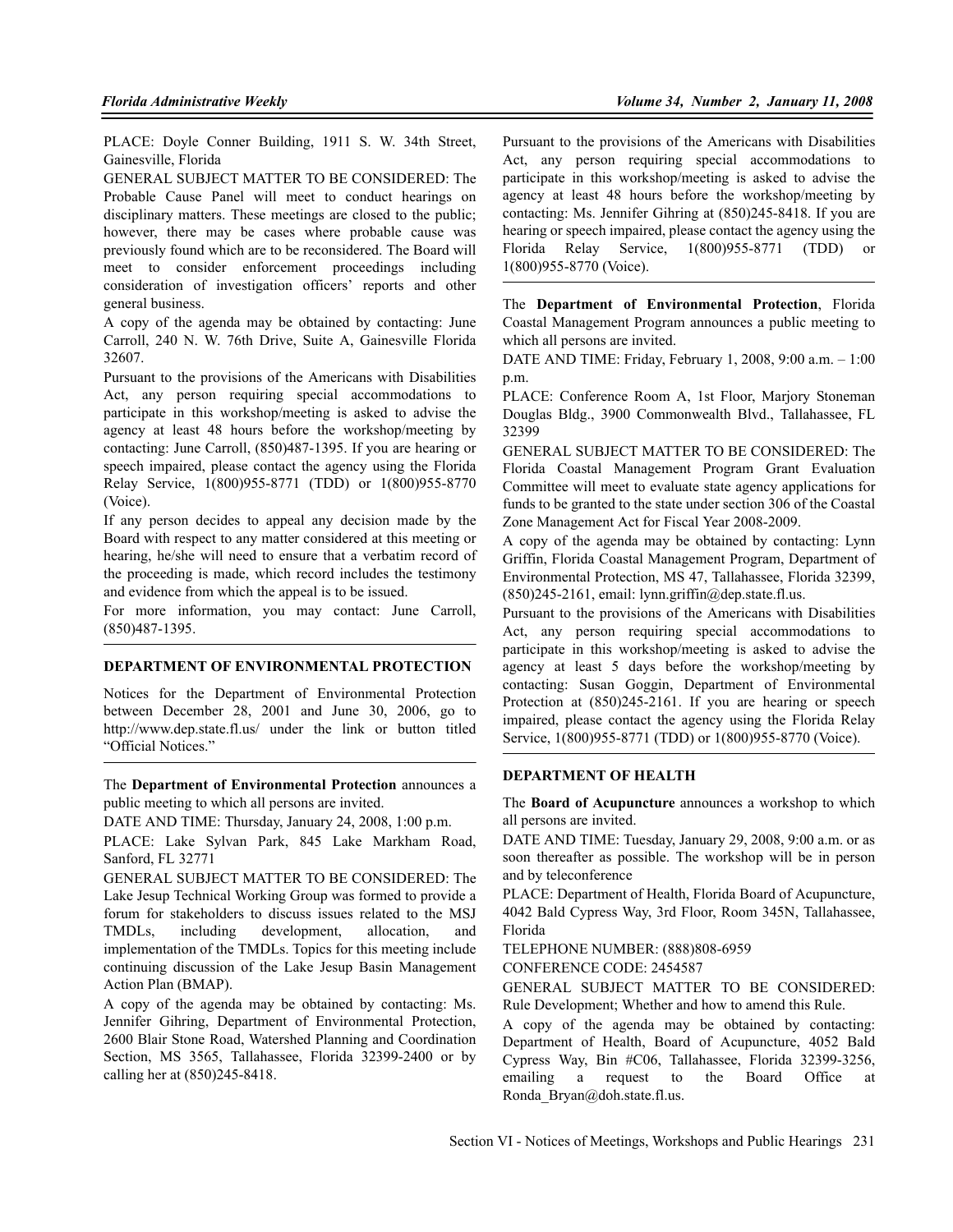PLACE: Doyle Conner Building, 1911 S. W. 34th Street, Gainesville, Florida

GENERAL SUBJECT MATTER TO BE CONSIDERED: The Probable Cause Panel will meet to conduct hearings on disciplinary matters. These meetings are closed to the public; however, there may be cases where probable cause was previously found which are to be reconsidered. The Board will meet to consider enforcement proceedings including consideration of investigation officers' reports and other general business.

A copy of the agenda may be obtained by contacting: June Carroll, 240 N. W. 76th Drive, Suite A, Gainesville Florida 32607.

Pursuant to the provisions of the Americans with Disabilities Act, any person requiring special accommodations to participate in this workshop/meeting is asked to advise the agency at least 48 hours before the workshop/meeting by contacting: June Carroll, (850)487-1395. If you are hearing or speech impaired, please contact the agency using the Florida Relay Service, 1(800)955-8771 (TDD) or 1(800)955-8770 (Voice).

If any person decides to appeal any decision made by the Board with respect to any matter considered at this meeting or hearing, he/she will need to ensure that a verbatim record of the proceeding is made, which record includes the testimony and evidence from which the appeal is to be issued.

For more information, you may contact: June Carroll, (850)487-1395.

---

## DEPARTMENT OF ENVIRONMENTAL PROTECTION

Notices for the Department of Environmental Protection between December 28, 2001 and June 30, 2006, go to http://www.dep.state.fl.us/ under the link or button titled "Official Notices."

---

The **Department of Environmental Protection** announces a public meeting to which all persons are invited.

DATE AND TIME: Thursday, January 24, 2008, 1:00 p.m.

PLACE: Lake Sylvan Park, 845 Lake Markham Road, Sanford, FL 32771

GENERAL SUBJECT MATTER TO BE CONSIDERED: The Lake Jesup Technical Working Group was formed to provide a forum for stakeholders to discuss issues related to the MSJ TMDLs, including development, allocation, and implementation of the TMDLs. Topics for this meeting include continuing discussion of the Lake Jesup Basin Management Action Plan (BMAP).

A copy of the agenda may be obtained by contacting: Ms. Jennifer Gihring, Department of Environmental Protection, 2600 Blair Stone Road, Watershed Planning and Coordination Section, MS 3565, Tallahassee, Florida 32399-2400 or by calling her at (850)245-8418.

Pursuant to the provisions of the Americans with Disabilities Act, any person requiring special accommodations to participate in this workshop/meeting is asked to advise the agency at least 48 hours before the workshop/meeting by contacting: Ms. Jennifer Gihring at (850)245-8418. If you are hearing or speech impaired, please contact the agency using the Florida Relay Service, 1(800)955-8771 (TDD) or 1(800)955-8770 (Voice).

---

The **Department of Environmental Protection**, Florida Coastal Management Program announces a public meeting to which all persons are invited.

DATE AND TIME: Friday, February 1, 2008, 9:00 a.m. – 1:00 p.m.

PLACE: Conference Room A, 1st Floor, Marjory Stoneman Douglas Bldg., 3900 Commonwealth Blvd., Tallahassee, FL 32399

GENERAL SUBJECT MATTER TO BE CONSIDERED: The Florida Coastal Management Program Grant Evaluation Committee will meet to evaluate state agency applications for funds to be granted to the state under section 306 of the Coastal Zone Management Act for Fiscal Year 2008-2009.

A copy of the agenda may be obtained by contacting: Lynn Griffin, Florida Coastal Management Program, Department of Environmental Protection, MS 47, Tallahassee, Florida 32399, (850)245-2161, email: lynn.griffin@dep.state.fl.us.

Pursuant to the provisions of the Americans with Disabilities Act, any person requiring special accommodations to participate in this workshop/meeting is asked to advise the agency at least 5 days before the workshop/meeting by contacting: Susan Goggin, Department of Environmental Protection at (850)245-2161. If you are hearing or speech impaired, please contact the agency using the Florida Relay Service, 1(800)955-8771 (TDD) or 1(800)955-8770 (Voice).

---

## DEPARTMENT OF HEALTH

The **Board of Acupuncture** announces a workshop to which all persons are invited.

DATE AND TIME: Tuesday, January 29, 2008, 9:00 a.m. or as soon thereafter as possible. The workshop will be in person and by teleconference

PLACE: Department of Health, Florida Board of Acupuncture, 4042 Bald Cypress Way, 3rd Floor, Room 345N, Tallahassee, Florida

TELEPHONE NUMBER: (888)808-6959

CONFERENCE CODE: 2454587

GENERAL SUBJECT MATTER TO BE CONSIDERED: Rule Development; Whether and how to amend this Rule.

A copy of the agenda may be obtained by contacting: Department of Health, Board of Acupuncture, 4052 Bald Cypress Way, Bin #C06, Tallahassee, Florida 32399-3256, emailing a request to the Board Office at Ronda_Bryan@doh.state.fl.us.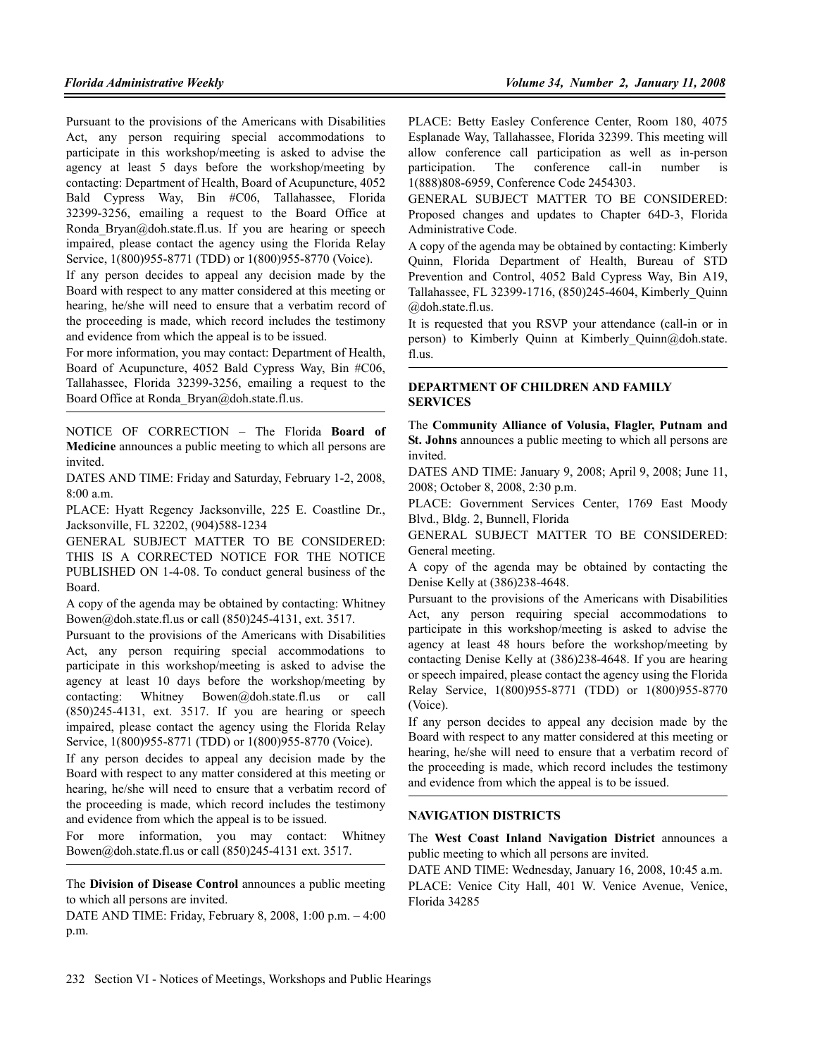Pursuant to the provisions of the Americans with Disabilities Act, any person requiring special accommodations to participate in this workshop/meeting is asked to advise the agency at least 5 days before the workshop/meeting by contacting: Department of Health, Board of Acupuncture, 4052 Bald Cypress Way, Bin #C06, Tallahassee, Florida 32399-3256, emailing a request to the Board Office at Ronda_Bryan@doh.state.fl.us. If you are hearing or speech impaired, please contact the agency using the Florida Relay Service, 1(800)955-8771 (TDD) or 1(800)955-8770 (Voice).

If any person decides to appeal any decision made by the Board with respect to any matter considered at this meeting or hearing, he/she will need to ensure that a verbatim record of the proceeding is made, which record includes the testimony and evidence from which the appeal is to be issued.

For more information, you may contact: Department of Health, Board of Acupuncture, 4052 Bald Cypress Way, Bin #C06, Tallahassee, Florida 32399-3256, emailing a request to the Board Office at Ronda_Bryan@doh.state.fl.us.

---

NOTICE OF CORRECTION – The Florida **Board of Medicine** announces a public meeting to which all persons are invited.

DATES AND TIME: Friday and Saturday, February 1-2, 2008, 8:00 a.m.

PLACE: Hyatt Regency Jacksonville, 225 E. Coastline Dr., Jacksonville, FL 32202, (904)588-1234

GENERAL SUBJECT MATTER TO BE CONSIDERED: THIS IS A CORRECTED NOTICE FOR THE NOTICE PUBLISHED ON 1-4-08. To conduct general business of the Board.

A copy of the agenda may be obtained by contacting: Whitney Bowen@doh.state.fl.us or call (850)245-4131, ext. 3517.

Pursuant to the provisions of the Americans with Disabilities Act, any person requiring special accommodations to participate in this workshop/meeting is asked to advise the agency at least 10 days before the workshop/meeting by contacting: Whitney Bowen@doh.state.fl.us or call (850)245-4131, ext. 3517. If you are hearing or speech impaired, please contact the agency using the Florida Relay Service, 1(800)955-8771 (TDD) or 1(800)955-8770 (Voice).

If any person decides to appeal any decision made by the Board with respect to any matter considered at this meeting or hearing, he/she will need to ensure that a verbatim record of the proceeding is made, which record includes the testimony and evidence from which the appeal is to be issued.

For more information, you may contact: Whitney Bowen@doh.state.fl.us or call (850)245-4131 ext. 3517.

---

The **Division of Disease Control** announces a public meeting to which all persons are invited.

DATE AND TIME: Friday, February 8, 2008, 1:00 p.m. – 4:00 p.m.

PLACE: Betty Easley Conference Center, Room 180, 4075 Esplanade Way, Tallahassee, Florida 32399. This meeting will allow conference call participation as well as in-person participation. The conference call-in number is 1(888)808-6959, Conference Code 2454303.

GENERAL SUBJECT MATTER TO BE CONSIDERED: Proposed changes and updates to Chapter 64D-3, Florida Administrative Code.

A copy of the agenda may be obtained by contacting: Kimberly Quinn, Florida Department of Health, Bureau of STD Prevention and Control, 4052 Bald Cypress Way, Bin A19, Tallahassee, FL 32399-1716, (850)245-4604, Kimberly_Quinn@doh.state.fl.us.

It is requested that you RSVP your attendance (call-in or in person) to Kimberly Quinn at Kimberly_Quinn@doh.state.fl.us.

---

## DEPARTMENT OF CHILDREN AND FAMILY SERVICES

The **Community Alliance of Volusia, Flagler, Putnam and St. Johns** announces a public meeting to which all persons are invited.

DATES AND TIME: January 9, 2008; April 9, 2008; June 11, 2008; October 8, 2008, 2:30 p.m.

PLACE: Government Services Center, 1769 East Moody Blvd., Bldg. 2, Bunnell, Florida

GENERAL SUBJECT MATTER TO BE CONSIDERED: General meeting.

A copy of the agenda may be obtained by contacting the Denise Kelly at (386)238-4648.

Pursuant to the provisions of the Americans with Disabilities Act, any person requiring special accommodations to participate in this workshop/meeting is asked to advise the agency at least 48 hours before the workshop/meeting by contacting Denise Kelly at (386)238-4648. If you are hearing or speech impaired, please contact the agency using the Florida Relay Service, 1(800)955-8771 (TDD) or 1(800)955-8770 (Voice).

If any person decides to appeal any decision made by the Board with respect to any matter considered at this meeting or hearing, he/she will need to ensure that a verbatim record of the proceeding is made, which record includes the testimony and evidence from which the appeal is to be issued.

---

## NAVIGATION DISTRICTS

The **West Coast Inland Navigation District** announces a public meeting to which all persons are invited.

DATE AND TIME: Wednesday, January 16, 2008, 10:45 a.m.

PLACE: Venice City Hall, 401 W. Venice Avenue, Venice, Florida 34285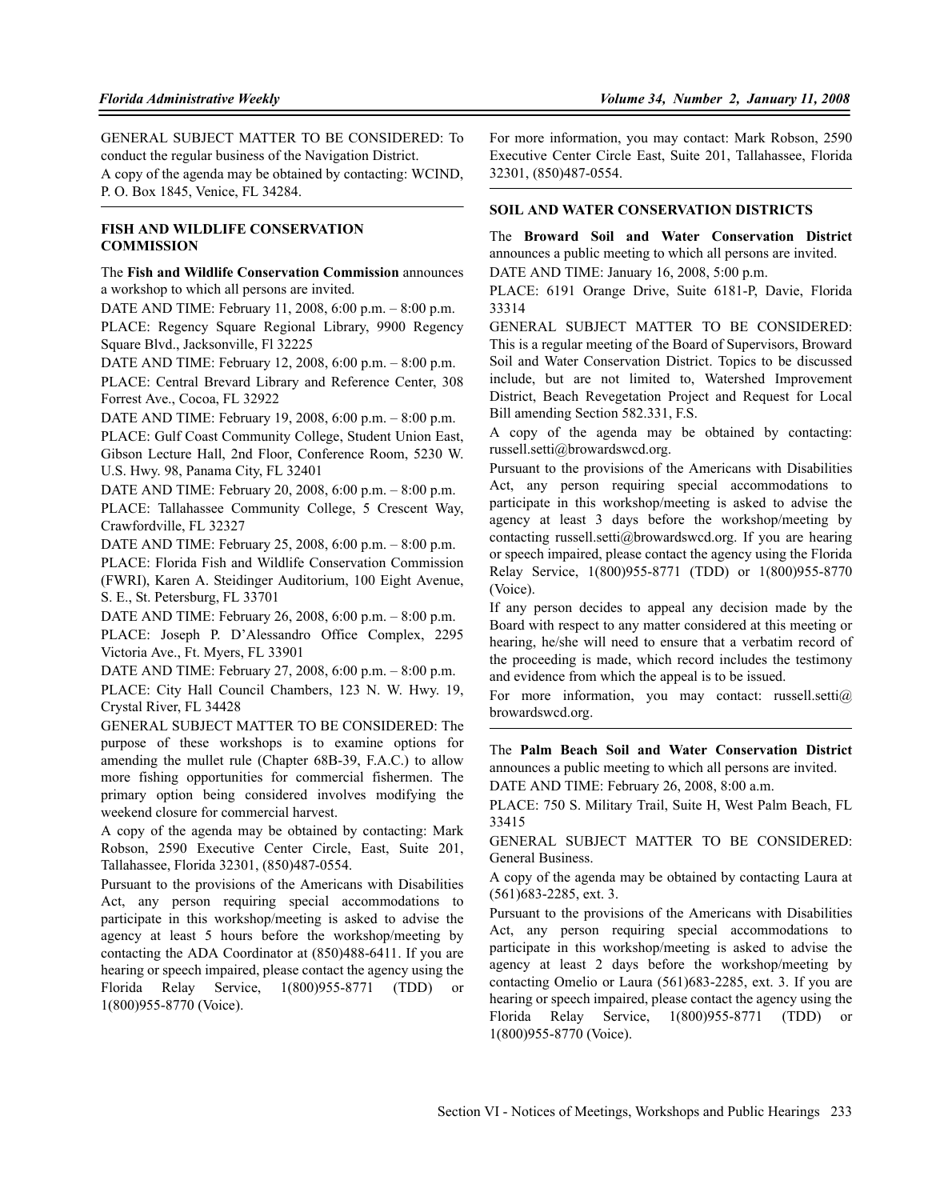GENERAL SUBJECT MATTER TO BE CONSIDERED: To conduct the regular business of the Navigation District.

A copy of the agenda may be obtained by contacting: WCIND, P. O. Box 1845, Venice, FL 34284.

---

## FISH AND WILDLIFE CONSERVATION COMMISSION

The **Fish and Wildlife Conservation Commission** announces a workshop to which all persons are invited.

DATE AND TIME: February 11, 2008, 6:00 p.m. – 8:00 p.m.

PLACE: Regency Square Regional Library, 9900 Regency Square Blvd., Jacksonville, Fl 32225

DATE AND TIME: February 12, 2008, 6:00 p.m. – 8:00 p.m.

PLACE: Central Brevard Library and Reference Center, 308 Forrest Ave., Cocoa, FL 32922

DATE AND TIME: February 19, 2008, 6:00 p.m. – 8:00 p.m.

PLACE: Gulf Coast Community College, Student Union East, Gibson Lecture Hall, 2nd Floor, Conference Room, 5230 W. U.S. Hwy. 98, Panama City, FL 32401

DATE AND TIME: February 20, 2008, 6:00 p.m. – 8:00 p.m.

PLACE: Tallahassee Community College, 5 Crescent Way, Crawfordville, FL 32327

DATE AND TIME: February 25, 2008, 6:00 p.m. – 8:00 p.m.

PLACE: Florida Fish and Wildlife Conservation Commission (FWRI), Karen A. Steidinger Auditorium, 100 Eight Avenue, S. E., St. Petersburg, FL 33701

DATE AND TIME: February 26, 2008, 6:00 p.m. – 8:00 p.m.

PLACE: Joseph P. D'Alessandro Office Complex, 2295 Victoria Ave., Ft. Myers, FL 33901

DATE AND TIME: February 27, 2008, 6:00 p.m. – 8:00 p.m.

PLACE: City Hall Council Chambers, 123 N. W. Hwy. 19, Crystal River, FL 34428

GENERAL SUBJECT MATTER TO BE CONSIDERED: The purpose of these workshops is to examine options for amending the mullet rule (Chapter 68B-39, F.A.C.) to allow more fishing opportunities for commercial fishermen. The primary option being considered involves modifying the weekend closure for commercial harvest.

A copy of the agenda may be obtained by contacting: Mark Robson, 2590 Executive Center Circle, East, Suite 201, Tallahassee, Florida 32301, (850)487-0554.

Pursuant to the provisions of the Americans with Disabilities Act, any person requiring special accommodations to participate in this workshop/meeting is asked to advise the agency at least 5 hours before the workshop/meeting by contacting the ADA Coordinator at (850)488-6411. If you are hearing or speech impaired, please contact the agency using the Florida Relay Service, 1(800)955-8771 (TDD) or 1(800)955-8770 (Voice).

For more information, you may contact: Mark Robson, 2590 Executive Center Circle East, Suite 201, Tallahassee, Florida 32301, (850)487-0554.

---

## SOIL AND WATER CONSERVATION DISTRICTS

The **Broward Soil and Water Conservation District** announces a public meeting to which all persons are invited.

DATE AND TIME: January 16, 2008, 5:00 p.m.

PLACE: 6191 Orange Drive, Suite 6181-P, Davie, Florida 33314

GENERAL SUBJECT MATTER TO BE CONSIDERED: This is a regular meeting of the Board of Supervisors, Broward Soil and Water Conservation District. Topics to be discussed include, but are not limited to, Watershed Improvement District, Beach Revegetation Project and Request for Local Bill amending Section 582.331, F.S.

A copy of the agenda may be obtained by contacting: russell.setti@browardswcd.org.

Pursuant to the provisions of the Americans with Disabilities Act, any person requiring special accommodations to participate in this workshop/meeting is asked to advise the agency at least 3 days before the workshop/meeting by contacting russell.setti@browardswcd.org. If you are hearing or speech impaired, please contact the agency using the Florida Relay Service, 1(800)955-8771 (TDD) or 1(800)955-8770 (Voice).

If any person decides to appeal any decision made by the Board with respect to any matter considered at this meeting or hearing, he/she will need to ensure that a verbatim record of the proceeding is made, which record includes the testimony and evidence from which the appeal is to be issued.

For more information, you may contact: russell.setti@browardswcd.org.

---

The **Palm Beach Soil and Water Conservation District** announces a public meeting to which all persons are invited.

DATE AND TIME: February 26, 2008, 8:00 a.m.

PLACE: 750 S. Military Trail, Suite H, West Palm Beach, FL 33415

GENERAL SUBJECT MATTER TO BE CONSIDERED: General Business.

A copy of the agenda may be obtained by contacting Laura at (561)683-2285, ext. 3.

Pursuant to the provisions of the Americans with Disabilities Act, any person requiring special accommodations to participate in this workshop/meeting is asked to advise the agency at least 2 days before the workshop/meeting by contacting Omelio or Laura (561)683-2285, ext. 3. If you are hearing or speech impaired, please contact the agency using the Florida Relay Service, 1(800)955-8771 (TDD) or 1(800)955-8770 (Voice).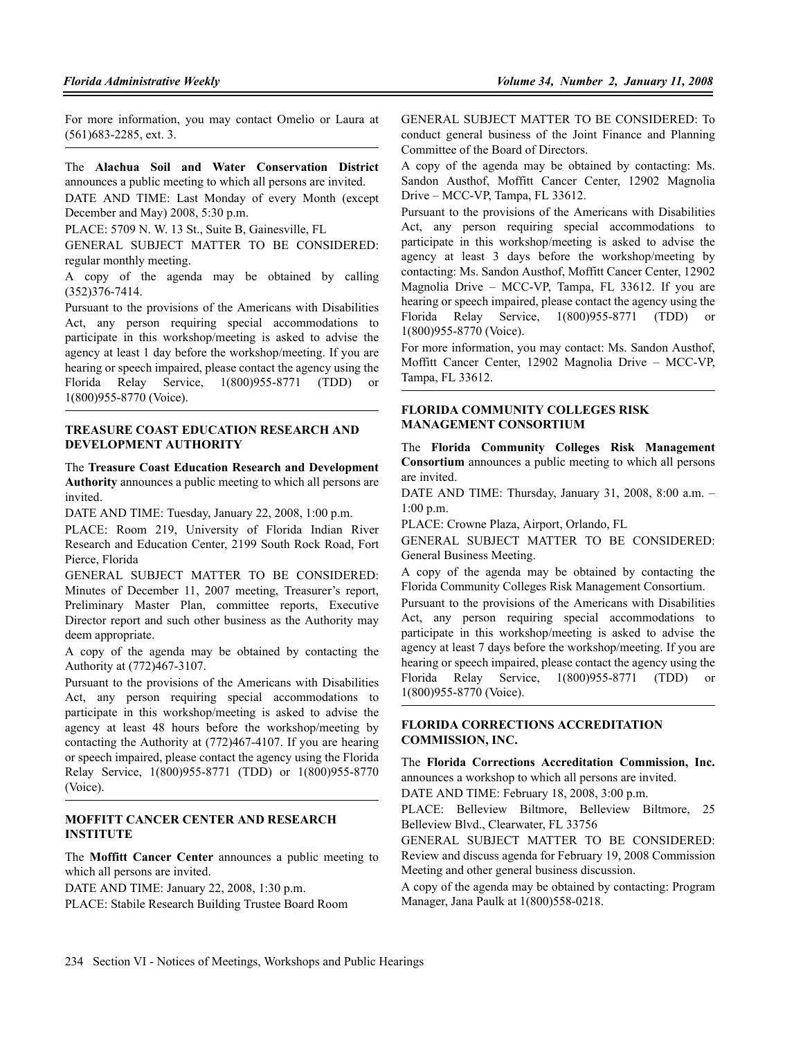For more information, you may contact Omelio or Laura at (561)683-2285, ext. 3.

The **Alachua Soil and Water Conservation District** announces a public meeting to which all persons are invited.

DATE AND TIME: Last Monday of every Month (except December and May) 2008, 5:30 p.m.

PLACE: 5709 N. W. 13 St., Suite B, Gainesville, FL

GENERAL SUBJECT MATTER TO BE CONSIDERED: regular monthly meeting.

A copy of the agenda may be obtained by calling (352)376-7414.

Pursuant to the provisions of the Americans with Disabilities Act, any person requiring special accommodations to participate in this workshop/meeting is asked to advise the agency at least 1 day before the workshop/meeting. If you are hearing or speech impaired, please contact the agency using the Florida Relay Service, 1(800)955-8771 (TDD) or 1(800)955-8770 (Voice).

### TREASURE COAST EDUCATION RESEARCH AND DEVELOPMENT AUTHORITY

The **Treasure Coast Education Research and Development Authority** announces a public meeting to which all persons are invited.

DATE AND TIME: Tuesday, January 22, 2008, 1:00 p.m.

PLACE: Room 219, University of Florida Indian River Research and Education Center, 2199 South Rock Road, Fort Pierce, Florida

GENERAL SUBJECT MATTER TO BE CONSIDERED: Minutes of December 11, 2007 meeting, Treasurer's report, Preliminary Master Plan, committee reports, Executive Director report and such other business as the Authority may deem appropriate.

A copy of the agenda may be obtained by contacting the Authority at (772)467-3107.

Pursuant to the provisions of the Americans with Disabilities Act, any person requiring special accommodations to participate in this workshop/meeting is asked to advise the agency at least 48 hours before the workshop/meeting by contacting the Authority at (772)467-4107. If you are hearing or speech impaired, please contact the agency using the Florida Relay Service, 1(800)955-8771 (TDD) or 1(800)955-8770 (Voice).

### MOFFITT CANCER CENTER AND RESEARCH INSTITUTE

The **Moffitt Cancer Center** announces a public meeting to which all persons are invited.

DATE AND TIME: January 22, 2008, 1:30 p.m.

PLACE: Stabile Research Building Trustee Board Room

GENERAL SUBJECT MATTER TO BE CONSIDERED: To conduct general business of the Joint Finance and Planning Committee of the Board of Directors.

A copy of the agenda may be obtained by contacting: Ms. Sandon Austhof, Moffitt Cancer Center, 12902 Magnolia Drive – MCC-VP, Tampa, FL 33612.

Pursuant to the provisions of the Americans with Disabilities Act, any person requiring special accommodations to participate in this workshop/meeting is asked to advise the agency at least 3 days before the workshop/meeting by contacting: Ms. Sandon Austhof, Moffitt Cancer Center, 12902 Magnolia Drive – MCC-VP, Tampa, FL 33612. If you are hearing or speech impaired, please contact the agency using the Florida Relay Service, 1(800)955-8771 (TDD) or 1(800)955-8770 (Voice).

For more information, you may contact: Ms. Sandon Austhof, Moffitt Cancer Center, 12902 Magnolia Drive – MCC-VP, Tampa, FL 33612.

### FLORIDA COMMUNITY COLLEGES RISK MANAGEMENT CONSORTIUM

The **Florida Community Colleges Risk Management Consortium** announces a public meeting to which all persons are invited.

DATE AND TIME: Thursday, January 31, 2008, 8:00 a.m. – 1:00 p.m.

PLACE: Crowne Plaza, Airport, Orlando, FL

GENERAL SUBJECT MATTER TO BE CONSIDERED: General Business Meeting.

A copy of the agenda may be obtained by contacting the Florida Community Colleges Risk Management Consortium.

Pursuant to the provisions of the Americans with Disabilities Act, any person requiring special accommodations to participate in this workshop/meeting is asked to advise the agency at least 7 days before the workshop/meeting. If you are hearing or speech impaired, please contact the agency using the Florida Relay Service, 1(800)955-8771 (TDD) or 1(800)955-8770 (Voice).

### FLORIDA CORRECTIONS ACCREDITATION COMMISSION, INC.

The **Florida Corrections Accreditation Commission, Inc.** announces a workshop to which all persons are invited.

DATE AND TIME: February 18, 2008, 3:00 p.m.

PLACE: Belleview Biltmore, Belleview Biltmore, 25 Belleview Blvd., Clearwater, FL 33756

GENERAL SUBJECT MATTER TO BE CONSIDERED: Review and discuss agenda for February 19, 2008 Commission Meeting and other general business discussion.

A copy of the agenda may be obtained by contacting: Program Manager, Jana Paulk at 1(800)558-0218.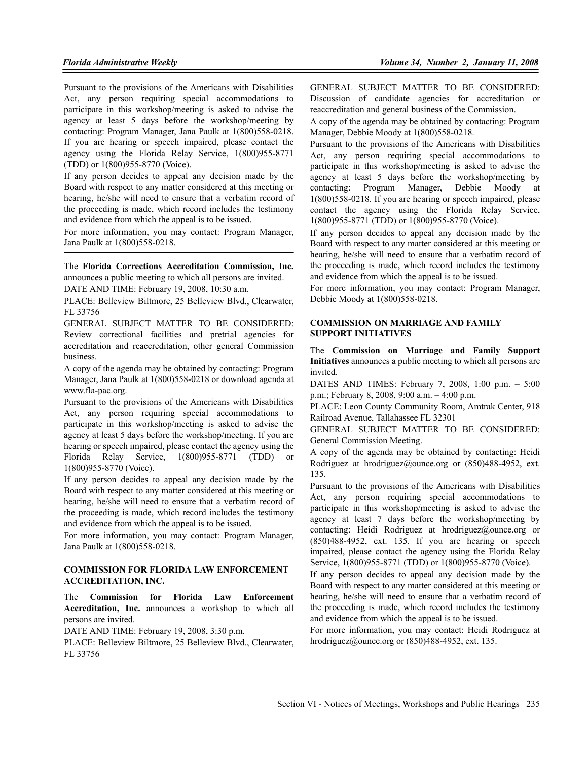Pursuant to the provisions of the Americans with Disabilities Act, any person requiring special accommodations to participate in this workshop/meeting is asked to advise the agency at least 5 days before the workshop/meeting by contacting: Program Manager, Jana Paulk at 1(800)558-0218. If you are hearing or speech impaired, please contact the agency using the Florida Relay Service, 1(800)955-8771 (TDD) or 1(800)955-8770 (Voice).

If any person decides to appeal any decision made by the Board with respect to any matter considered at this meeting or hearing, he/she will need to ensure that a verbatim record of the proceeding is made, which record includes the testimony and evidence from which the appeal is to be issued.

For more information, you may contact: Program Manager, Jana Paulk at 1(800)558-0218.

---

The **Florida Corrections Accreditation Commission, Inc.** announces a public meeting to which all persons are invited.

DATE AND TIME: February 19, 2008, 10:30 a.m.

PLACE: Belleview Biltmore, 25 Belleview Blvd., Clearwater, FL 33756

GENERAL SUBJECT MATTER TO BE CONSIDERED: Review correctional facilities and pretrial agencies for accreditation and reaccreditation, other general Commission business.

A copy of the agenda may be obtained by contacting: Program Manager, Jana Paulk at 1(800)558-0218 or download agenda at www.fla-pac.org.

Pursuant to the provisions of the Americans with Disabilities Act, any person requiring special accommodations to participate in this workshop/meeting is asked to advise the agency at least 5 days before the workshop/meeting. If you are hearing or speech impaired, please contact the agency using the Florida Relay Service, 1(800)955-8771 (TDD) or 1(800)955-8770 (Voice).

If any person decides to appeal any decision made by the Board with respect to any matter considered at this meeting or hearing, he/she will need to ensure that a verbatim record of the proceeding is made, which record includes the testimony and evidence from which the appeal is to be issued.

For more information, you may contact: Program Manager, Jana Paulk at 1(800)558-0218.

---

### COMMISSION FOR FLORIDA LAW ENFORCEMENT ACCREDITATION, INC.

The **Commission for Florida Law Enforcement Accreditation, Inc.** announces a workshop to which all persons are invited.

DATE AND TIME: February 19, 2008, 3:30 p.m.

PLACE: Belleview Biltmore, 25 Belleview Blvd., Clearwater, FL 33756

GENERAL SUBJECT MATTER TO BE CONSIDERED: Discussion of candidate agencies for accreditation or reaccreditation and general business of the Commission.

A copy of the agenda may be obtained by contacting: Program Manager, Debbie Moody at 1(800)558-0218.

Pursuant to the provisions of the Americans with Disabilities Act, any person requiring special accommodations to participate in this workshop/meeting is asked to advise the agency at least 5 days before the workshop/meeting by contacting: Program Manager, Debbie Moody at 1(800)558-0218. If you are hearing or speech impaired, please contact the agency using the Florida Relay Service, 1(800)955-8771 (TDD) or 1(800)955-8770 (Voice).

If any person decides to appeal any decision made by the Board with respect to any matter considered at this meeting or hearing, he/she will need to ensure that a verbatim record of the proceeding is made, which record includes the testimony and evidence from which the appeal is to be issued.

For more information, you may contact: Program Manager, Debbie Moody at 1(800)558-0218.

---

### COMMISSION ON MARRIAGE AND FAMILY SUPPORT INITIATIVES

The **Commission on Marriage and Family Support Initiatives** announces a public meeting to which all persons are invited.

DATES AND TIMES: February 7, 2008, 1:00 p.m. – 5:00 p.m.; February 8, 2008, 9:00 a.m. – 4:00 p.m.

PLACE: Leon County Community Room, Amtrak Center, 918 Railroad Avenue, Tallahassee FL 32301

GENERAL SUBJECT MATTER TO BE CONSIDERED: General Commission Meeting.

A copy of the agenda may be obtained by contacting: Heidi Rodriguez at hrodriguez@ounce.org or (850)488-4952, ext. 135.

Pursuant to the provisions of the Americans with Disabilities Act, any person requiring special accommodations to participate in this workshop/meeting is asked to advise the agency at least 7 days before the workshop/meeting by contacting: Heidi Rodriguez at hrodriguez@ounce.org or (850)488-4952, ext. 135. If you are hearing or speech impaired, please contact the agency using the Florida Relay Service, 1(800)955-8771 (TDD) or 1(800)955-8770 (Voice).

If any person decides to appeal any decision made by the Board with respect to any matter considered at this meeting or hearing, he/she will need to ensure that a verbatim record of the proceeding is made, which record includes the testimony and evidence from which the appeal is to be issued.

For more information, you may contact: Heidi Rodriguez at hrodriguez@ounce.org or (850)488-4952, ext. 135.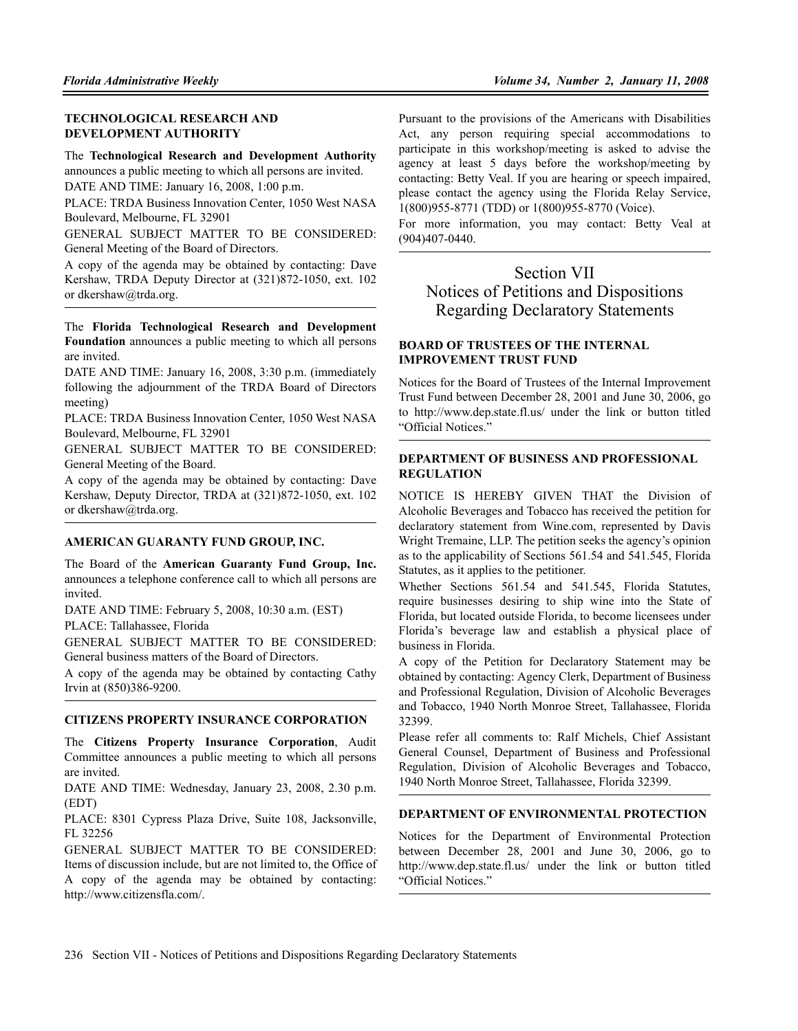**TECHNOLOGICAL RESEARCH AND DEVELOPMENT AUTHORITY**

The **Technological Research and Development Authority** announces a public meeting to which all persons are invited.

DATE AND TIME: January 16, 2008, 1:00 p.m.

PLACE: TRDA Business Innovation Center, 1050 West NASA Boulevard, Melbourne, FL 32901

GENERAL SUBJECT MATTER TO BE CONSIDERED: General Meeting of the Board of Directors.

A copy of the agenda may be obtained by contacting: Dave Kershaw, TRDA Deputy Director at (321)872-1050, ext. 102 or dkershaw@trda.org.

---

The **Florida Technological Research and Development Foundation** announces a public meeting to which all persons are invited.

DATE AND TIME: January 16, 2008, 3:30 p.m. (immediately following the adjournment of the TRDA Board of Directors meeting)

PLACE: TRDA Business Innovation Center, 1050 West NASA Boulevard, Melbourne, FL 32901

GENERAL SUBJECT MATTER TO BE CONSIDERED: General Meeting of the Board.

A copy of the agenda may be obtained by contacting: Dave Kershaw, Deputy Director, TRDA at (321)872-1050, ext. 102 or dkershaw@trda.org.

---

**AMERICAN GUARANTY FUND GROUP, INC.**

The Board of the **American Guaranty Fund Group, Inc.** announces a telephone conference call to which all persons are invited.

DATE AND TIME: February 5, 2008, 10:30 a.m. (EST)

PLACE: Tallahassee, Florida

GENERAL SUBJECT MATTER TO BE CONSIDERED: General business matters of the Board of Directors.

A copy of the agenda may be obtained by contacting Cathy Irvin at (850)386-9200.

---

**CITIZENS PROPERTY INSURANCE CORPORATION**

The **Citizens Property Insurance Corporation**, Audit Committee announces a public meeting to which all persons are invited.

DATE AND TIME: Wednesday, January 23, 2008, 2.30 p.m. (EDT)

PLACE: 8301 Cypress Plaza Drive, Suite 108, Jacksonville, FL 32256

GENERAL SUBJECT MATTER TO BE CONSIDERED: Items of discussion include, but are not limited to, the Office of

A copy of the agenda may be obtained by contacting: http://www.citizensfla.com/.

Pursuant to the provisions of the Americans with Disabilities Act, any person requiring special accommodations to participate in this workshop/meeting is asked to advise the agency at least 5 days before the workshop/meeting by contacting: Betty Veal. If you are hearing or speech impaired, please contact the agency using the Florida Relay Service, 1(800)955-8771 (TDD) or 1(800)955-8770 (Voice).

For more information, you may contact: Betty Veal at (904)407-0440.

---

# Section VII Notices of Petitions and Dispositions Regarding Declaratory Statements

**BOARD OF TRUSTEES OF THE INTERNAL IMPROVEMENT TRUST FUND**

Notices for the Board of Trustees of the Internal Improvement Trust Fund between December 28, 2001 and June 30, 2006, go to http://www.dep.state.fl.us/ under the link or button titled "Official Notices."

---

**DEPARTMENT OF BUSINESS AND PROFESSIONAL REGULATION**

NOTICE IS HEREBY GIVEN THAT the Division of Alcoholic Beverages and Tobacco has received the petition for declaratory statement from Wine.com, represented by Davis Wright Tremaine, LLP. The petition seeks the agency's opinion as to the applicability of Sections 561.54 and 541.545, Florida Statutes, as it applies to the petitioner.

Whether Sections 561.54 and 541.545, Florida Statutes, require businesses desiring to ship wine into the State of Florida, but located outside Florida, to become licensees under Florida's beverage law and establish a physical place of business in Florida.

A copy of the Petition for Declaratory Statement may be obtained by contacting: Agency Clerk, Department of Business and Professional Regulation, Division of Alcoholic Beverages and Tobacco, 1940 North Monroe Street, Tallahassee, Florida 32399.

Please refer all comments to: Ralf Michels, Chief Assistant General Counsel, Department of Business and Professional Regulation, Division of Alcoholic Beverages and Tobacco, 1940 North Monroe Street, Tallahassee, Florida 32399.

---

**DEPARTMENT OF ENVIRONMENTAL PROTECTION**

Notices for the Department of Environmental Protection between December 28, 2001 and June 30, 2006, go to http://www.dep.state.fl.us/ under the link or button titled "Official Notices."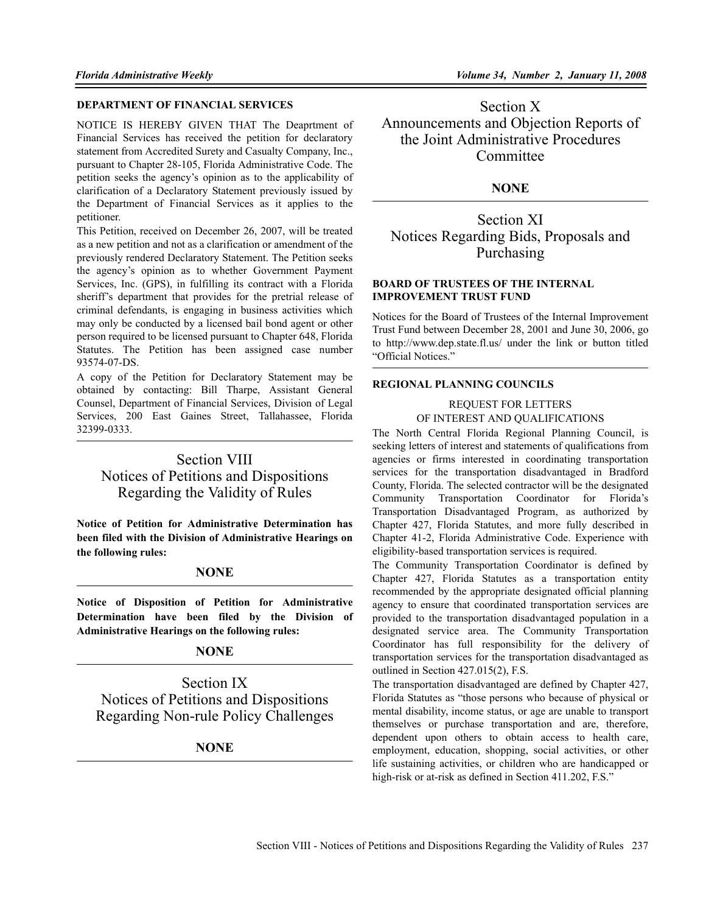### DEPARTMENT OF FINANCIAL SERVICES

NOTICE IS HEREBY GIVEN THAT The Deaprtment of Financial Services has received the petition for declaratory statement from Accredited Surety and Casualty Company, Inc., pursuant to Chapter 28-105, Florida Administrative Code. The petition seeks the agency's opinion as to the applicability of clarification of a Declaratory Statement previously issued by the Department of Financial Services as it applies to the petitioner.

This Petition, received on December 26, 2007, will be treated as a new petition and not as a clarification or amendment of the previously rendered Declaratory Statement. The Petition seeks the agency's opinion as to whether Government Payment Services, Inc. (GPS), in fulfilling its contract with a Florida sheriff's department that provides for the pretrial release of criminal defendants, is engaging in business activities which may only be conducted by a licensed bail bond agent or other person required to be licensed pursuant to Chapter 648, Florida Statutes. The Petition has been assigned case number 93574-07-DS.

A copy of the Petition for Declaratory Statement may be obtained by contacting: Bill Tharpe, Assistant General Counsel, Department of Financial Services, Division of Legal Services, 200 East Gaines Street, Tallahassee, Florida 32399-0333.

# Section VIII Notices of Petitions and Dispositions Regarding the Validity of Rules

**Notice of Petition for Administrative Determination has been filed with the Division of Administrative Hearings on the following rules:**

**NONE**

**Notice of Disposition of Petition for Administrative Determination have been filed by the Division of Administrative Hearings on the following rules:**

**NONE**

# Section IX Notices of Petitions and Dispositions Regarding Non-rule Policy Challenges

**NONE**

# Section X Announcements and Objection Reports of the Joint Administrative Procedures Committee

**NONE**

# Section XI Notices Regarding Bids, Proposals and Purchasing

### BOARD OF TRUSTEES OF THE INTERNAL IMPROVEMENT TRUST FUND

Notices for the Board of Trustees of the Internal Improvement Trust Fund between December 28, 2001 and June 30, 2006, go to http://www.dep.state.fl.us/ under the link or button titled "Official Notices."

### REGIONAL PLANNING COUNCILS

REQUEST FOR LETTERS OF INTEREST AND QUALIFICATIONS

The North Central Florida Regional Planning Council, is seeking letters of interest and statements of qualifications from agencies or firms interested in coordinating transportation services for the transportation disadvantaged in Bradford County, Florida. The selected contractor will be the designated Community Transportation Coordinator for Florida's Transportation Disadvantaged Program, as authorized by Chapter 427, Florida Statutes, and more fully described in Chapter 41-2, Florida Administrative Code. Experience with eligibility-based transportation services is required.

The Community Transportation Coordinator is defined by Chapter 427, Florida Statutes as a transportation entity recommended by the appropriate designated official planning agency to ensure that coordinated transportation services are provided to the transportation disadvantaged population in a designated service area. The Community Transportation Coordinator has full responsibility for the delivery of transportation services for the transportation disadvantaged as outlined in Section 427.015(2), F.S.

The transportation disadvantaged are defined by Chapter 427, Florida Statutes as "those persons who because of physical or mental disability, income status, or age are unable to transport themselves or purchase transportation and are, therefore, dependent upon others to obtain access to health care, employment, education, shopping, social activities, or other life sustaining activities, or children who are handicapped or high-risk or at-risk as defined in Section 411.202, F.S."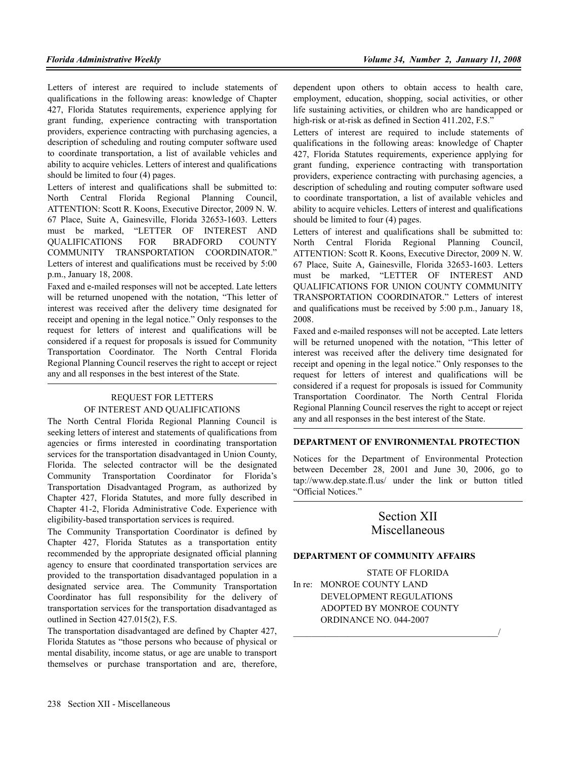Letters of interest are required to include statements of qualifications in the following areas: knowledge of Chapter 427, Florida Statutes requirements, experience applying for grant funding, experience contracting with transportation providers, experience contracting with purchasing agencies, a description of scheduling and routing computer software used to coordinate transportation, a list of available vehicles and ability to acquire vehicles. Letters of interest and qualifications should be limited to four (4) pages.

Letters of interest and qualifications shall be submitted to: North Central Florida Regional Planning Council, ATTENTION: Scott R. Koons, Executive Director, 2009 N. W. 67 Place, Suite A, Gainesville, Florida 32653-1603. Letters must be marked, "LETTER OF INTEREST AND QUALIFICATIONS FOR BRADFORD COUNTY COMMUNITY TRANSPORTATION COORDINATOR." Letters of interest and qualifications must be received by 5:00 p.m., January 18, 2008.

Faxed and e-mailed responses will not be accepted. Late letters will be returned unopened with the notation, "This letter of interest was received after the delivery time designated for receipt and opening in the legal notice." Only responses to the request for letters of interest and qualifications will be considered if a request for proposals is issued for Community Transportation Coordinator. The North Central Florida Regional Planning Council reserves the right to accept or reject any and all responses in the best interest of the State.

REQUEST FOR LETTERS OF INTEREST AND QUALIFICATIONS

The North Central Florida Regional Planning Council is seeking letters of interest and statements of qualifications from agencies or firms interested in coordinating transportation services for the transportation disadvantaged in Union County, Florida. The selected contractor will be the designated Community Transportation Coordinator for Florida's Transportation Disadvantaged Program, as authorized by Chapter 427, Florida Statutes, and more fully described in Chapter 41-2, Florida Administrative Code. Experience with eligibility-based transportation services is required.

The Community Transportation Coordinator is defined by Chapter 427, Florida Statutes as a transportation entity recommended by the appropriate designated official planning agency to ensure that coordinated transportation services are provided to the transportation disadvantaged population in a designated service area. The Community Transportation Coordinator has full responsibility for the delivery of transportation services for the transportation disadvantaged as outlined in Section 427.015(2), F.S.

The transportation disadvantaged are defined by Chapter 427, Florida Statutes as "those persons who because of physical or mental disability, income status, or age are unable to transport themselves or purchase transportation and are, therefore, dependent upon others to obtain access to health care, employment, education, shopping, social activities, or other life sustaining activities, or children who are handicapped or high-risk or at-risk as defined in Section 411.202, F.S."

Letters of interest are required to include statements of qualifications in the following areas: knowledge of Chapter 427, Florida Statutes requirements, experience applying for grant funding, experience contracting with transportation providers, experience contracting with purchasing agencies, a description of scheduling and routing computer software used to coordinate transportation, a list of available vehicles and ability to acquire vehicles. Letters of interest and qualifications should be limited to four (4) pages.

Letters of interest and qualifications shall be submitted to: North Central Florida Regional Planning Council, ATTENTION: Scott R. Koons, Executive Director, 2009 N. W. 67 Place, Suite A, Gainesville, Florida 32653-1603. Letters must be marked, "LETTER OF INTEREST AND QUALIFICATIONS FOR UNION COUNTY COMMUNITY TRANSPORTATION COORDINATOR." Letters of interest and qualifications must be received by 5:00 p.m., January 18, 2008.

Faxed and e-mailed responses will not be accepted. Late letters will be returned unopened with the notation, "This letter of interest was received after the delivery time designated for receipt and opening in the legal notice." Only responses to the request for letters of interest and qualifications will be considered if a request for proposals is issued for Community Transportation Coordinator. The North Central Florida Regional Planning Council reserves the right to accept or reject any and all responses in the best interest of the State.

**DEPARTMENT OF ENVIRONMENTAL PROTECTION**

Notices for the Department of Environmental Protection between December 28, 2001 and June 30, 2006, go to tap://www.dep.state.fl.us/ under the link or button titled "Official Notices."

# Section XII
# Miscellaneous

**DEPARTMENT OF COMMUNITY AFFAIRS**

STATE OF FLORIDA

In re: MONROE COUNTY LAND DEVELOPMENT REGULATIONS ADOPTED BY MONROE COUNTY ORDINANCE NO. 044-2007

______________________________________________/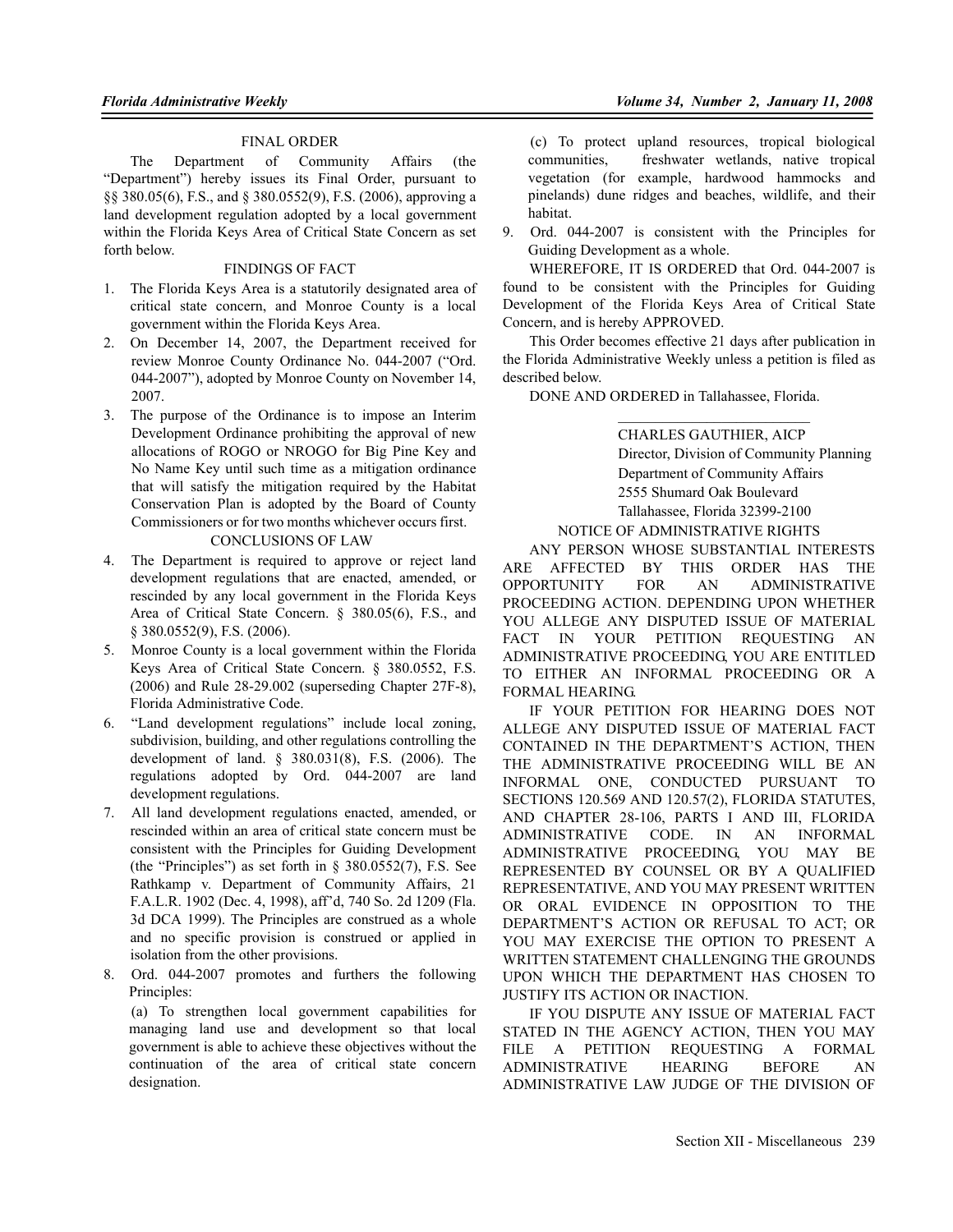FINAL ORDER

The Department of Community Affairs (the "Department") hereby issues its Final Order, pursuant to §§ 380.05(6), F.S., and § 380.0552(9), F.S. (2006), approving a land development regulation adopted by a local government within the Florida Keys Area of Critical State Concern as set forth below.

FINDINGS OF FACT

1. The Florida Keys Area is a statutorily designated area of critical state concern, and Monroe County is a local government within the Florida Keys Area.
2. On December 14, 2007, the Department received for review Monroe County Ordinance No. 044-2007 ("Ord. 044-2007"), adopted by Monroe County on November 14, 2007.
3. The purpose of the Ordinance is to impose an Interim Development Ordinance prohibiting the approval of new allocations of ROGO or NROGO for Big Pine Key and No Name Key until such time as a mitigation ordinance that will satisfy the mitigation required by the Habitat Conservation Plan is adopted by the Board of County Commissioners or for two months whichever occurs first.

CONCLUSIONS OF LAW

4. The Department is required to approve or reject land development regulations that are enacted, amended, or rescinded by any local government in the Florida Keys Area of Critical State Concern. § 380.05(6), F.S., and § 380.0552(9), F.S. (2006).
5. Monroe County is a local government within the Florida Keys Area of Critical State Concern. § 380.0552, F.S. (2006) and Rule 28-29.002 (superseding Chapter 27F-8), Florida Administrative Code.
6. "Land development regulations" include local zoning, subdivision, building, and other regulations controlling the development of land. § 380.031(8), F.S. (2006). The regulations adopted by Ord. 044-2007 are land development regulations.
7. All land development regulations enacted, amended, or rescinded within an area of critical state concern must be consistent with the Principles for Guiding Development (the "Principles") as set forth in § 380.0552(7), F.S. See Rathkamp v. Department of Community Affairs, 21 F.A.L.R. 1902 (Dec. 4, 1998), aff'd, 740 So. 2d 1209 (Fla. 3d DCA 1999). The Principles are construed as a whole and no specific provision is construed or applied in isolation from the other provisions.
8. Ord. 044-2007 promotes and furthers the following Principles:

   (a) To strengthen local government capabilities for managing land use and development so that local government is able to achieve these objectives without the continuation of the area of critical state concern designation.

   (c) To protect upland resources, tropical biological communities, freshwater wetlands, native tropical vegetation (for example, hardwood hammocks and pinelands) dune ridges and beaches, wildlife, and their habitat.
9. Ord. 044-2007 is consistent with the Principles for Guiding Development as a whole.

WHEREFORE, IT IS ORDERED that Ord. 044-2007 is found to be consistent with the Principles for Guiding Development of the Florida Keys Area of Critical State Concern, and is hereby APPROVED.

This Order becomes effective 21 days after publication in the Florida Administrative Weekly unless a petition is filed as described below.

DONE AND ORDERED in Tallahassee, Florida.

\_\_\_\_\_\_\_\_\_\_\_\_\_\_\_\_\_\_\_\_\_\_\_\_\_\_

CHARLES GAUTHIER, AICP
Director, Division of Community Planning
Department of Community Affairs
2555 Shumard Oak Boulevard
Tallahassee, Florida 32399-2100

NOTICE OF ADMINISTRATIVE RIGHTS

ANY PERSON WHOSE SUBSTANTIAL INTERESTS ARE AFFECTED BY THIS ORDER HAS THE OPPORTUNITY FOR AN ADMINISTRATIVE PROCEEDING ACTION. DEPENDING UPON WHETHER YOU ALLEGE ANY DISPUTED ISSUE OF MATERIAL FACT IN YOUR PETITION REQUESTING AN ADMINISTRATIVE PROCEEDING, YOU ARE ENTITLED TO EITHER AN INFORMAL PROCEEDING OR A FORMAL HEARING.

IF YOUR PETITION FOR HEARING DOES NOT ALLEGE ANY DISPUTED ISSUE OF MATERIAL FACT CONTAINED IN THE DEPARTMENT'S ACTION, THEN THE ADMINISTRATIVE PROCEEDING WILL BE AN INFORMAL ONE, CONDUCTED PURSUANT TO SECTIONS 120.569 AND 120.57(2), FLORIDA STATUTES, AND CHAPTER 28-106, PARTS I AND III, FLORIDA ADMINISTRATIVE CODE. IN AN INFORMAL ADMINISTRATIVE PROCEEDING, YOU MAY BE REPRESENTED BY COUNSEL OR BY A QUALIFIED REPRESENTATIVE, AND YOU MAY PRESENT WRITTEN OR ORAL EVIDENCE IN OPPOSITION TO THE DEPARTMENT'S ACTION OR REFUSAL TO ACT; OR YOU MAY EXERCISE THE OPTION TO PRESENT A WRITTEN STATEMENT CHALLENGING THE GROUNDS UPON WHICH THE DEPARTMENT HAS CHOSEN TO JUSTIFY ITS ACTION OR INACTION.

IF YOU DISPUTE ANY ISSUE OF MATERIAL FACT STATED IN THE AGENCY ACTION, THEN YOU MAY FILE A PETITION REQUESTING A FORMAL ADMINISTRATIVE HEARING BEFORE AN ADMINISTRATIVE LAW JUDGE OF THE DIVISION OF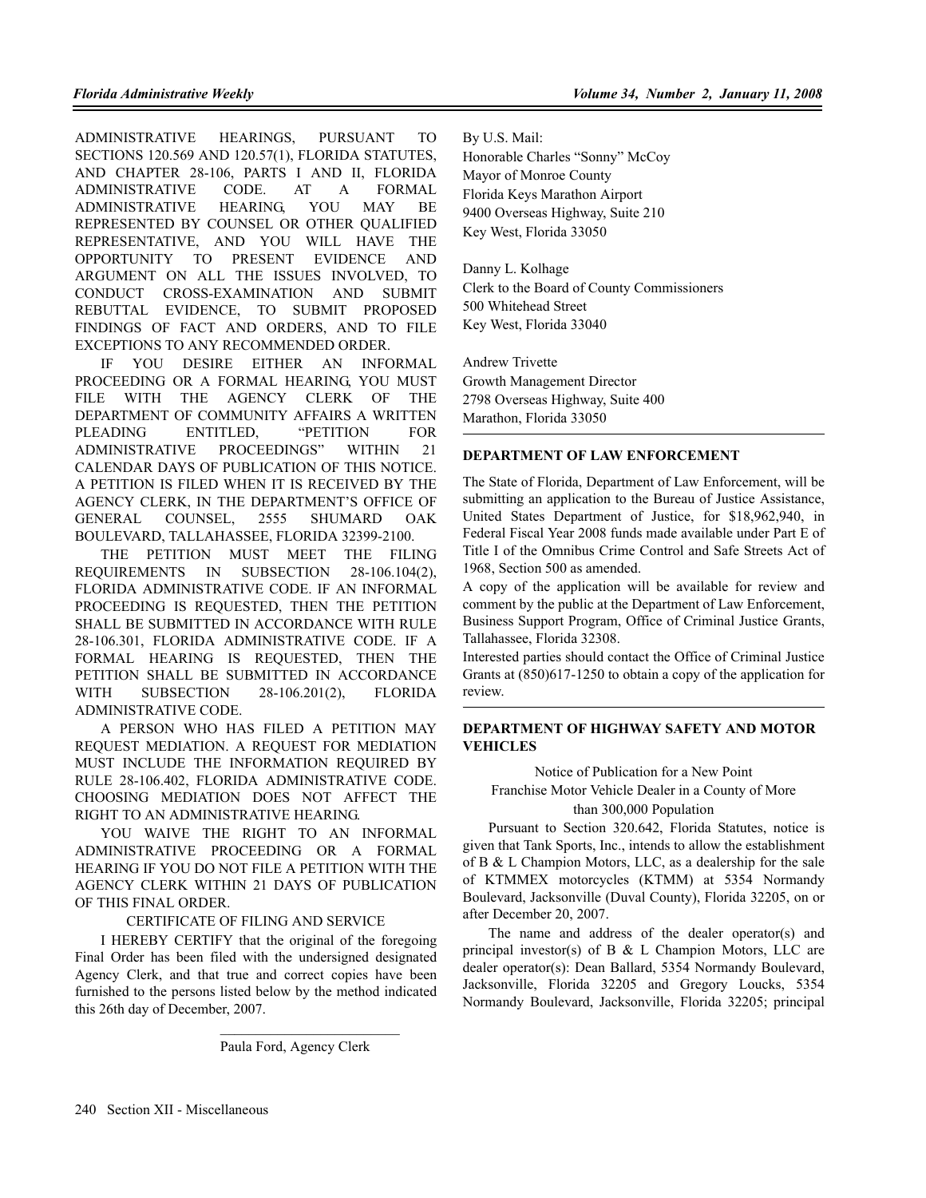ADMINISTRATIVE HEARINGS, PURSUANT TO SECTIONS 120.569 AND 120.57(1), FLORIDA STATUTES, AND CHAPTER 28-106, PARTS I AND II, FLORIDA ADMINISTRATIVE CODE. AT A FORMAL ADMINISTRATIVE HEARING, YOU MAY BE REPRESENTED BY COUNSEL OR OTHER QUALIFIED REPRESENTATIVE, AND YOU WILL HAVE THE OPPORTUNITY TO PRESENT EVIDENCE AND ARGUMENT ON ALL THE ISSUES INVOLVED, TO CONDUCT CROSS-EXAMINATION AND SUBMIT REBUTTAL EVIDENCE, TO SUBMIT PROPOSED FINDINGS OF FACT AND ORDERS, AND TO FILE EXCEPTIONS TO ANY RECOMMENDED ORDER.

IF YOU DESIRE EITHER AN INFORMAL PROCEEDING OR A FORMAL HEARING, YOU MUST FILE WITH THE AGENCY CLERK OF THE DEPARTMENT OF COMMUNITY AFFAIRS A WRITTEN PLEADING ENTITLED, "PETITION FOR ADMINISTRATIVE PROCEEDINGS" WITHIN 21 CALENDAR DAYS OF PUBLICATION OF THIS NOTICE. A PETITION IS FILED WHEN IT IS RECEIVED BY THE AGENCY CLERK, IN THE DEPARTMENT'S OFFICE OF GENERAL COUNSEL, 2555 SHUMARD OAK BOULEVARD, TALLAHASSEE, FLORIDA 32399-2100.

THE PETITION MUST MEET THE FILING REQUIREMENTS IN SUBSECTION 28-106.104(2), FLORIDA ADMINISTRATIVE CODE. IF AN INFORMAL PROCEEDING IS REQUESTED, THEN THE PETITION SHALL BE SUBMITTED IN ACCORDANCE WITH RULE 28-106.301, FLORIDA ADMINISTRATIVE CODE. IF A FORMAL HEARING IS REQUESTED, THEN THE PETITION SHALL BE SUBMITTED IN ACCORDANCE WITH SUBSECTION 28-106.201(2), FLORIDA ADMINISTRATIVE CODE.

A PERSON WHO HAS FILED A PETITION MAY REQUEST MEDIATION. A REQUEST FOR MEDIATION MUST INCLUDE THE INFORMATION REQUIRED BY RULE 28-106.402, FLORIDA ADMINISTRATIVE CODE. CHOOSING MEDIATION DOES NOT AFFECT THE RIGHT TO AN ADMINISTRATIVE HEARING.

YOU WAIVE THE RIGHT TO AN INFORMAL ADMINISTRATIVE PROCEEDING OR A FORMAL HEARING IF YOU DO NOT FILE A PETITION WITH THE AGENCY CLERK WITHIN 21 DAYS OF PUBLICATION OF THIS FINAL ORDER.

CERTIFICATE OF FILING AND SERVICE

I HEREBY CERTIFY that the original of the foregoing Final Order has been filed with the undersigned designated Agency Clerk, and that true and correct copies have been furnished to the persons listed below by the method indicated this 26th day of December, 2007.

\_\_\_\_\_\_\_\_\_\_\_\_\_\_\_\_\_\_\_\_\_\_\_\_\_\_

Paula Ford, Agency Clerk

By U.S. Mail:  
Honorable Charles "Sonny" McCoy  
Mayor of Monroe County  
Florida Keys Marathon Airport  
9400 Overseas Highway, Suite 210  
Key West, Florida 33050

Danny L. Kolhage  
Clerk to the Board of County Commissioners  
500 Whitehead Street  
Key West, Florida 33040

Andrew Trivette  
Growth Management Director  
2798 Overseas Highway, Suite 400  
Marathon, Florida 33050

**DEPARTMENT OF LAW ENFORCEMENT**

The State of Florida, Department of Law Enforcement, will be submitting an application to the Bureau of Justice Assistance, United States Department of Justice, for $18,962,940, in Federal Fiscal Year 2008 funds made available under Part E of Title I of the Omnibus Crime Control and Safe Streets Act of 1968, Section 500 as amended.

A copy of the application will be available for review and comment by the public at the Department of Law Enforcement, Business Support Program, Office of Criminal Justice Grants, Tallahassee, Florida 32308.

Interested parties should contact the Office of Criminal Justice Grants at (850)617-1250 to obtain a copy of the application for review.

**DEPARTMENT OF HIGHWAY SAFETY AND MOTOR VEHICLES**

Notice of Publication for a New Point  
Franchise Motor Vehicle Dealer in a County of More  
than 300,000 Population

Pursuant to Section 320.642, Florida Statutes, notice is given that Tank Sports, Inc., intends to allow the establishment of B & L Champion Motors, LLC, as a dealership for the sale of KTMMEX motorcycles (KTMM) at 5354 Normandy Boulevard, Jacksonville (Duval County), Florida 32205, on or after December 20, 2007.

The name and address of the dealer operator(s) and principal investor(s) of B & L Champion Motors, LLC are dealer operator(s): Dean Ballard, 5354 Normandy Boulevard, Jacksonville, Florida 32205 and Gregory Loucks, 5354 Normandy Boulevard, Jacksonville, Florida 32205; principal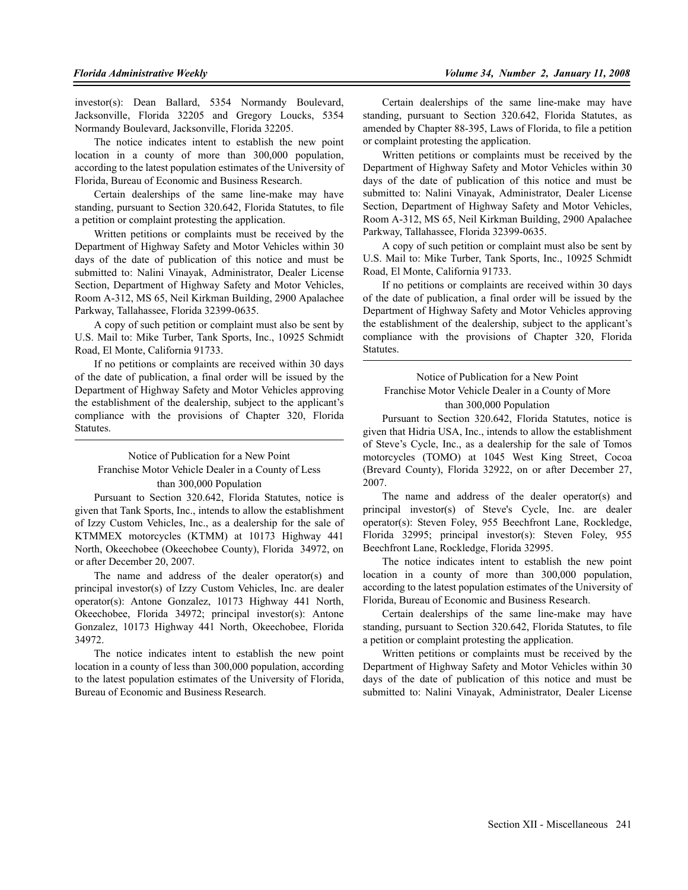investor(s): Dean Ballard, 5354 Normandy Boulevard, Jacksonville, Florida 32205 and Gregory Loucks, 5354 Normandy Boulevard, Jacksonville, Florida 32205.

The notice indicates intent to establish the new point location in a county of more than 300,000 population, according to the latest population estimates of the University of Florida, Bureau of Economic and Business Research.

Certain dealerships of the same line-make may have standing, pursuant to Section 320.642, Florida Statutes, to file a petition or complaint protesting the application.

Written petitions or complaints must be received by the Department of Highway Safety and Motor Vehicles within 30 days of the date of publication of this notice and must be submitted to: Nalini Vinayak, Administrator, Dealer License Section, Department of Highway Safety and Motor Vehicles, Room A-312, MS 65, Neil Kirkman Building, 2900 Apalachee Parkway, Tallahassee, Florida 32399-0635.

A copy of such petition or complaint must also be sent by U.S. Mail to: Mike Turber, Tank Sports, Inc., 10925 Schmidt Road, El Monte, California 91733.

If no petitions or complaints are received within 30 days of the date of publication, a final order will be issued by the Department of Highway Safety and Motor Vehicles approving the establishment of the dealership, subject to the applicant's compliance with the provisions of Chapter 320, Florida Statutes.

---

Notice of Publication for a New Point Franchise Motor Vehicle Dealer in a County of Less than 300,000 Population

Pursuant to Section 320.642, Florida Statutes, notice is given that Tank Sports, Inc., intends to allow the establishment of Izzy Custom Vehicles, Inc., as a dealership for the sale of KTMMEX motorcycles (KTMM) at 10173 Highway 441 North, Okeechobee (Okeechobee County), Florida 34972, on or after December 20, 2007.

The name and address of the dealer operator(s) and principal investor(s) of Izzy Custom Vehicles, Inc. are dealer operator(s): Antone Gonzalez, 10173 Highway 441 North, Okeechobee, Florida 34972; principal investor(s): Antone Gonzalez, 10173 Highway 441 North, Okeechobee, Florida 34972.

The notice indicates intent to establish the new point location in a county of less than 300,000 population, according to the latest population estimates of the University of Florida, Bureau of Economic and Business Research.

Certain dealerships of the same line-make may have standing, pursuant to Section 320.642, Florida Statutes, as amended by Chapter 88-395, Laws of Florida, to file a petition or complaint protesting the application.

Written petitions or complaints must be received by the Department of Highway Safety and Motor Vehicles within 30 days of the date of publication of this notice and must be submitted to: Nalini Vinayak, Administrator, Dealer License Section, Department of Highway Safety and Motor Vehicles, Room A-312, MS 65, Neil Kirkman Building, 2900 Apalachee Parkway, Tallahassee, Florida 32399-0635.

A copy of such petition or complaint must also be sent by U.S. Mail to: Mike Turber, Tank Sports, Inc., 10925 Schmidt Road, El Monte, California 91733.

If no petitions or complaints are received within 30 days of the date of publication, a final order will be issued by the Department of Highway Safety and Motor Vehicles approving the establishment of the dealership, subject to the applicant's compliance with the provisions of Chapter 320, Florida Statutes.

---

Notice of Publication for a New Point Franchise Motor Vehicle Dealer in a County of More than 300,000 Population

Pursuant to Section 320.642, Florida Statutes, notice is given that Hidria USA, Inc., intends to allow the establishment of Steve's Cycle, Inc., as a dealership for the sale of Tomos motorcycles (TOMO) at 1045 West King Street, Cocoa (Brevard County), Florida 32922, on or after December 27, 2007.

The name and address of the dealer operator(s) and principal investor(s) of Steve's Cycle, Inc. are dealer operator(s): Steven Foley, 955 Beechfront Lane, Rockledge, Florida 32995; principal investor(s): Steven Foley, 955 Beechfront Lane, Rockledge, Florida 32995.

The notice indicates intent to establish the new point location in a county of more than 300,000 population, according to the latest population estimates of the University of Florida, Bureau of Economic and Business Research.

Certain dealerships of the same line-make may have standing, pursuant to Section 320.642, Florida Statutes, to file a petition or complaint protesting the application.

Written petitions or complaints must be received by the Department of Highway Safety and Motor Vehicles within 30 days of the date of publication of this notice and must be submitted to: Nalini Vinayak, Administrator, Dealer License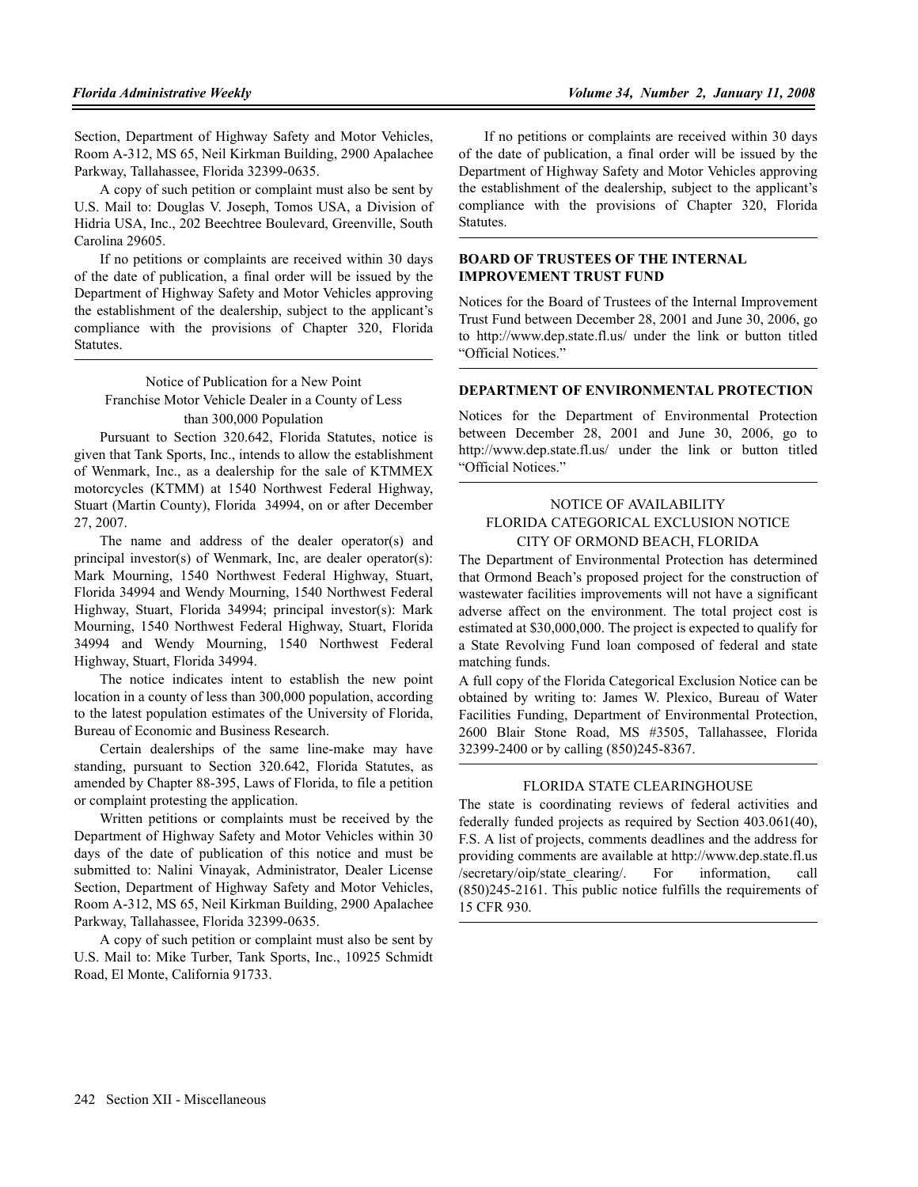Section, Department of Highway Safety and Motor Vehicles, Room A-312, MS 65, Neil Kirkman Building, 2900 Apalachee Parkway, Tallahassee, Florida 32399-0635.

A copy of such petition or complaint must also be sent by U.S. Mail to: Douglas V. Joseph, Tomos USA, a Division of Hidria USA, Inc., 202 Beechtree Boulevard, Greenville, South Carolina 29605.

If no petitions or complaints are received within 30 days of the date of publication, a final order will be issued by the Department of Highway Safety and Motor Vehicles approving the establishment of the dealership, subject to the applicant's compliance with the provisions of Chapter 320, Florida Statutes.

Notice of Publication for a New Point Franchise Motor Vehicle Dealer in a County of Less than 300,000 Population

Pursuant to Section 320.642, Florida Statutes, notice is given that Tank Sports, Inc., intends to allow the establishment of Wenmark, Inc., as a dealership for the sale of KTMMEX motorcycles (KTMM) at 1540 Northwest Federal Highway, Stuart (Martin County), Florida 34994, on or after December 27, 2007.

The name and address of the dealer operator(s) and principal investor(s) of Wenmark, Inc, are dealer operator(s): Mark Mourning, 1540 Northwest Federal Highway, Stuart, Florida 34994 and Wendy Mourning, 1540 Northwest Federal Highway, Stuart, Florida 34994; principal investor(s): Mark Mourning, 1540 Northwest Federal Highway, Stuart, Florida 34994 and Wendy Mourning, 1540 Northwest Federal Highway, Stuart, Florida 34994.

The notice indicates intent to establish the new point location in a county of less than 300,000 population, according to the latest population estimates of the University of Florida, Bureau of Economic and Business Research.

Certain dealerships of the same line-make may have standing, pursuant to Section 320.642, Florida Statutes, as amended by Chapter 88-395, Laws of Florida, to file a petition or complaint protesting the application.

Written petitions or complaints must be received by the Department of Highway Safety and Motor Vehicles within 30 days of the date of publication of this notice and must be submitted to: Nalini Vinayak, Administrator, Dealer License Section, Department of Highway Safety and Motor Vehicles, Room A-312, MS 65, Neil Kirkman Building, 2900 Apalachee Parkway, Tallahassee, Florida 32399-0635.

A copy of such petition or complaint must also be sent by U.S. Mail to: Mike Turber, Tank Sports, Inc., 10925 Schmidt Road, El Monte, California 91733.

If no petitions or complaints are received within 30 days of the date of publication, a final order will be issued by the Department of Highway Safety and Motor Vehicles approving the establishment of the dealership, subject to the applicant's compliance with the provisions of Chapter 320, Florida Statutes.

## BOARD OF TRUSTEES OF THE INTERNAL IMPROVEMENT TRUST FUND

Notices for the Board of Trustees of the Internal Improvement Trust Fund between December 28, 2001 and June 30, 2006, go to http://www.dep.state.fl.us/ under the link or button titled "Official Notices."

## DEPARTMENT OF ENVIRONMENTAL PROTECTION

Notices for the Department of Environmental Protection between December 28, 2001 and June 30, 2006, go to http://www.dep.state.fl.us/ under the link or button titled "Official Notices."

NOTICE OF AVAILABILITY
FLORIDA CATEGORICAL EXCLUSION NOTICE
CITY OF ORMOND BEACH, FLORIDA

The Department of Environmental Protection has determined that Ormond Beach's proposed project for the construction of wastewater facilities improvements will not have a significant adverse affect on the environment. The total project cost is estimated at $30,000,000. The project is expected to qualify for a State Revolving Fund loan composed of federal and state matching funds.

A full copy of the Florida Categorical Exclusion Notice can be obtained by writing to: James W. Plexico, Bureau of Water Facilities Funding, Department of Environmental Protection, 2600 Blair Stone Road, MS #3505, Tallahassee, Florida 32399-2400 or by calling (850)245-8367.

FLORIDA STATE CLEARINGHOUSE

The state is coordinating reviews of federal activities and federally funded projects as required by Section 403.061(40), F.S. A list of projects, comments deadlines and the address for providing comments are available at http://www.dep.state.fl.us/secretary/oip/state_clearing/. For information, call (850)245-2161. This public notice fulfills the requirements of 15 CFR 930.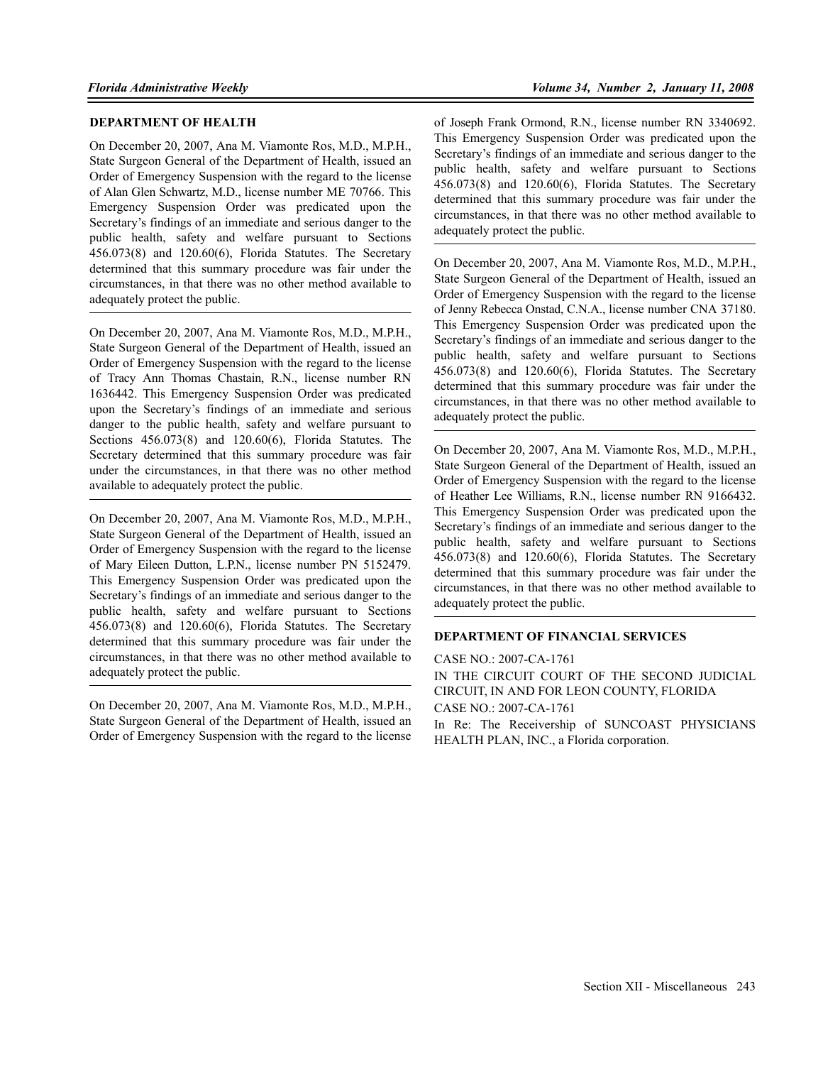## DEPARTMENT OF HEALTH

On December 20, 2007, Ana M. Viamonte Ros, M.D., M.P.H., State Surgeon General of the Department of Health, issued an Order of Emergency Suspension with the regard to the license of Alan Glen Schwartz, M.D., license number ME 70766. This Emergency Suspension Order was predicated upon the Secretary's findings of an immediate and serious danger to the public health, safety and welfare pursuant to Sections 456.073(8) and 120.60(6), Florida Statutes. The Secretary determined that this summary procedure was fair under the circumstances, in that there was no other method available to adequately protect the public.

---

On December 20, 2007, Ana M. Viamonte Ros, M.D., M.P.H., State Surgeon General of the Department of Health, issued an Order of Emergency Suspension with the regard to the license of Tracy Ann Thomas Chastain, R.N., license number RN 1636442. This Emergency Suspension Order was predicated upon the Secretary's findings of an immediate and serious danger to the public health, safety and welfare pursuant to Sections 456.073(8) and 120.60(6), Florida Statutes. The Secretary determined that this summary procedure was fair under the circumstances, in that there was no other method available to adequately protect the public.

---

On December 20, 2007, Ana M. Viamonte Ros, M.D., M.P.H., State Surgeon General of the Department of Health, issued an Order of Emergency Suspension with the regard to the license of Mary Eileen Dutton, L.P.N., license number PN 5152479. This Emergency Suspension Order was predicated upon the Secretary's findings of an immediate and serious danger to the public health, safety and welfare pursuant to Sections 456.073(8) and 120.60(6), Florida Statutes. The Secretary determined that this summary procedure was fair under the circumstances, in that there was no other method available to adequately protect the public.

---

On December 20, 2007, Ana M. Viamonte Ros, M.D., M.P.H., State Surgeon General of the Department of Health, issued an Order of Emergency Suspension with the regard to the license of Joseph Frank Ormond, R.N., license number RN 3340692. This Emergency Suspension Order was predicated upon the Secretary's findings of an immediate and serious danger to the public health, safety and welfare pursuant to Sections 456.073(8) and 120.60(6), Florida Statutes. The Secretary determined that this summary procedure was fair under the circumstances, in that there was no other method available to adequately protect the public.

---

On December 20, 2007, Ana M. Viamonte Ros, M.D., M.P.H., State Surgeon General of the Department of Health, issued an Order of Emergency Suspension with the regard to the license of Jenny Rebecca Onstad, C.N.A., license number CNA 37180. This Emergency Suspension Order was predicated upon the Secretary's findings of an immediate and serious danger to the public health, safety and welfare pursuant to Sections 456.073(8) and 120.60(6), Florida Statutes. The Secretary determined that this summary procedure was fair under the circumstances, in that there was no other method available to adequately protect the public.

---

On December 20, 2007, Ana M. Viamonte Ros, M.D., M.P.H., State Surgeon General of the Department of Health, issued an Order of Emergency Suspension with the regard to the license of Heather Lee Williams, R.N., license number RN 9166432. This Emergency Suspension Order was predicated upon the Secretary's findings of an immediate and serious danger to the public health, safety and welfare pursuant to Sections 456.073(8) and 120.60(6), Florida Statutes. The Secretary determined that this summary procedure was fair under the circumstances, in that there was no other method available to adequately protect the public.

---

## DEPARTMENT OF FINANCIAL SERVICES

CASE NO.: 2007-CA-1761

IN THE CIRCUIT COURT OF THE SECOND JUDICIAL CIRCUIT, IN AND FOR LEON COUNTY, FLORIDA

CASE NO.: 2007-CA-1761

In Re: The Receivership of SUNCOAST PHYSICIANS HEALTH PLAN, INC., a Florida corporation.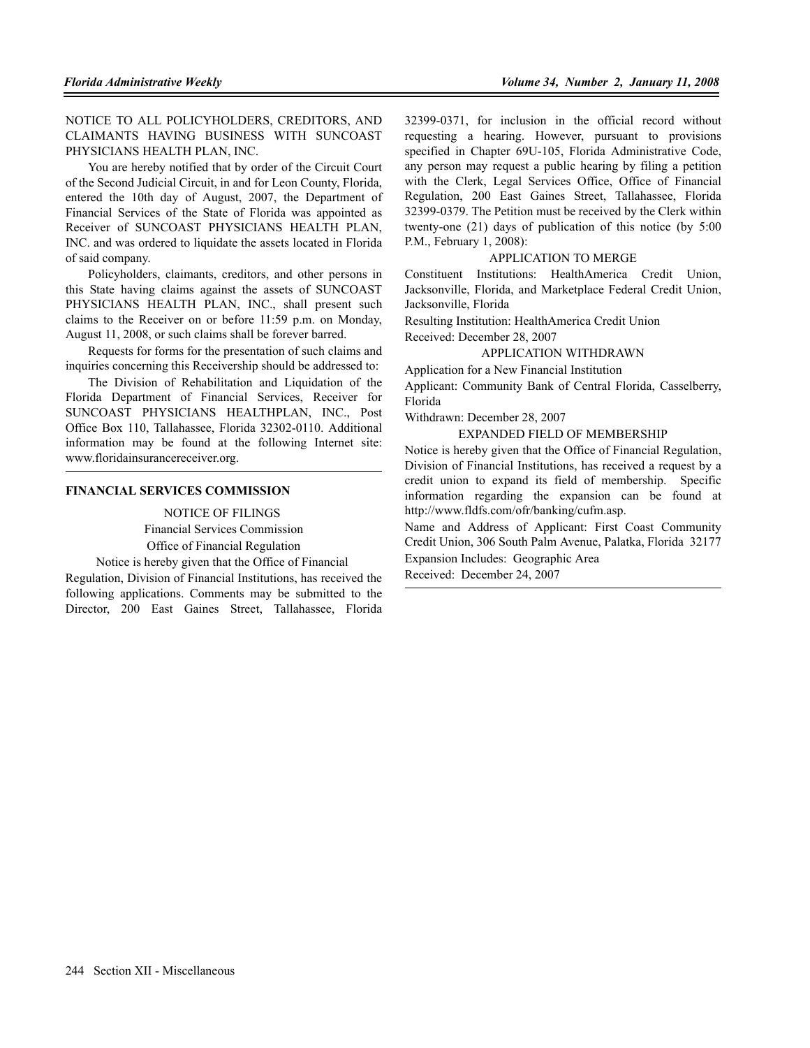NOTICE TO ALL POLICYHOLDERS, CREDITORS, AND CLAIMANTS HAVING BUSINESS WITH SUNCOAST PHYSICIANS HEALTH PLAN, INC.

You are hereby notified that by order of the Circuit Court of the Second Judicial Circuit, in and for Leon County, Florida, entered the 10th day of August, 2007, the Department of Financial Services of the State of Florida was appointed as Receiver of SUNCOAST PHYSICIANS HEALTH PLAN, INC. and was ordered to liquidate the assets located in Florida of said company.

Policyholders, claimants, creditors, and other persons in this State having claims against the assets of SUNCOAST PHYSICIANS HEALTH PLAN, INC., shall present such claims to the Receiver on or before 11:59 p.m. on Monday, August 11, 2008, or such claims shall be forever barred.

Requests for forms for the presentation of such claims and inquiries concerning this Receivership should be addressed to:

The Division of Rehabilitation and Liquidation of the Florida Department of Financial Services, Receiver for SUNCOAST PHYSICIANS HEALTHPLAN, INC., Post Office Box 110, Tallahassee, Florida 32302-0110. Additional information may be found at the following Internet site: www.floridainsurancereceiver.org.

## FINANCIAL SERVICES COMMISSION

NOTICE OF FILINGS

Financial Services Commission

Office of Financial Regulation

Notice is hereby given that the Office of Financial Regulation, Division of Financial Institutions, has received the following applications. Comments may be submitted to the Director, 200 East Gaines Street, Tallahassee, Florida 32399-0371, for inclusion in the official record without requesting a hearing. However, pursuant to provisions specified in Chapter 69U-105, Florida Administrative Code, any person may request a public hearing by filing a petition with the Clerk, Legal Services Office, Office of Financial Regulation, 200 East Gaines Street, Tallahassee, Florida 32399-0379. The Petition must be received by the Clerk within twenty-one (21) days of publication of this notice (by 5:00 P.M., February 1, 2008):

APPLICATION TO MERGE

Constituent Institutions: HealthAmerica Credit Union, Jacksonville, Florida, and Marketplace Federal Credit Union, Jacksonville, Florida

Resulting Institution: HealthAmerica Credit Union

Received: December 28, 2007

APPLICATION WITHDRAWN

Application for a New Financial Institution

Applicant: Community Bank of Central Florida, Casselberry, Florida

Withdrawn: December 28, 2007

EXPANDED FIELD OF MEMBERSHIP

Notice is hereby given that the Office of Financial Regulation, Division of Financial Institutions, has received a request by a credit union to expand its field of membership. Specific information regarding the expansion can be found at http://www.fldfs.com/ofr/banking/cufm.asp.

Name and Address of Applicant: First Coast Community Credit Union, 306 South Palm Avenue, Palatka, Florida 32177

Expansion Includes: Geographic Area

Received: December 24, 2007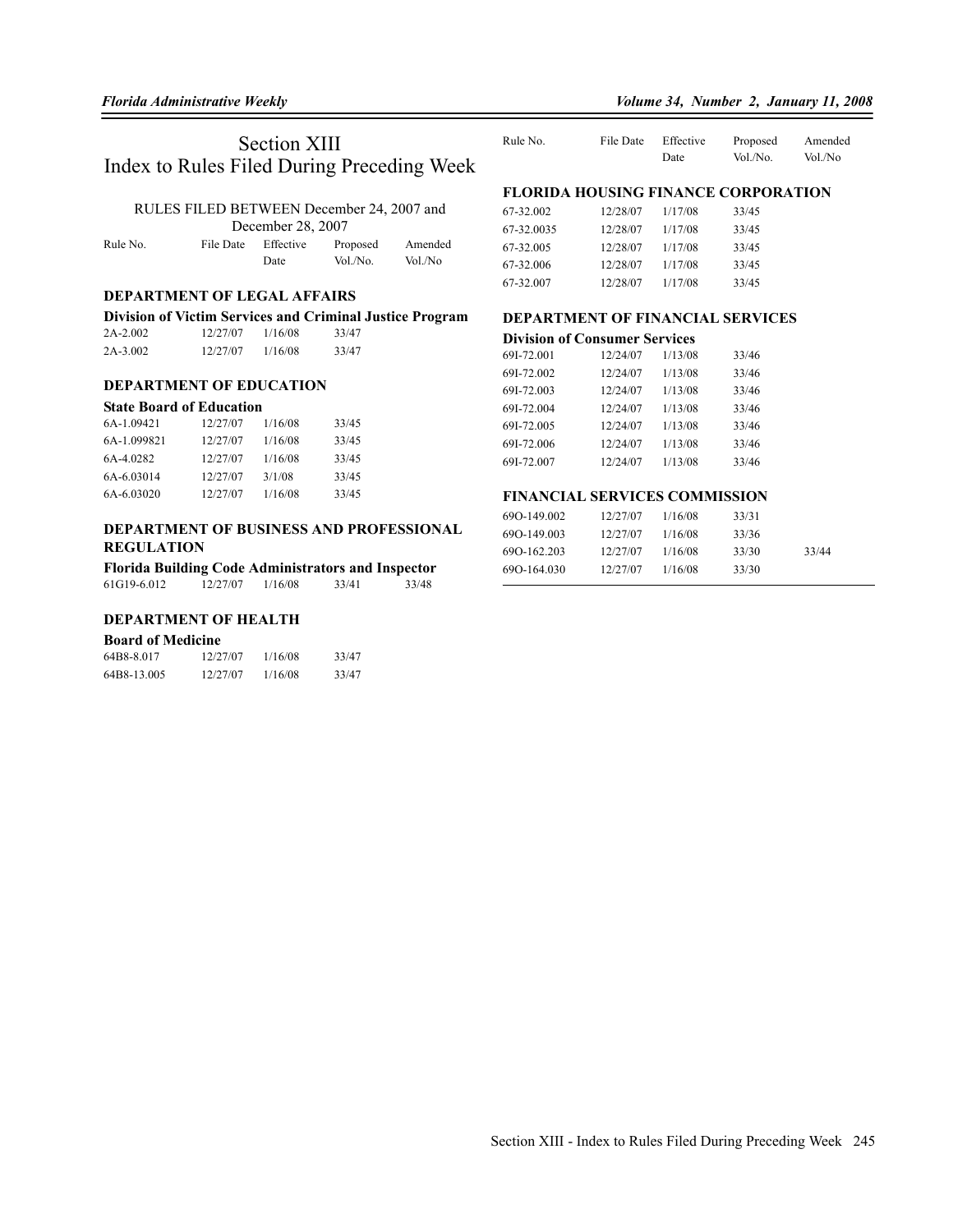# Section XIII
# Index to Rules Filed During Preceding Week

RULES FILED BETWEEN December 24, 2007 and December 28, 2007

| Rule No. | File Date | Effective Date | Proposed Vol./No. | Amended Vol./No |
|---|---|---|---|---|

## DEPARTMENT OF LEGAL AFFAIRS

### Division of Victim Services and Criminal Justice Program

| | | | | |
|---|---|---|---|---|
| 2A-2.002 | 12/27/07 | 1/16/08 | 33/47 | |
| 2A-3.002 | 12/27/07 | 1/16/08 | 33/47 | |

## DEPARTMENT OF EDUCATION

### State Board of Education

| | | | | |
|---|---|---|---|---|
| 6A-1.09421 | 12/27/07 | 1/16/08 | 33/45 | |
| 6A-1.099821 | 12/27/07 | 1/16/08 | 33/45 | |
| 6A-4.0282 | 12/27/07 | 1/16/08 | 33/45 | |
| 6A-6.03014 | 12/27/07 | 3/1/08 | 33/45 | |
| 6A-6.03020 | 12/27/07 | 1/16/08 | 33/45 | |

## DEPARTMENT OF BUSINESS AND PROFESSIONAL REGULATION

### Florida Building Code Administrators and Inspector

| | | | | |
|---|---|---|---|---|
| 61G19-6.012 | 12/27/07 | 1/16/08 | 33/41 | 33/48 |

## DEPARTMENT OF HEALTH

### Board of Medicine

| | | | | |
|---|---|---|---|---|
| 64B8-8.017 | 12/27/07 | 1/16/08 | 33/47 | |
| 64B8-13.005 | 12/27/07 | 1/16/08 | 33/47 | |

| Rule No. | File Date | Effective Date | Proposed Vol./No. | Amended Vol./No |
|---|---|---|---|---|

## FLORIDA HOUSING FINANCE CORPORATION

| | | | | |
|---|---|---|---|---|
| 67-32.002 | 12/28/07 | 1/17/08 | 33/45 | |
| 67-32.0035 | 12/28/07 | 1/17/08 | 33/45 | |
| 67-32.005 | 12/28/07 | 1/17/08 | 33/45 | |
| 67-32.006 | 12/28/07 | 1/17/08 | 33/45 | |
| 67-32.007 | 12/28/07 | 1/17/08 | 33/45 | |

## DEPARTMENT OF FINANCIAL SERVICES

### Division of Consumer Services

| | | | | |
|---|---|---|---|---|
| 69I-72.001 | 12/24/07 | 1/13/08 | 33/46 | |
| 69I-72.002 | 12/24/07 | 1/13/08 | 33/46 | |
| 69I-72.003 | 12/24/07 | 1/13/08 | 33/46 | |
| 69I-72.004 | 12/24/07 | 1/13/08 | 33/46 | |
| 69I-72.005 | 12/24/07 | 1/13/08 | 33/46 | |
| 69I-72.006 | 12/24/07 | 1/13/08 | 33/46 | |
| 69I-72.007 | 12/24/07 | 1/13/08 | 33/46 | |

## FINANCIAL SERVICES COMMISSION

| | | | | |
|---|---|---|---|---|
| 69O-149.002 | 12/27/07 | 1/16/08 | 33/31 | |
| 69O-149.003 | 12/27/07 | 1/16/08 | 33/36 | |
| 69O-162.203 | 12/27/07 | 1/16/08 | 33/30 | 33/44 |
| 69O-164.030 | 12/27/07 | 1/16/08 | 33/30 | |